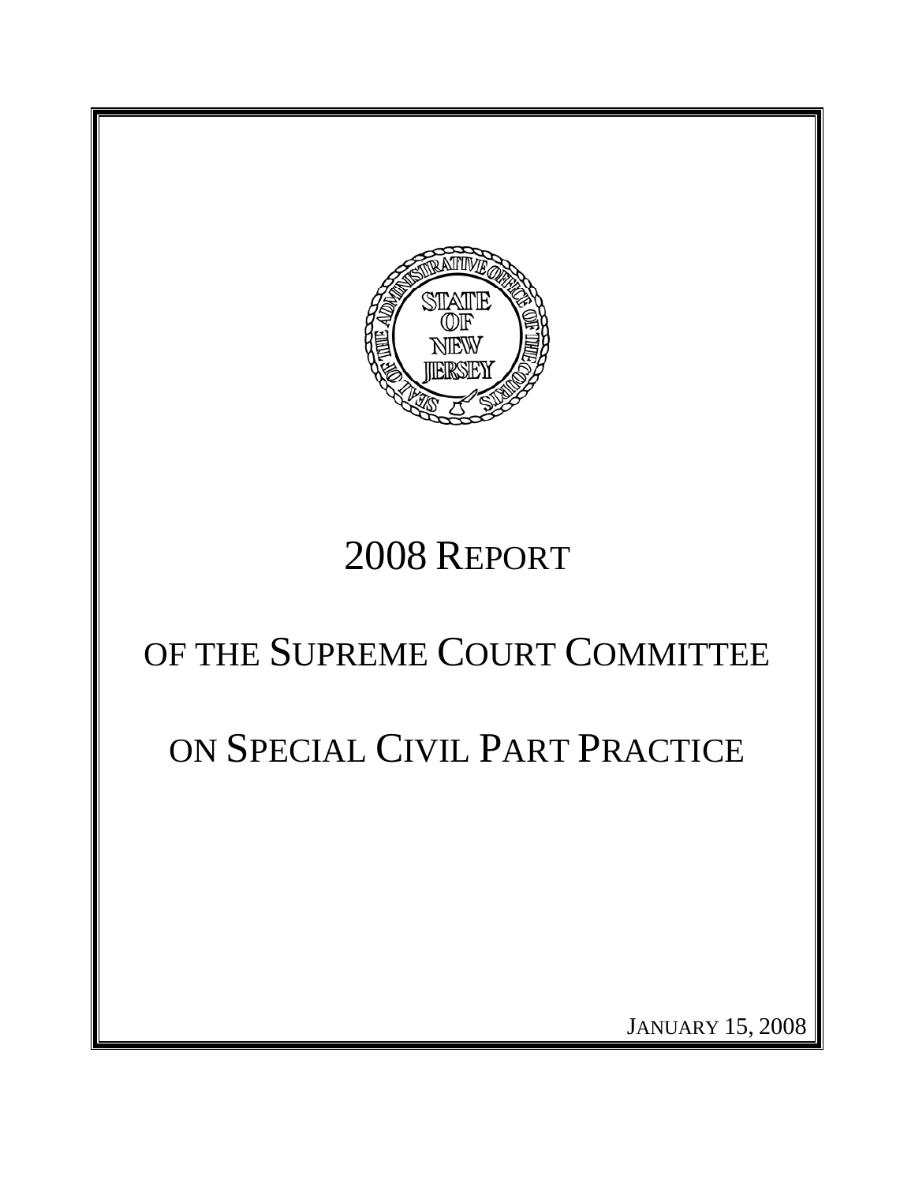# 2008 REPORT

# OF THE SUPREME COURT COMMITTEE

# ON SPECIAL CIVIL PART PRACTICE

JANUARY 15, 2008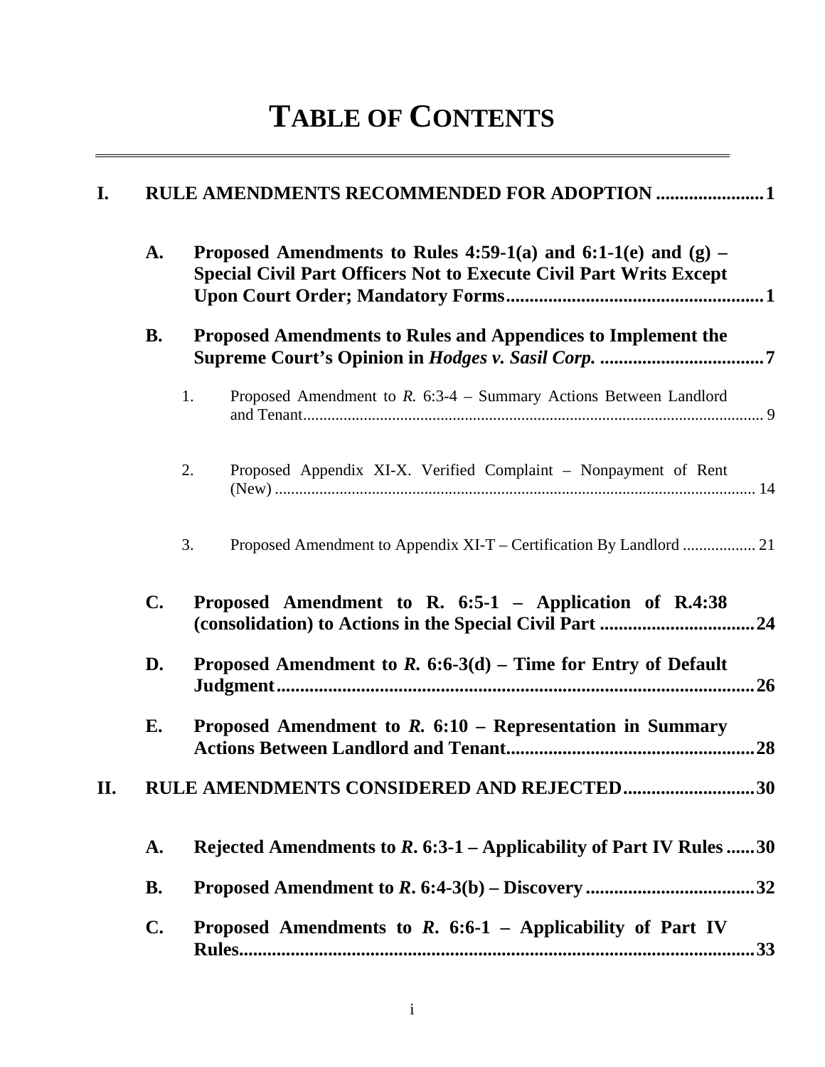# TABLE OF CONTENTS

**I. RULE AMENDMENTS RECOMMENDED FOR ADOPTION .......................1**

- **A. Proposed Amendments to Rules 4:59-1(a) and 6:1-1(e) and (g) – Special Civil Part Officers Not to Execute Civil Part Writs Except Upon Court Order; Mandatory Forms.......................................................1**

- **B. Proposed Amendments to Rules and Appendices to Implement the Supreme Court's Opinion in *Hodges v. Sasil Corp.* ...................................7**

  1. Proposed Amendment to *R.* 6:3-4 – Summary Actions Between Landlord and Tenant................................................................................................................ 9

  2. Proposed Appendix XI-X. Verified Complaint – Nonpayment of Rent (New) ....................................................................................................................... 14

  3. Proposed Amendment to Appendix XI-T – Certification By Landlord .................. 21

- **C. Proposed Amendment to R. 6:5-1 – Application of R.4:38 (consolidation) to Actions in the Special Civil Part .................................24**

- **D. Proposed Amendment to *R.* 6:6-3(d) – Time for Entry of Default Judgment......................................................................................................26**

- **E. Proposed Amendment to *R.* 6:10 – Representation in Summary Actions Between Landlord and Tenant.....................................................28**

**II. RULE AMENDMENTS CONSIDERED AND REJECTED............................30**

- **A. Rejected Amendments to *R*. 6:3-1 – Applicability of Part IV Rules ......30**

- **B. Proposed Amendment to *R*. 6:4-3(b) – Discovery ....................................32**

- **C. Proposed Amendments to *R*. 6:6-1 – Applicability of Part IV Rules................................................................................................................33**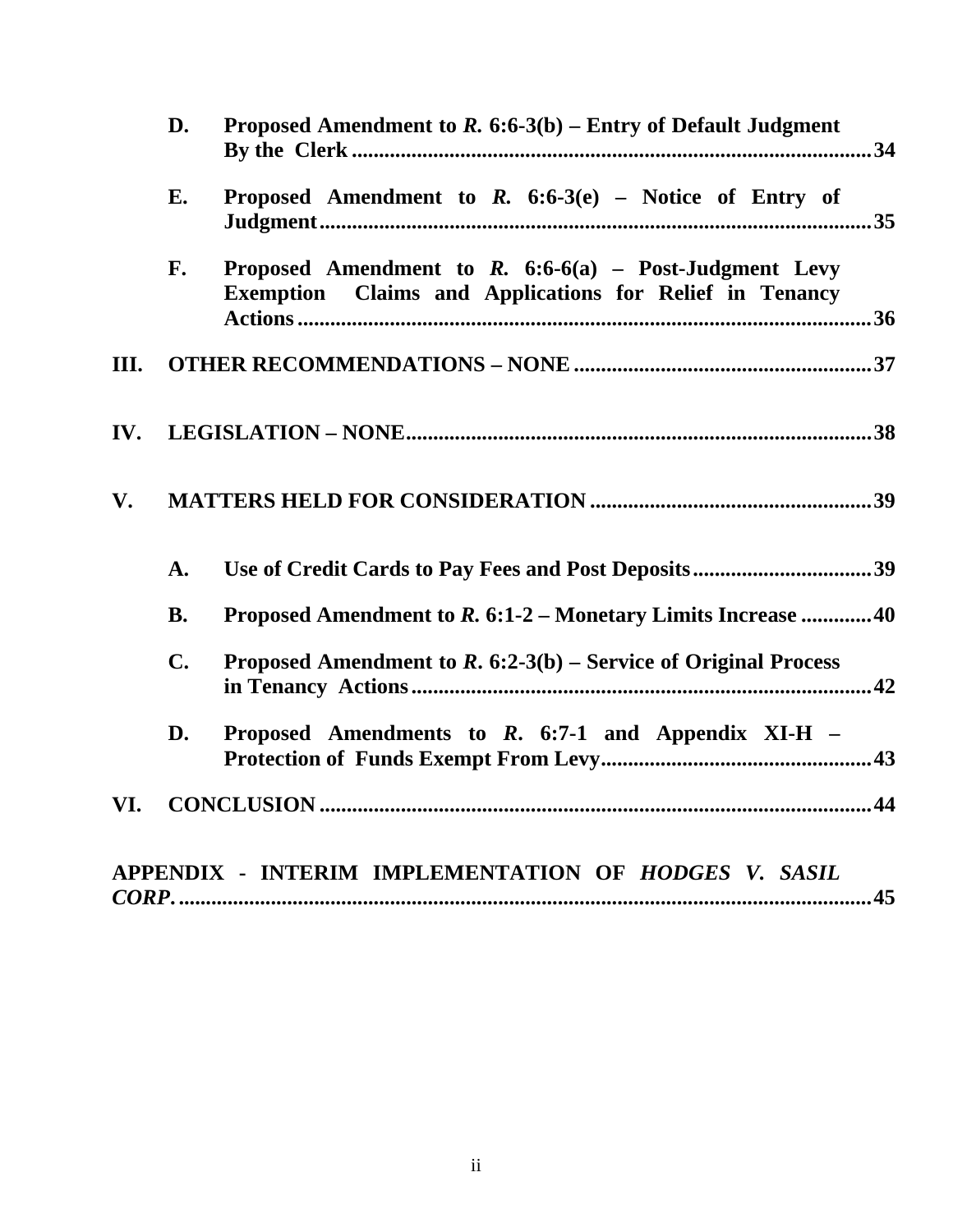- **D. Proposed Amendment to *R.* 6:6-3(b) – Entry of Default Judgment By the Clerk** ........ 34
- **E. Proposed Amendment to *R.* 6:6-3(e) – Notice of Entry of Judgment** ........ 35
- **F. Proposed Amendment to *R.* 6:6-6(a) – Post-Judgment Levy Exemption Claims and Applications for Relief in Tenancy Actions** ........ 36

**III. OTHER RECOMMENDATIONS – NONE** ........ 37

**IV. LEGISLATION – NONE** ........ 38

**V. MATTERS HELD FOR CONSIDERATION** ........ 39

- **A. Use of Credit Cards to Pay Fees and Post Deposits** ........ 39
- **B. Proposed Amendment to *R.* 6:1-2 – Monetary Limits Increase** ........ 40
- **C. Proposed Amendment to *R.* 6:2-3(b) – Service of Original Process in Tenancy Actions** ........ 42
- **D. Proposed Amendments to *R.* 6:7-1 and Appendix XI-H – Protection of Funds Exempt From Levy** ........ 43

**VI. CONCLUSION** ........ 44

**APPENDIX - INTERIM IMPLEMENTATION OF *HODGES V. SASIL CORP.*** ........ 45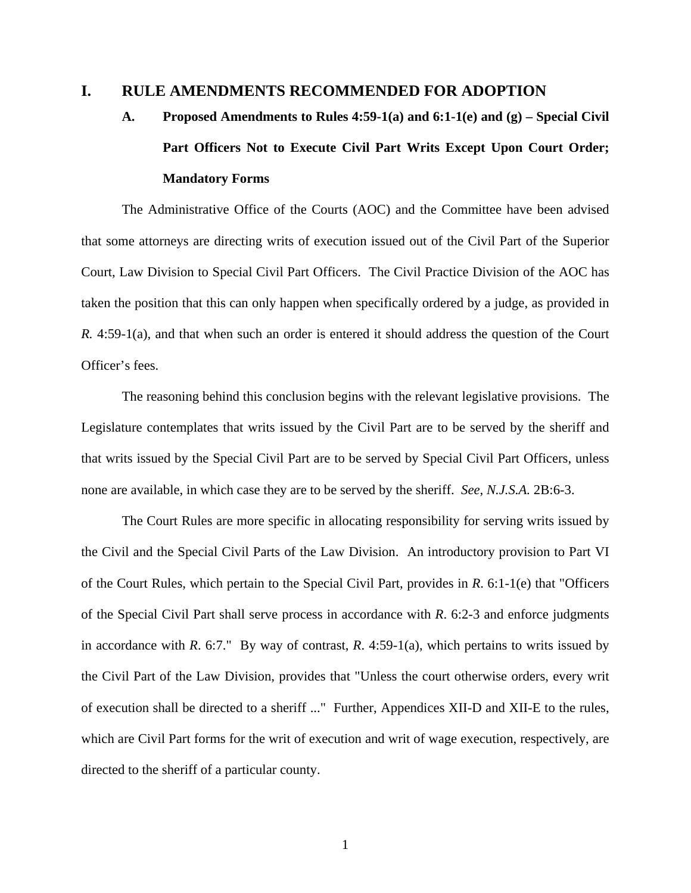# I. RULE AMENDMENTS RECOMMENDED FOR ADOPTION

## A. Proposed Amendments to Rules 4:59-1(a) and 6:1-1(e) and (g) – Special Civil Part Officers Not to Execute Civil Part Writs Except Upon Court Order; Mandatory Forms

The Administrative Office of the Courts (AOC) and the Committee have been advised that some attorneys are directing writs of execution issued out of the Civil Part of the Superior Court, Law Division to Special Civil Part Officers. The Civil Practice Division of the AOC has taken the position that this can only happen when specifically ordered by a judge, as provided in *R.* 4:59-1(a), and that when such an order is entered it should address the question of the Court Officer's fees.

The reasoning behind this conclusion begins with the relevant legislative provisions. The Legislature contemplates that writs issued by the Civil Part are to be served by the sheriff and that writs issued by the Special Civil Part are to be served by Special Civil Part Officers, unless none are available, in which case they are to be served by the sheriff. *See*, *N.J.S.A.* 2B:6-3.

The Court Rules are more specific in allocating responsibility for serving writs issued by the Civil and the Special Civil Parts of the Law Division. An introductory provision to Part VI of the Court Rules, which pertain to the Special Civil Part, provides in *R*. 6:1-1(e) that "Officers of the Special Civil Part shall serve process in accordance with *R*. 6:2-3 and enforce judgments in accordance with *R*. 6:7." By way of contrast, *R*. 4:59-1(a), which pertains to writs issued by the Civil Part of the Law Division, provides that "Unless the court otherwise orders, every writ of execution shall be directed to a sheriff ..." Further, Appendices XII-D and XII-E to the rules, which are Civil Part forms for the writ of execution and writ of wage execution, respectively, are directed to the sheriff of a particular county.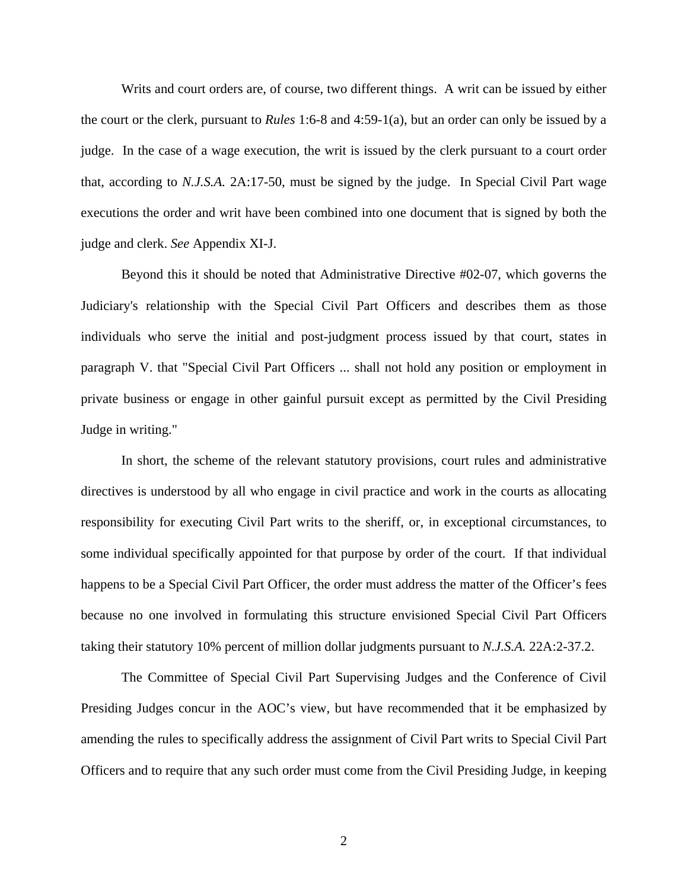Writs and court orders are, of course, two different things. A writ can be issued by either the court or the clerk, pursuant to *Rules* 1:6-8 and 4:59-1(a), but an order can only be issued by a judge. In the case of a wage execution, the writ is issued by the clerk pursuant to a court order that, according to *N.J.S.A.* 2A:17-50, must be signed by the judge. In Special Civil Part wage executions the order and writ have been combined into one document that is signed by both the judge and clerk. *See* Appendix XI-J.

Beyond this it should be noted that Administrative Directive #02-07, which governs the Judiciary's relationship with the Special Civil Part Officers and describes them as those individuals who serve the initial and post-judgment process issued by that court, states in paragraph V. that "Special Civil Part Officers ... shall not hold any position or employment in private business or engage in other gainful pursuit except as permitted by the Civil Presiding Judge in writing."

In short, the scheme of the relevant statutory provisions, court rules and administrative directives is understood by all who engage in civil practice and work in the courts as allocating responsibility for executing Civil Part writs to the sheriff, or, in exceptional circumstances, to some individual specifically appointed for that purpose by order of the court. If that individual happens to be a Special Civil Part Officer, the order must address the matter of the Officer's fees because no one involved in formulating this structure envisioned Special Civil Part Officers taking their statutory 10% percent of million dollar judgments pursuant to *N.J.S.A.* 22A:2-37.2.

The Committee of Special Civil Part Supervising Judges and the Conference of Civil Presiding Judges concur in the AOC's view, but have recommended that it be emphasized by amending the rules to specifically address the assignment of Civil Part writs to Special Civil Part Officers and to require that any such order must come from the Civil Presiding Judge, in keeping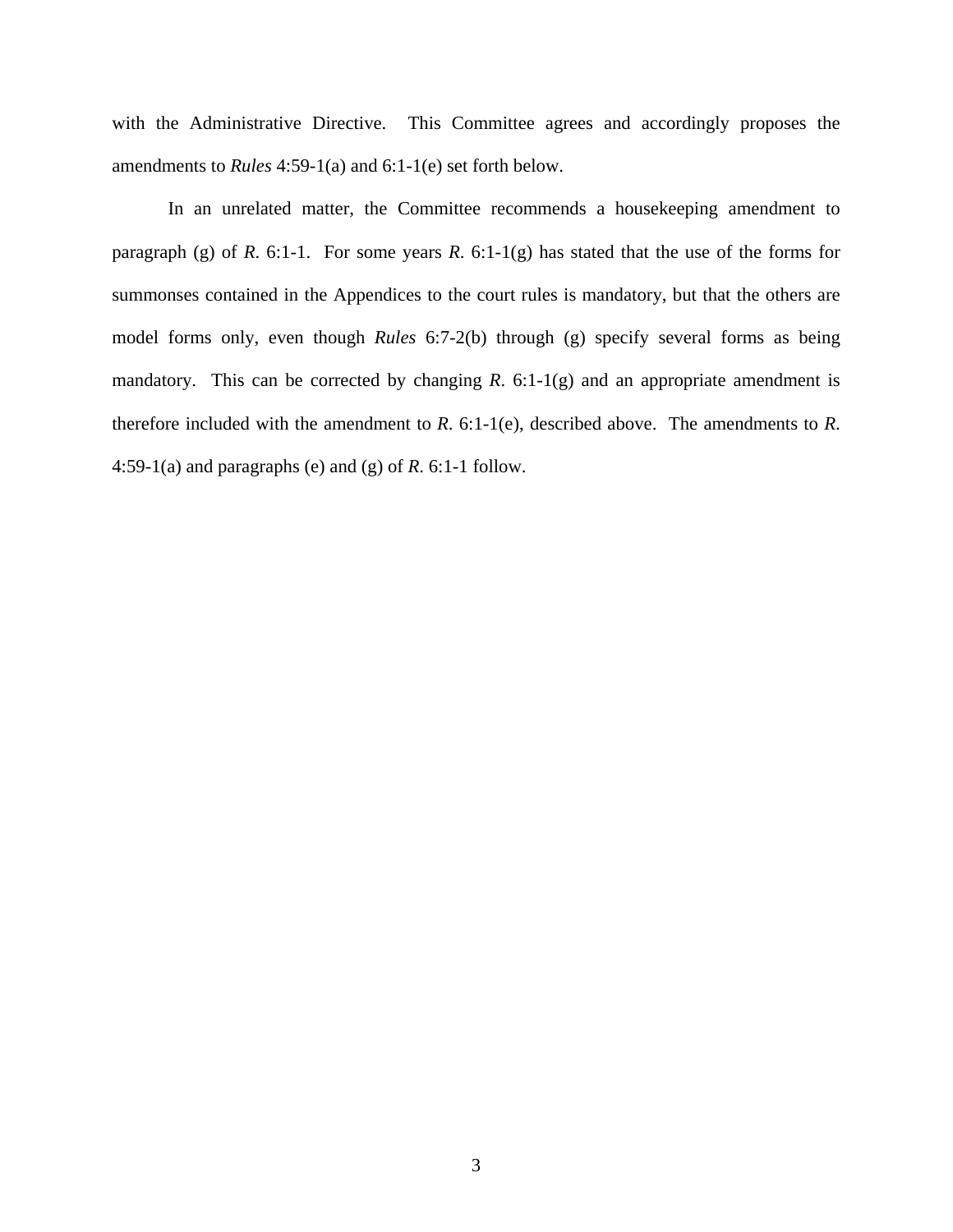with the Administrative Directive. This Committee agrees and accordingly proposes the amendments to *Rules* 4:59-1(a) and 6:1-1(e) set forth below.

In an unrelated matter, the Committee recommends a housekeeping amendment to paragraph (g) of *R*. 6:1-1. For some years *R*. 6:1-1(g) has stated that the use of the forms for summonses contained in the Appendices to the court rules is mandatory, but that the others are model forms only, even though *Rules* 6:7-2(b) through (g) specify several forms as being mandatory. This can be corrected by changing *R*. 6:1-1(g) and an appropriate amendment is therefore included with the amendment to *R*. 6:1-1(e), described above. The amendments to *R*. 4:59-1(a) and paragraphs (e) and (g) of *R*. 6:1-1 follow.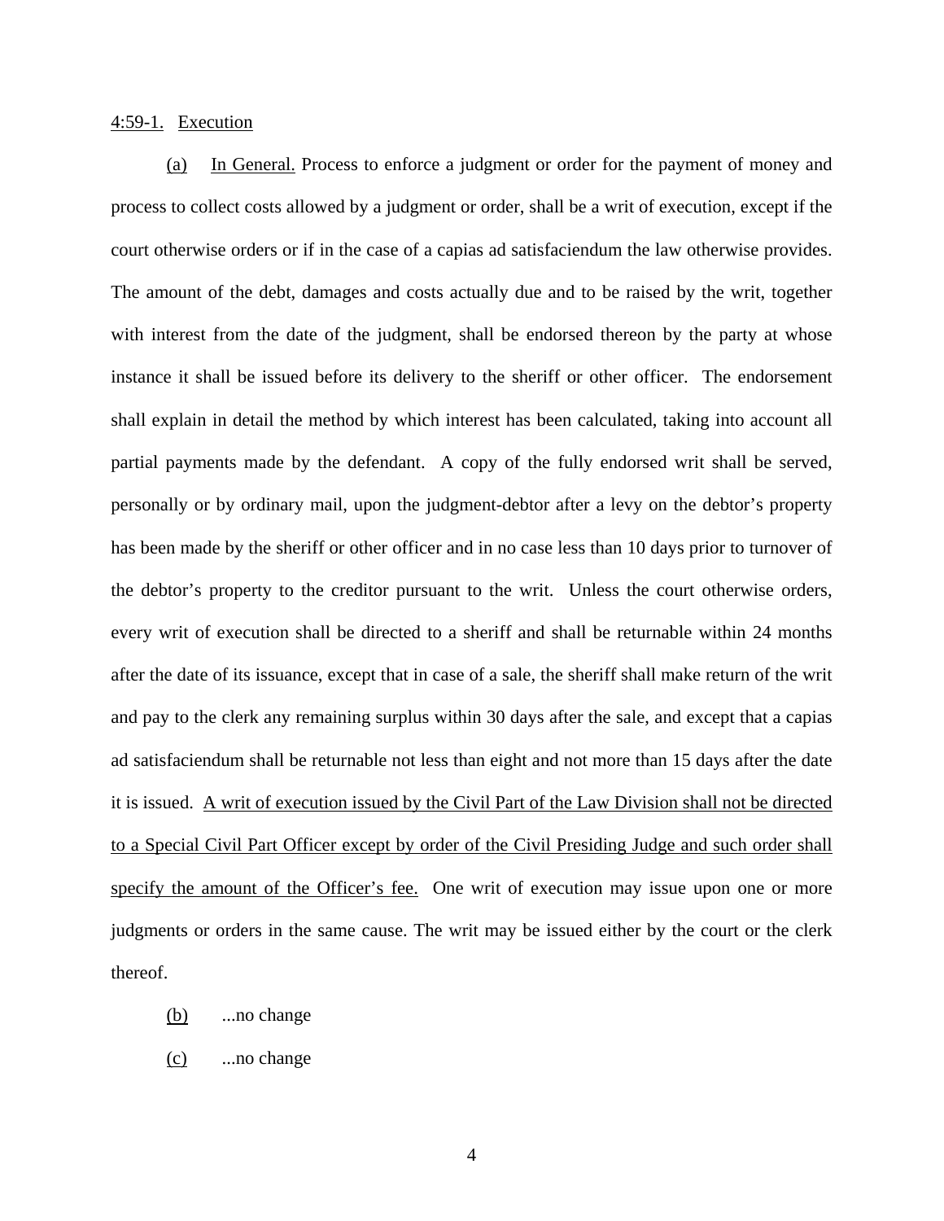4:59-1. Execution

(a) In General. Process to enforce a judgment or order for the payment of money and process to collect costs allowed by a judgment or order, shall be a writ of execution, except if the court otherwise orders or if in the case of a capias ad satisfaciendum the law otherwise provides. The amount of the debt, damages and costs actually due and to be raised by the writ, together with interest from the date of the judgment, shall be endorsed thereon by the party at whose instance it shall be issued before its delivery to the sheriff or other officer. The endorsement shall explain in detail the method by which interest has been calculated, taking into account all partial payments made by the defendant. A copy of the fully endorsed writ shall be served, personally or by ordinary mail, upon the judgment-debtor after a levy on the debtor's property has been made by the sheriff or other officer and in no case less than 10 days prior to turnover of the debtor's property to the creditor pursuant to the writ. Unless the court otherwise orders, every writ of execution shall be directed to a sheriff and shall be returnable within 24 months after the date of its issuance, except that in case of a sale, the sheriff shall make return of the writ and pay to the clerk any remaining surplus within 30 days after the sale, and except that a capias ad satisfaciendum shall be returnable not less than eight and not more than 15 days after the date it is issued. <u>A writ of execution issued by the Civil Part of the Law Division shall not be directed to a Special Civil Part Officer except by order of the Civil Presiding Judge and such order shall specify the amount of the Officer's fee.</u> One writ of execution may issue upon one or more judgments or orders in the same cause. The writ may be issued either by the court or the clerk thereof.

(b) ...no change

(c) ...no change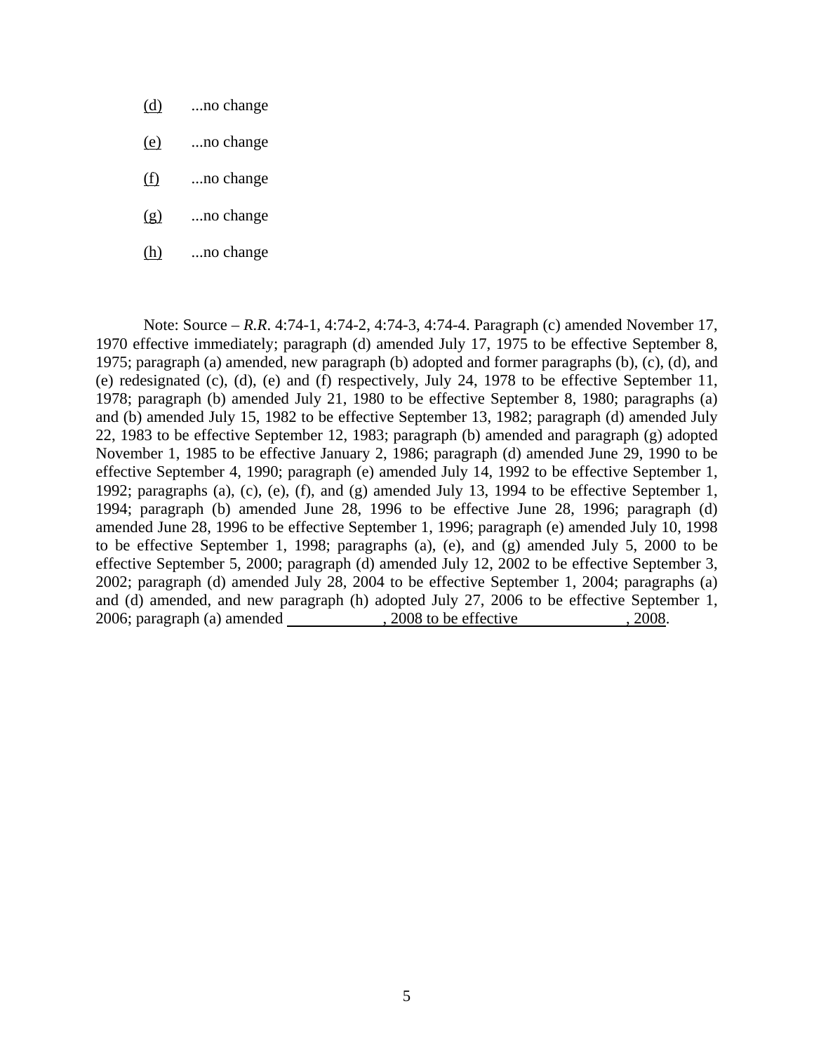<u>(d)</u> ...no change

<u>(e)</u> ...no change

<u>(f)</u> ...no change

<u>(g)</u> ...no change

<u>(h)</u> ...no change

Note: Source – *R.R.* 4:74-1, 4:74-2, 4:74-3, 4:74-4. Paragraph (c) amended November 17, 1970 effective immediately; paragraph (d) amended July 17, 1975 to be effective September 8, 1975; paragraph (a) amended, new paragraph (b) adopted and former paragraphs (b), (c), (d), and (e) redesignated (c), (d), (e) and (f) respectively, July 24, 1978 to be effective September 11, 1978; paragraph (b) amended July 21, 1980 to be effective September 8, 1980; paragraphs (a) and (b) amended July 15, 1982 to be effective September 13, 1982; paragraph (d) amended July 22, 1983 to be effective September 12, 1983; paragraph (b) amended and paragraph (g) adopted November 1, 1985 to be effective January 2, 1986; paragraph (d) amended June 29, 1990 to be effective September 4, 1990; paragraph (e) amended July 14, 1992 to be effective September 1, 1992; paragraphs (a), (c), (e), (f), and (g) amended July 13, 1994 to be effective September 1, 1994; paragraph (b) amended June 28, 1996 to be effective June 28, 1996; paragraph (d) amended June 28, 1996 to be effective September 1, 1996; paragraph (e) amended July 10, 1998 to be effective September 1, 1998; paragraphs (a), (e), and (g) amended July 5, 2000 to be effective September 5, 2000; paragraph (d) amended July 12, 2002 to be effective September 3, 2002; paragraph (d) amended July 28, 2004 to be effective September 1, 2004; paragraphs (a) and (d) amended, and new paragraph (h) adopted July 27, 2006 to be effective September 1, 2006; <u>paragraph (a) amended \_\_\_\_\_\_\_\_\_\_\_\_, 2008 to be effective \_\_\_\_\_\_\_\_\_\_\_\_\_\_, 2008</u>.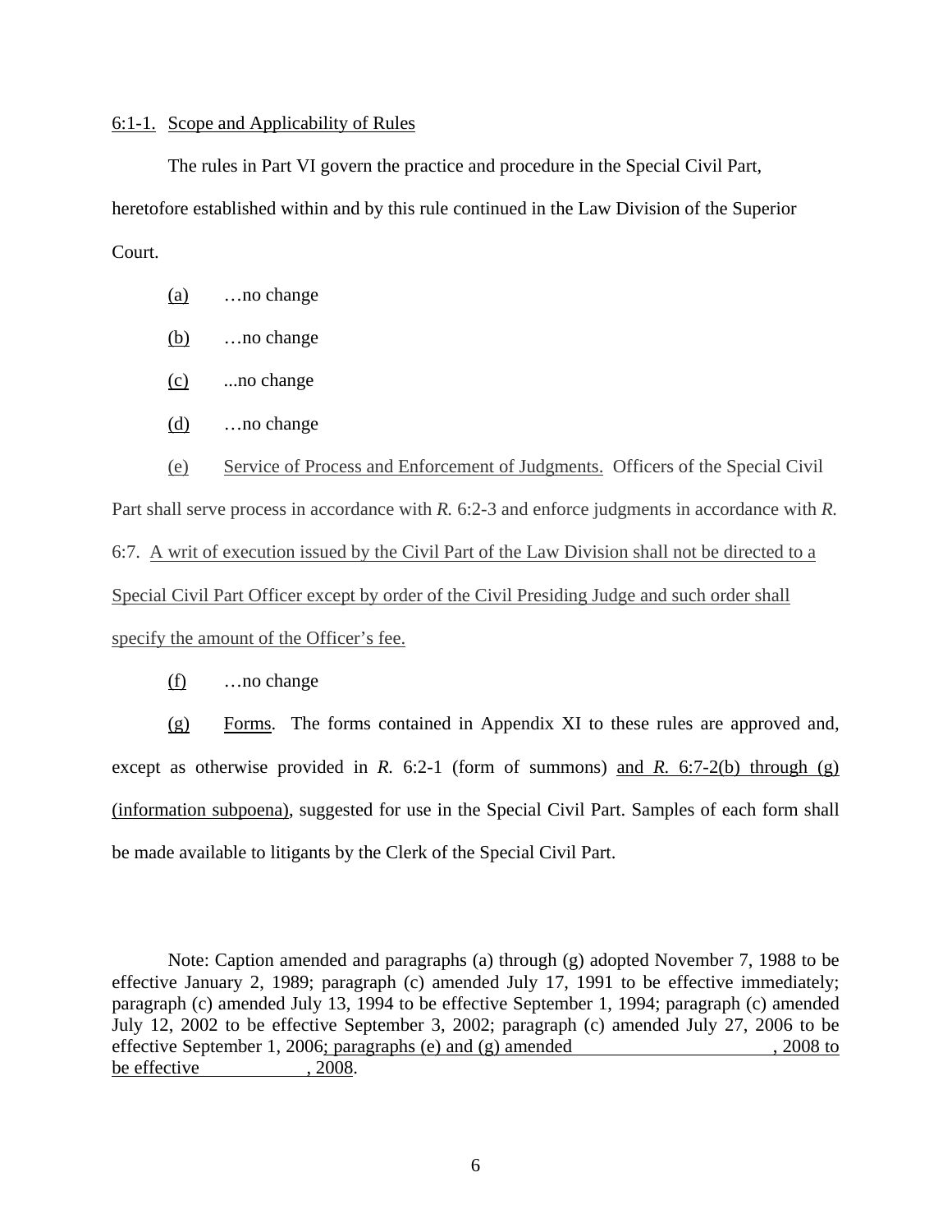6:1-1. Scope and Applicability of Rules

The rules in Part VI govern the practice and procedure in the Special Civil Part, heretofore established within and by this rule continued in the Law Division of the Superior Court.

(a) …no change

(b) …no change

(c) ...no change

(d) …no change

(e) Service of Process and Enforcement of Judgments. Officers of the Special Civil Part shall serve process in accordance with *R.* 6:2-3 and enforce judgments in accordance with *R.* 6:7. A writ of execution issued by the Civil Part of the Law Division shall not be directed to a Special Civil Part Officer except by order of the Civil Presiding Judge and such order shall specify the amount of the Officer's fee.

(f) …no change

(g) Forms. The forms contained in Appendix XI to these rules are approved and, except as otherwise provided in *R.* 6:2-1 (form of summons) and *R.* 6:7-2(b) through (g) (information subpoena), suggested for use in the Special Civil Part. Samples of each form shall be made available to litigants by the Clerk of the Special Civil Part.

Note: Caption amended and paragraphs (a) through (g) adopted November 7, 1988 to be effective January 2, 1989; paragraph (c) amended July 17, 1991 to be effective immediately; paragraph (c) amended July 13, 1994 to be effective September 1, 1994; paragraph (c) amended July 12, 2002 to be effective September 3, 2002; paragraph (c) amended July 27, 2006 to be effective September 1, 2006; paragraphs (e) and (g) amended \_\_\_\_\_\_\_\_\_\_\_\_\_\_\_\_\_\_\_\_\_\_\_\_, 2008 to be effective \_\_\_\_\_\_\_\_\_\_\_\_\_\_, 2008.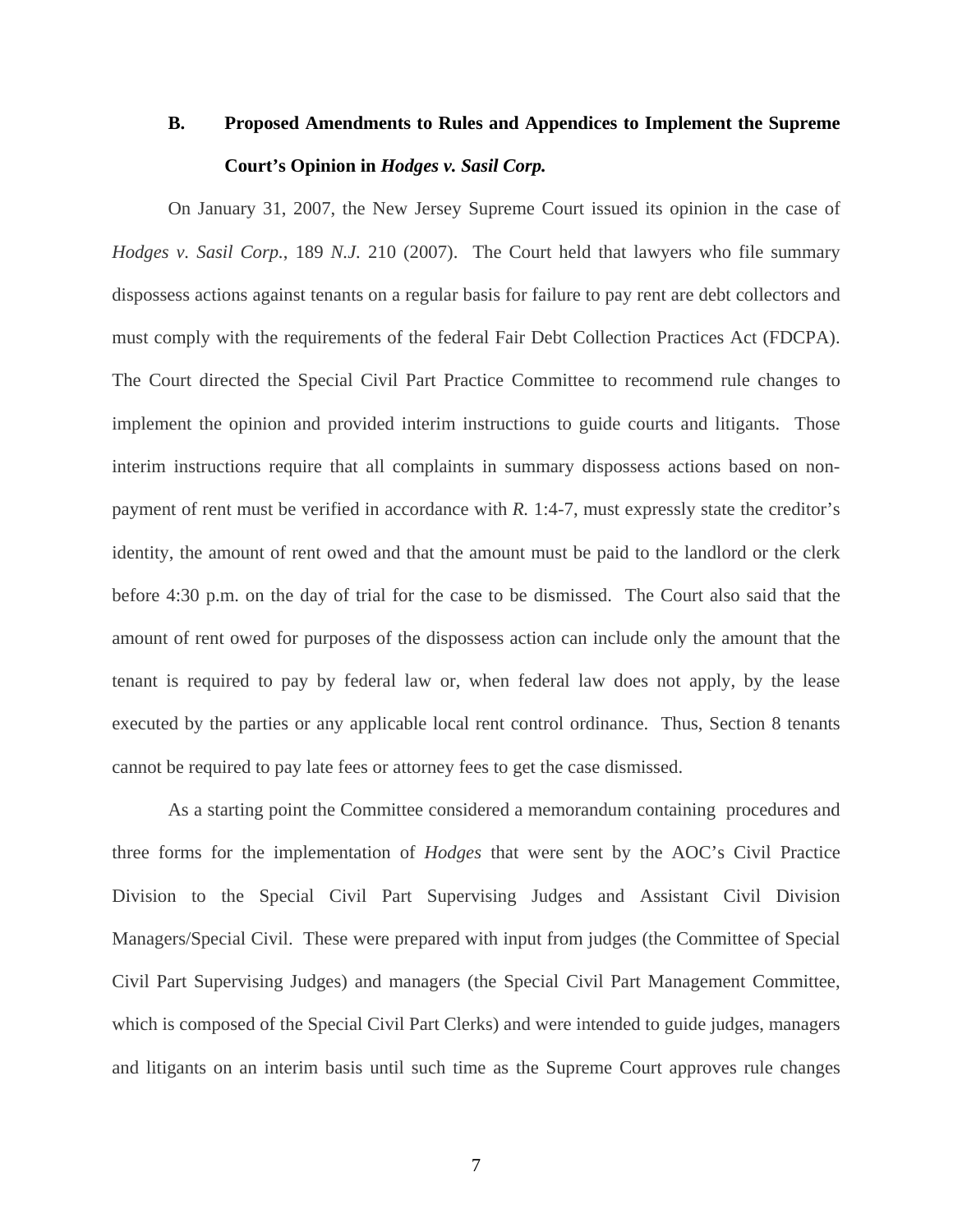### B. Proposed Amendments to Rules and Appendices to Implement the Supreme Court's Opinion in *Hodges v. Sasil Corp.*

On January 31, 2007, the New Jersey Supreme Court issued its opinion in the case of *Hodges v. Sasil Corp.*, 189 *N.J.* 210 (2007). The Court held that lawyers who file summary dispossess actions against tenants on a regular basis for failure to pay rent are debt collectors and must comply with the requirements of the federal Fair Debt Collection Practices Act (FDCPA). The Court directed the Special Civil Part Practice Committee to recommend rule changes to implement the opinion and provided interim instructions to guide courts and litigants. Those interim instructions require that all complaints in summary dispossess actions based on non-payment of rent must be verified in accordance with *R.* 1:4-7, must expressly state the creditor's identity, the amount of rent owed and that the amount must be paid to the landlord or the clerk before 4:30 p.m. on the day of trial for the case to be dismissed. The Court also said that the amount of rent owed for purposes of the dispossess action can include only the amount that the tenant is required to pay by federal law or, when federal law does not apply, by the lease executed by the parties or any applicable local rent control ordinance. Thus, Section 8 tenants cannot be required to pay late fees or attorney fees to get the case dismissed.

As a starting point the Committee considered a memorandum containing procedures and three forms for the implementation of *Hodges* that were sent by the AOC's Civil Practice Division to the Special Civil Part Supervising Judges and Assistant Civil Division Managers/Special Civil. These were prepared with input from judges (the Committee of Special Civil Part Supervising Judges) and managers (the Special Civil Part Management Committee, which is composed of the Special Civil Part Clerks) and were intended to guide judges, managers and litigants on an interim basis until such time as the Supreme Court approves rule changes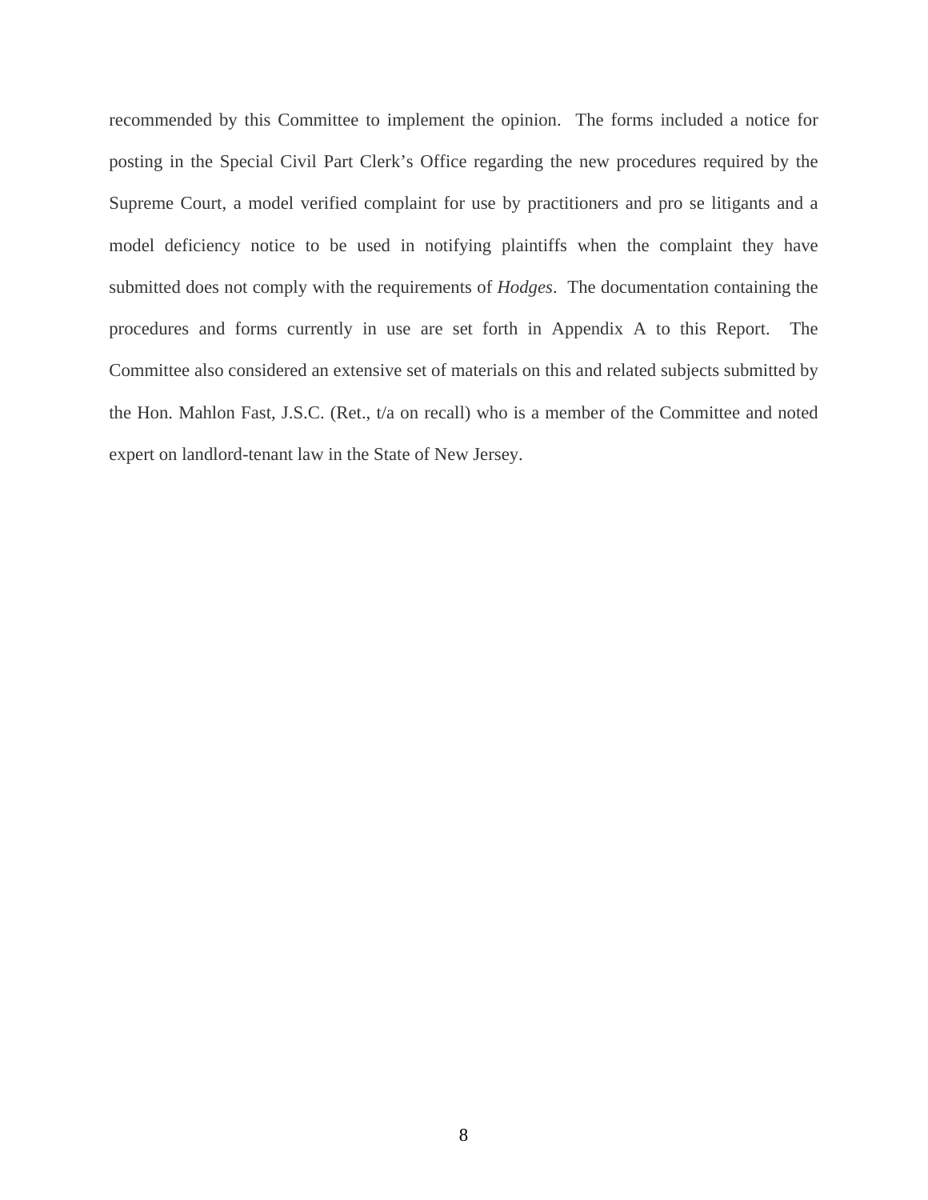recommended by this Committee to implement the opinion. The forms included a notice for posting in the Special Civil Part Clerk's Office regarding the new procedures required by the Supreme Court, a model verified complaint for use by practitioners and pro se litigants and a model deficiency notice to be used in notifying plaintiffs when the complaint they have submitted does not comply with the requirements of *Hodges*. The documentation containing the procedures and forms currently in use are set forth in Appendix A to this Report. The Committee also considered an extensive set of materials on this and related subjects submitted by the Hon. Mahlon Fast, J.S.C. (Ret., t/a on recall) who is a member of the Committee and noted expert on landlord-tenant law in the State of New Jersey.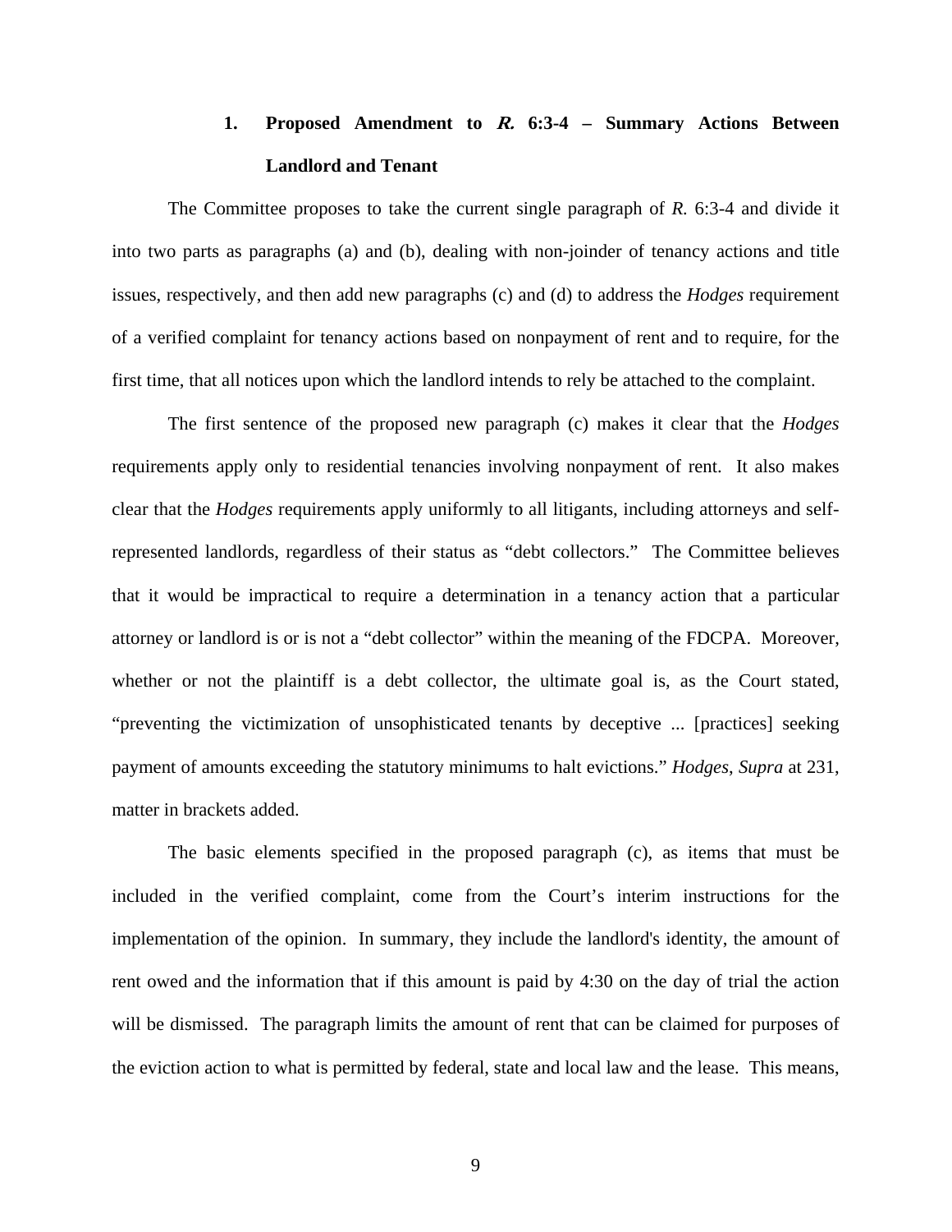### 1. Proposed Amendment to *R.* 6:3-4 – Summary Actions Between Landlord and Tenant

The Committee proposes to take the current single paragraph of *R.* 6:3-4 and divide it into two parts as paragraphs (a) and (b), dealing with non-joinder of tenancy actions and title issues, respectively, and then add new paragraphs (c) and (d) to address the *Hodges* requirement of a verified complaint for tenancy actions based on nonpayment of rent and to require, for the first time, that all notices upon which the landlord intends to rely be attached to the complaint.

The first sentence of the proposed new paragraph (c) makes it clear that the *Hodges* requirements apply only to residential tenancies involving nonpayment of rent. It also makes clear that the *Hodges* requirements apply uniformly to all litigants, including attorneys and self-represented landlords, regardless of their status as "debt collectors." The Committee believes that it would be impractical to require a determination in a tenancy action that a particular attorney or landlord is or is not a "debt collector" within the meaning of the FDCPA. Moreover, whether or not the plaintiff is a debt collector, the ultimate goal is, as the Court stated, "preventing the victimization of unsophisticated tenants by deceptive ... [practices] seeking payment of amounts exceeding the statutory minimums to halt evictions." *Hodges*, *Supra* at 231, matter in brackets added.

The basic elements specified in the proposed paragraph (c), as items that must be included in the verified complaint, come from the Court's interim instructions for the implementation of the opinion. In summary, they include the landlord's identity, the amount of rent owed and the information that if this amount is paid by 4:30 on the day of trial the action will be dismissed. The paragraph limits the amount of rent that can be claimed for purposes of the eviction action to what is permitted by federal, state and local law and the lease. This means,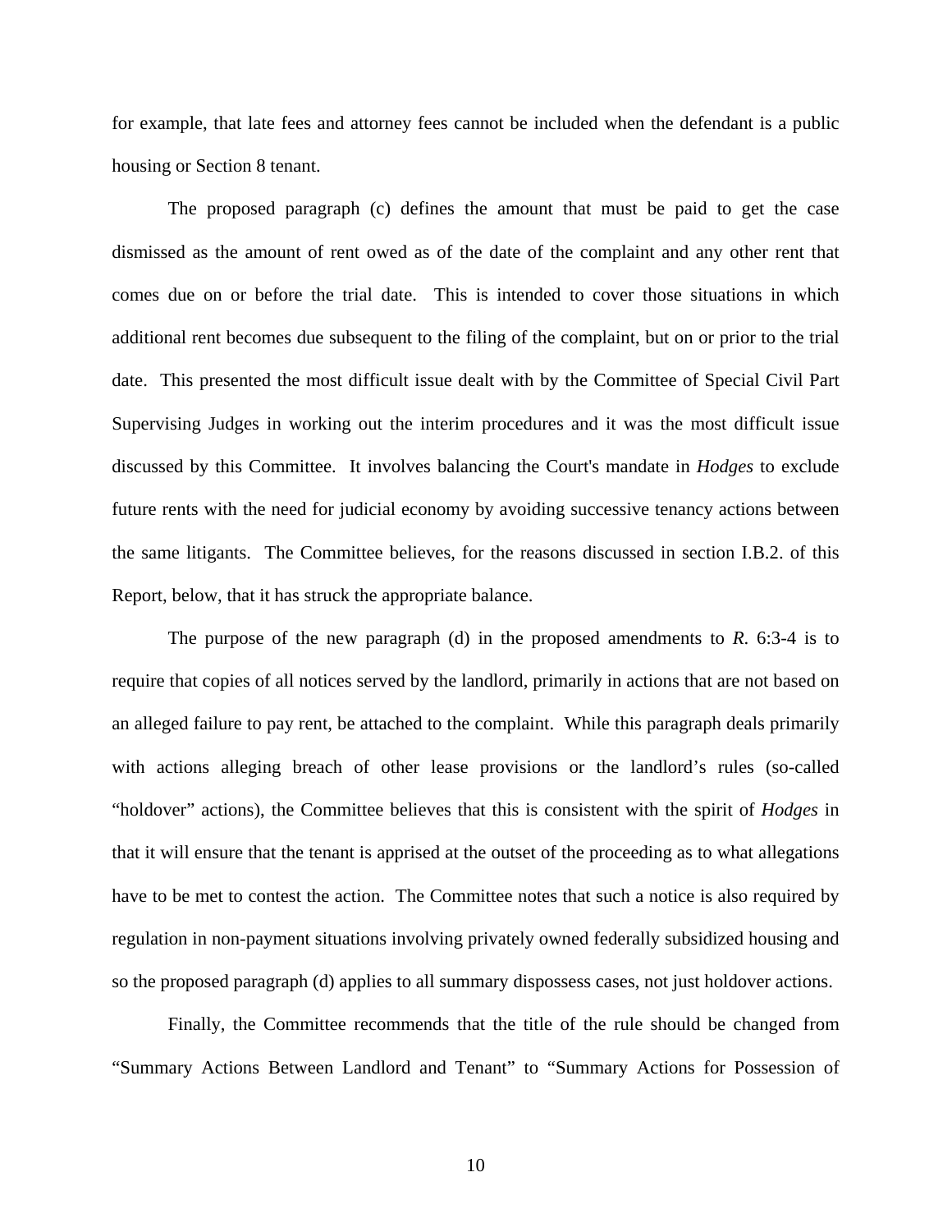for example, that late fees and attorney fees cannot be included when the defendant is a public housing or Section 8 tenant.

The proposed paragraph (c) defines the amount that must be paid to get the case dismissed as the amount of rent owed as of the date of the complaint and any other rent that comes due on or before the trial date. This is intended to cover those situations in which additional rent becomes due subsequent to the filing of the complaint, but on or prior to the trial date. This presented the most difficult issue dealt with by the Committee of Special Civil Part Supervising Judges in working out the interim procedures and it was the most difficult issue discussed by this Committee. It involves balancing the Court's mandate in *Hodges* to exclude future rents with the need for judicial economy by avoiding successive tenancy actions between the same litigants. The Committee believes, for the reasons discussed in section I.B.2. of this Report, below, that it has struck the appropriate balance.

The purpose of the new paragraph (d) in the proposed amendments to *R.* 6:3-4 is to require that copies of all notices served by the landlord, primarily in actions that are not based on an alleged failure to pay rent, be attached to the complaint. While this paragraph deals primarily with actions alleging breach of other lease provisions or the landlord's rules (so-called "holdover" actions), the Committee believes that this is consistent with the spirit of *Hodges* in that it will ensure that the tenant is apprised at the outset of the proceeding as to what allegations have to be met to contest the action. The Committee notes that such a notice is also required by regulation in non-payment situations involving privately owned federally subsidized housing and so the proposed paragraph (d) applies to all summary dispossess cases, not just holdover actions.

Finally, the Committee recommends that the title of the rule should be changed from "Summary Actions Between Landlord and Tenant" to "Summary Actions for Possession of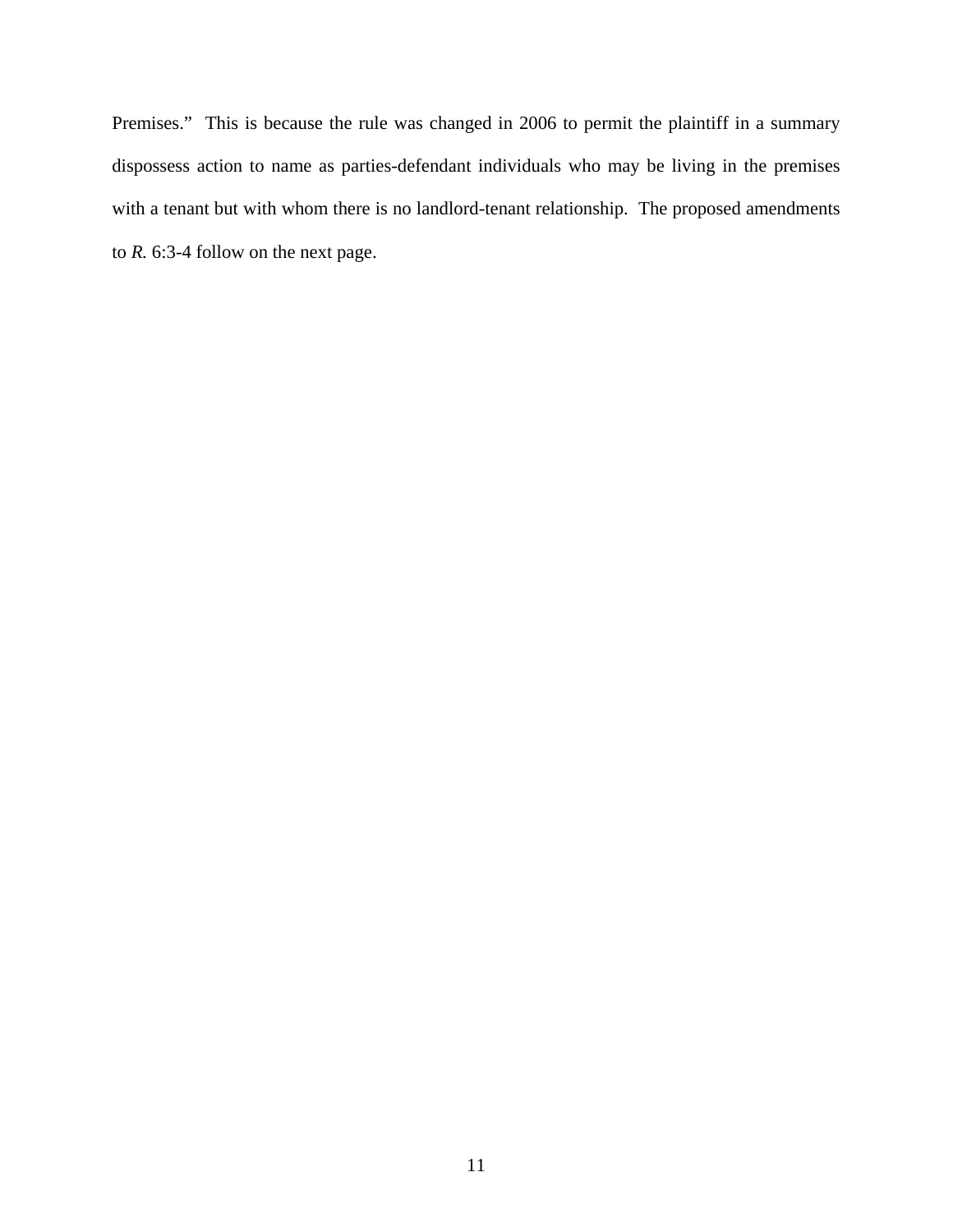Premises." This is because the rule was changed in 2006 to permit the plaintiff in a summary dispossess action to name as parties-defendant individuals who may be living in the premises with a tenant but with whom there is no landlord-tenant relationship. The proposed amendments to *R.* 6:3-4 follow on the next page.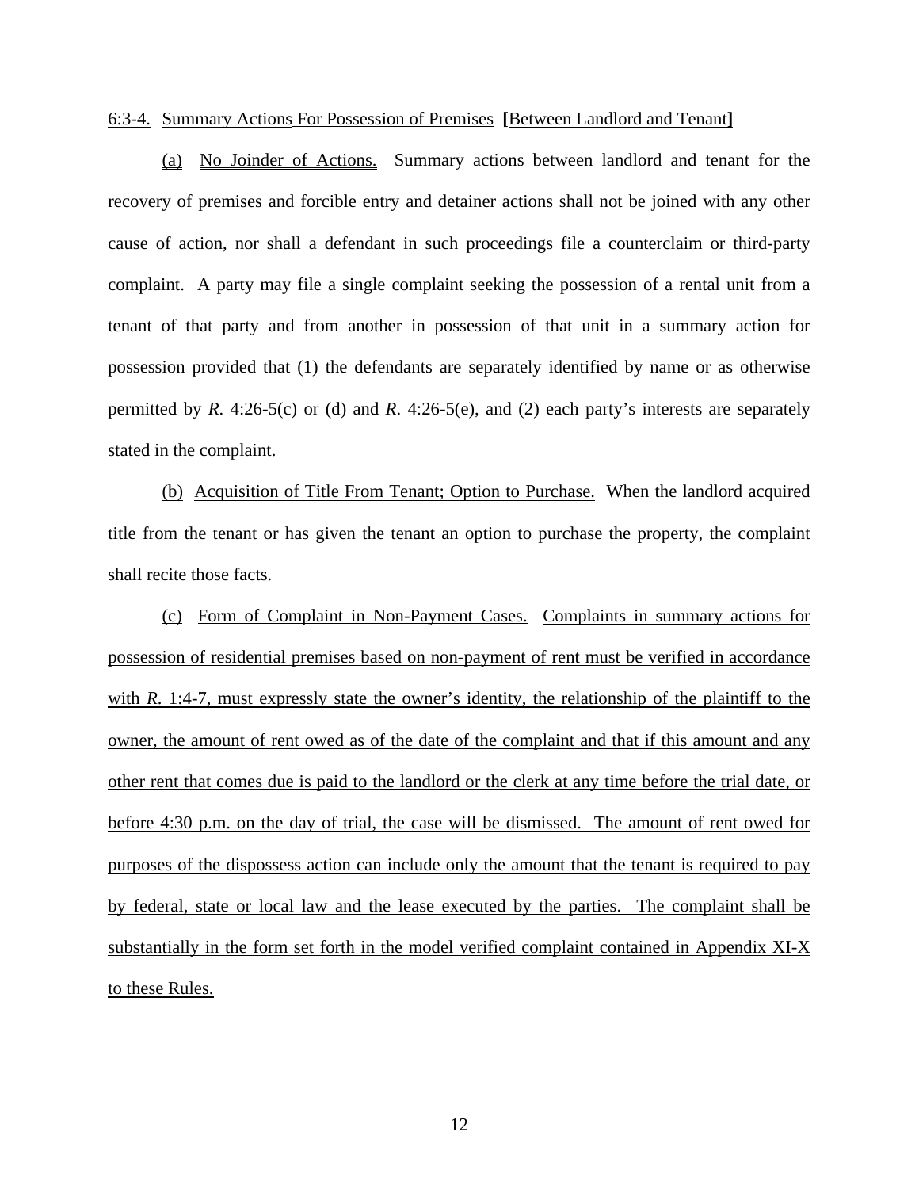6:3-4. Summary Actions For Possession of Premises [Between Landlord and Tenant]

(a) No Joinder of Actions. Summary actions between landlord and tenant for the recovery of premises and forcible entry and detainer actions shall not be joined with any other cause of action, nor shall a defendant in such proceedings file a counterclaim or third-party complaint. A party may file a single complaint seeking the possession of a rental unit from a tenant of that party and from another in possession of that unit in a summary action for possession provided that (1) the defendants are separately identified by name or as otherwise permitted by *R.* 4:26-5(c) or (d) and *R.* 4:26-5(e), and (2) each party's interests are separately stated in the complaint.

(b) Acquisition of Title From Tenant; Option to Purchase. When the landlord acquired title from the tenant or has given the tenant an option to purchase the property, the complaint shall recite those facts.

(c) Form of Complaint in Non-Payment Cases. Complaints in summary actions for possession of residential premises based on non-payment of rent must be verified in accordance with *R.* 1:4-7, must expressly state the owner's identity, the relationship of the plaintiff to the owner, the amount of rent owed as of the date of the complaint and that if this amount and any other rent that comes due is paid to the landlord or the clerk at any time before the trial date, or before 4:30 p.m. on the day of trial, the case will be dismissed. The amount of rent owed for purposes of the dispossess action can include only the amount that the tenant is required to pay by federal, state or local law and the lease executed by the parties. The complaint shall be substantially in the form set forth in the model verified complaint contained in Appendix XI-X to these Rules.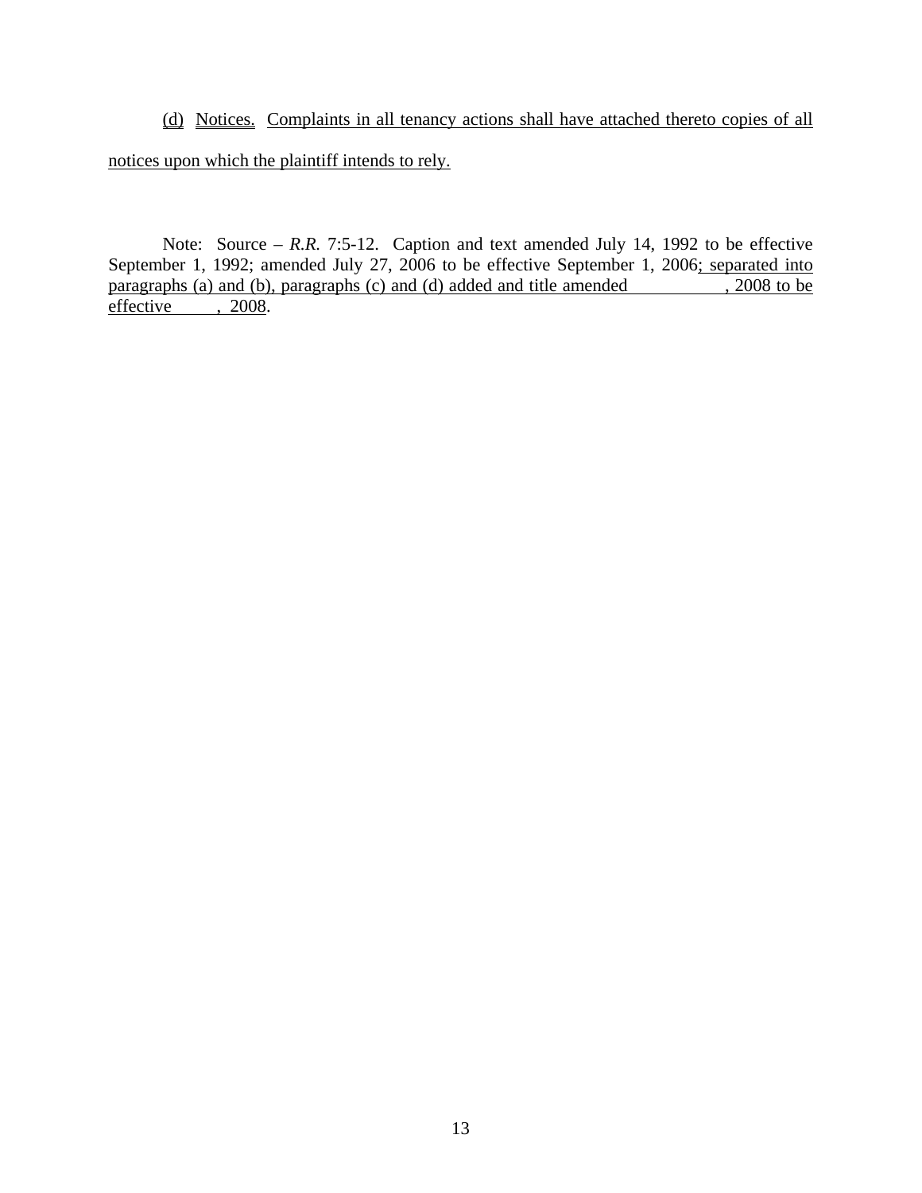<u>(d)</u> <u>Notices.</u> <u>Complaints in all tenancy actions shall have attached thereto copies of all notices upon which the plaintiff intends to rely.</u>

Note: Source – *R.R.* 7:5-12. Caption and text amended July 14, 1992 to be effective September 1, 1992; amended July 27, 2006 to be effective September 1, 2006<u>; separated into paragraphs (a) and (b), paragraphs (c) and (d) added and title amended \_\_\_\_\_\_\_\_\_\_, 2008 to be effective \_\_\_\_\_, 2008</u>.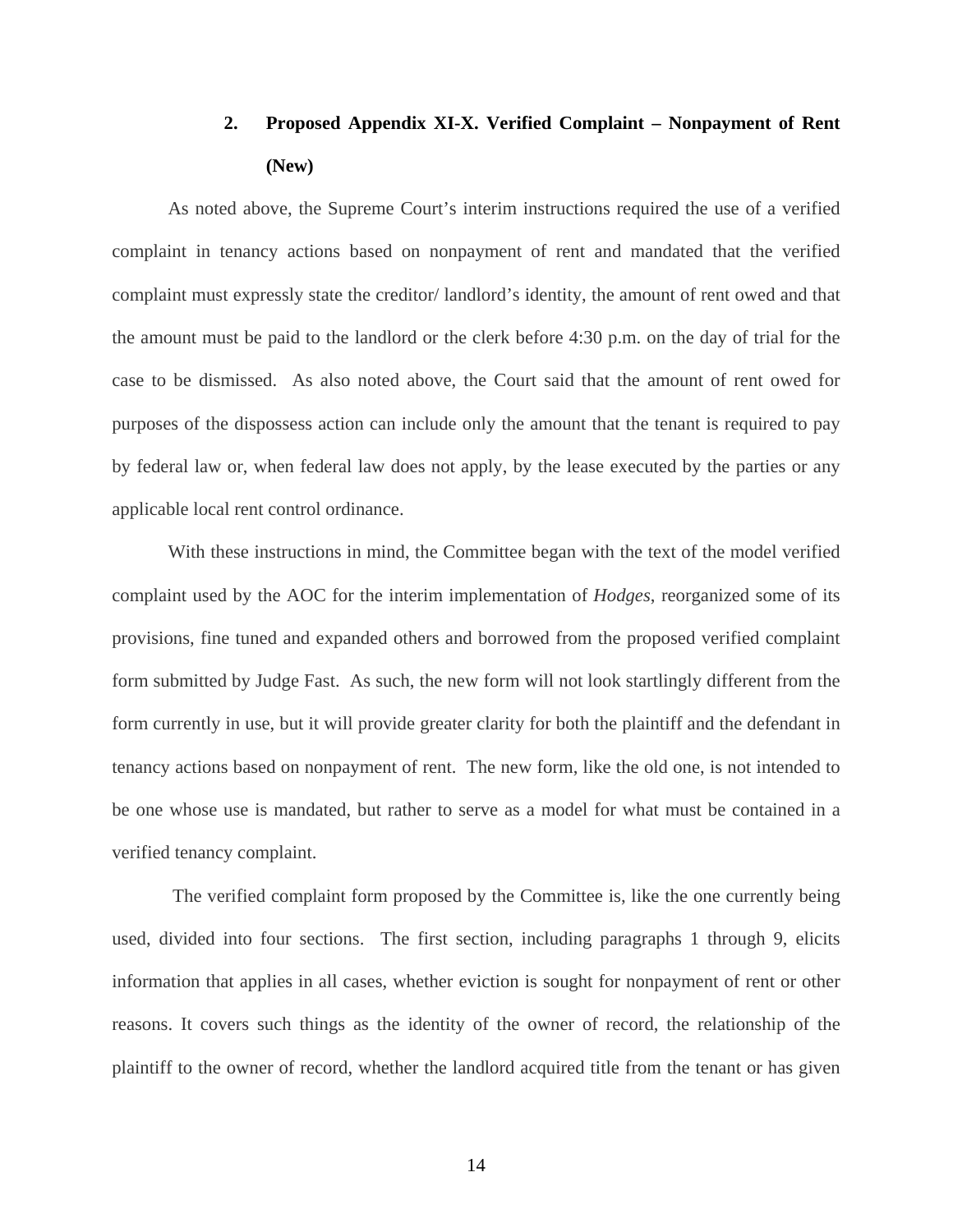### 2. Proposed Appendix XI-X. Verified Complaint – Nonpayment of Rent (New)

As noted above, the Supreme Court's interim instructions required the use of a verified complaint in tenancy actions based on nonpayment of rent and mandated that the verified complaint must expressly state the creditor/ landlord's identity, the amount of rent owed and that the amount must be paid to the landlord or the clerk before 4:30 p.m. on the day of trial for the case to be dismissed. As also noted above, the Court said that the amount of rent owed for purposes of the dispossess action can include only the amount that the tenant is required to pay by federal law or, when federal law does not apply, by the lease executed by the parties or any applicable local rent control ordinance.

With these instructions in mind, the Committee began with the text of the model verified complaint used by the AOC for the interim implementation of *Hodges*, reorganized some of its provisions, fine tuned and expanded others and borrowed from the proposed verified complaint form submitted by Judge Fast. As such, the new form will not look startlingly different from the form currently in use, but it will provide greater clarity for both the plaintiff and the defendant in tenancy actions based on nonpayment of rent. The new form, like the old one, is not intended to be one whose use is mandated, but rather to serve as a model for what must be contained in a verified tenancy complaint.

The verified complaint form proposed by the Committee is, like the one currently being used, divided into four sections. The first section, including paragraphs 1 through 9, elicits information that applies in all cases, whether eviction is sought for nonpayment of rent or other reasons. It covers such things as the identity of the owner of record, the relationship of the plaintiff to the owner of record, whether the landlord acquired title from the tenant or has given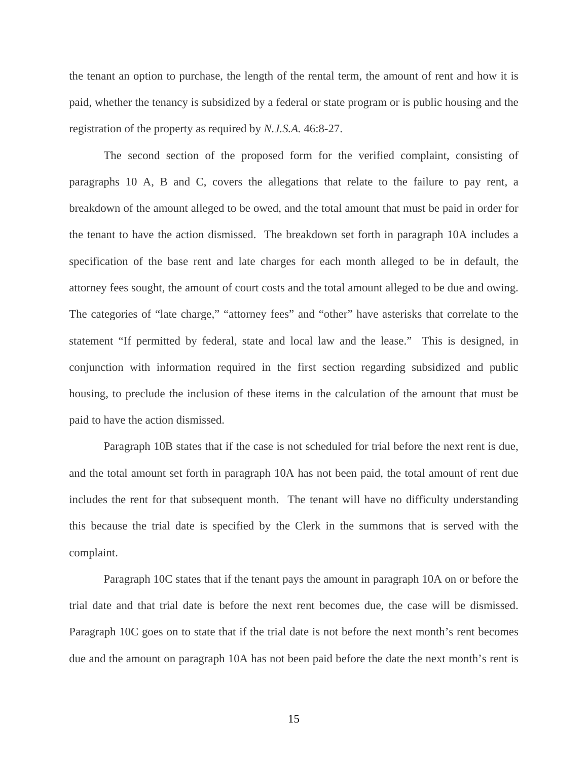the tenant an option to purchase, the length of the rental term, the amount of rent and how it is paid, whether the tenancy is subsidized by a federal or state program or is public housing and the registration of the property as required by *N.J.S.A.* 46:8-27.

The second section of the proposed form for the verified complaint, consisting of paragraphs 10 A, B and C, covers the allegations that relate to the failure to pay rent, a breakdown of the amount alleged to be owed, and the total amount that must be paid in order for the tenant to have the action dismissed. The breakdown set forth in paragraph 10A includes a specification of the base rent and late charges for each month alleged to be in default, the attorney fees sought, the amount of court costs and the total amount alleged to be due and owing. The categories of "late charge," "attorney fees" and "other" have asterisks that correlate to the statement "If permitted by federal, state and local law and the lease." This is designed, in conjunction with information required in the first section regarding subsidized and public housing, to preclude the inclusion of these items in the calculation of the amount that must be paid to have the action dismissed.

Paragraph 10B states that if the case is not scheduled for trial before the next rent is due, and the total amount set forth in paragraph 10A has not been paid, the total amount of rent due includes the rent for that subsequent month. The tenant will have no difficulty understanding this because the trial date is specified by the Clerk in the summons that is served with the complaint.

Paragraph 10C states that if the tenant pays the amount in paragraph 10A on or before the trial date and that trial date is before the next rent becomes due, the case will be dismissed. Paragraph 10C goes on to state that if the trial date is not before the next month's rent becomes due and the amount on paragraph 10A has not been paid before the date the next month's rent is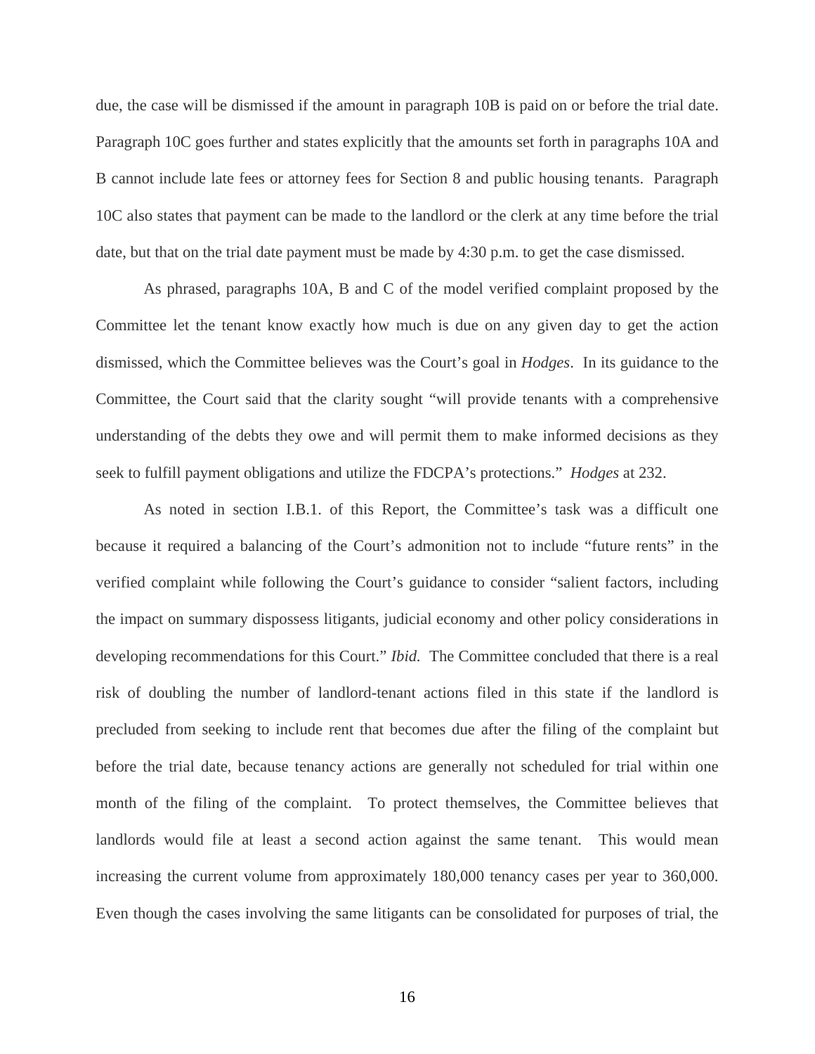due, the case will be dismissed if the amount in paragraph 10B is paid on or before the trial date. Paragraph 10C goes further and states explicitly that the amounts set forth in paragraphs 10A and B cannot include late fees or attorney fees for Section 8 and public housing tenants. Paragraph 10C also states that payment can be made to the landlord or the clerk at any time before the trial date, but that on the trial date payment must be made by 4:30 p.m. to get the case dismissed.

As phrased, paragraphs 10A, B and C of the model verified complaint proposed by the Committee let the tenant know exactly how much is due on any given day to get the action dismissed, which the Committee believes was the Court's goal in *Hodges*. In its guidance to the Committee, the Court said that the clarity sought "will provide tenants with a comprehensive understanding of the debts they owe and will permit them to make informed decisions as they seek to fulfill payment obligations and utilize the FDCPA's protections." *Hodges* at 232.

As noted in section I.B.1. of this Report, the Committee's task was a difficult one because it required a balancing of the Court's admonition not to include "future rents" in the verified complaint while following the Court's guidance to consider "salient factors, including the impact on summary dispossess litigants, judicial economy and other policy considerations in developing recommendations for this Court." *Ibid.* The Committee concluded that there is a real risk of doubling the number of landlord-tenant actions filed in this state if the landlord is precluded from seeking to include rent that becomes due after the filing of the complaint but before the trial date, because tenancy actions are generally not scheduled for trial within one month of the filing of the complaint. To protect themselves, the Committee believes that landlords would file at least a second action against the same tenant. This would mean increasing the current volume from approximately 180,000 tenancy cases per year to 360,000. Even though the cases involving the same litigants can be consolidated for purposes of trial, the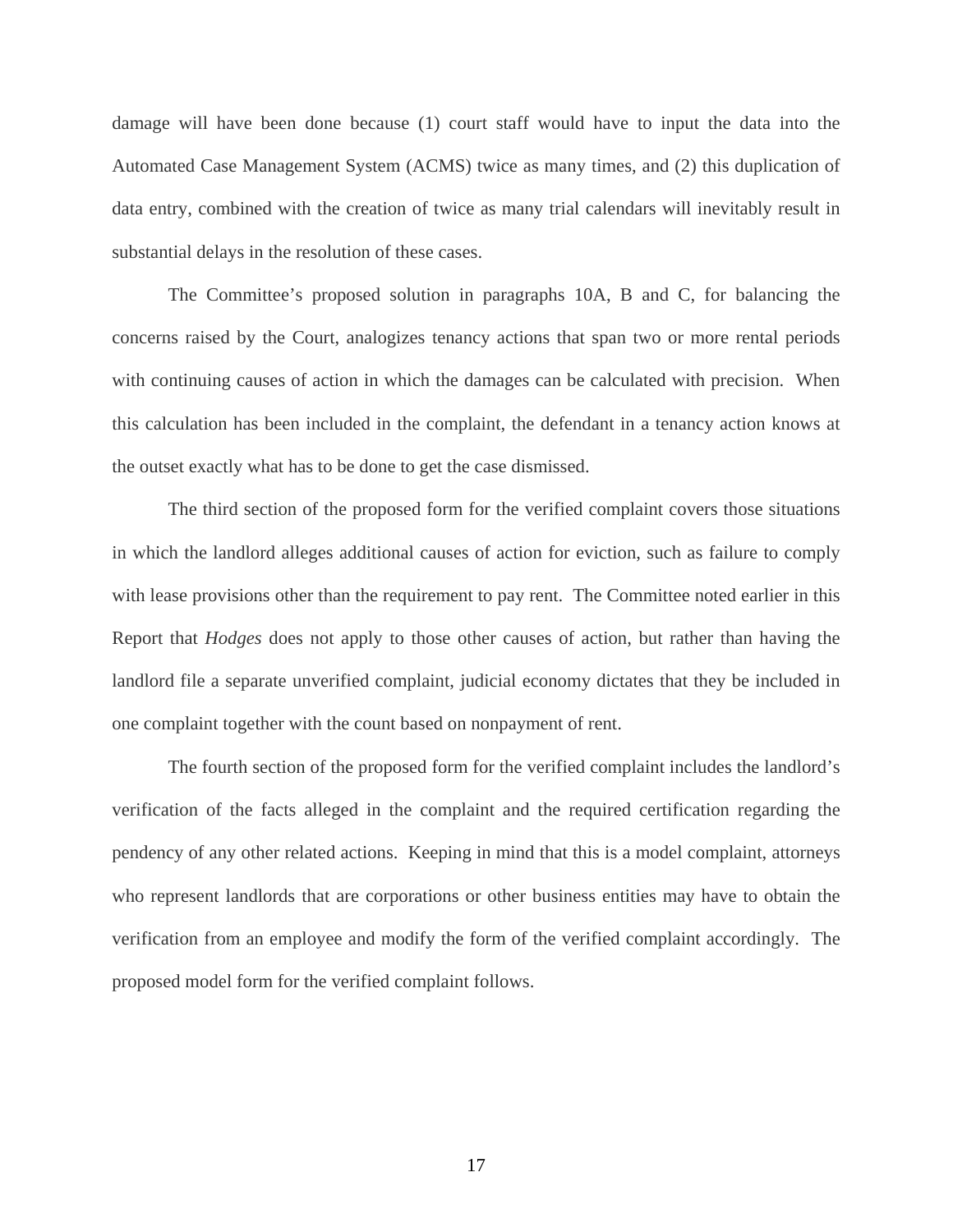damage will have been done because (1) court staff would have to input the data into the Automated Case Management System (ACMS) twice as many times, and (2) this duplication of data entry, combined with the creation of twice as many trial calendars will inevitably result in substantial delays in the resolution of these cases.

The Committee's proposed solution in paragraphs 10A, B and C, for balancing the concerns raised by the Court, analogizes tenancy actions that span two or more rental periods with continuing causes of action in which the damages can be calculated with precision. When this calculation has been included in the complaint, the defendant in a tenancy action knows at the outset exactly what has to be done to get the case dismissed.

The third section of the proposed form for the verified complaint covers those situations in which the landlord alleges additional causes of action for eviction, such as failure to comply with lease provisions other than the requirement to pay rent. The Committee noted earlier in this Report that *Hodges* does not apply to those other causes of action, but rather than having the landlord file a separate unverified complaint, judicial economy dictates that they be included in one complaint together with the count based on nonpayment of rent.

The fourth section of the proposed form for the verified complaint includes the landlord's verification of the facts alleged in the complaint and the required certification regarding the pendency of any other related actions. Keeping in mind that this is a model complaint, attorneys who represent landlords that are corporations or other business entities may have to obtain the verification from an employee and modify the form of the verified complaint accordingly. The proposed model form for the verified complaint follows.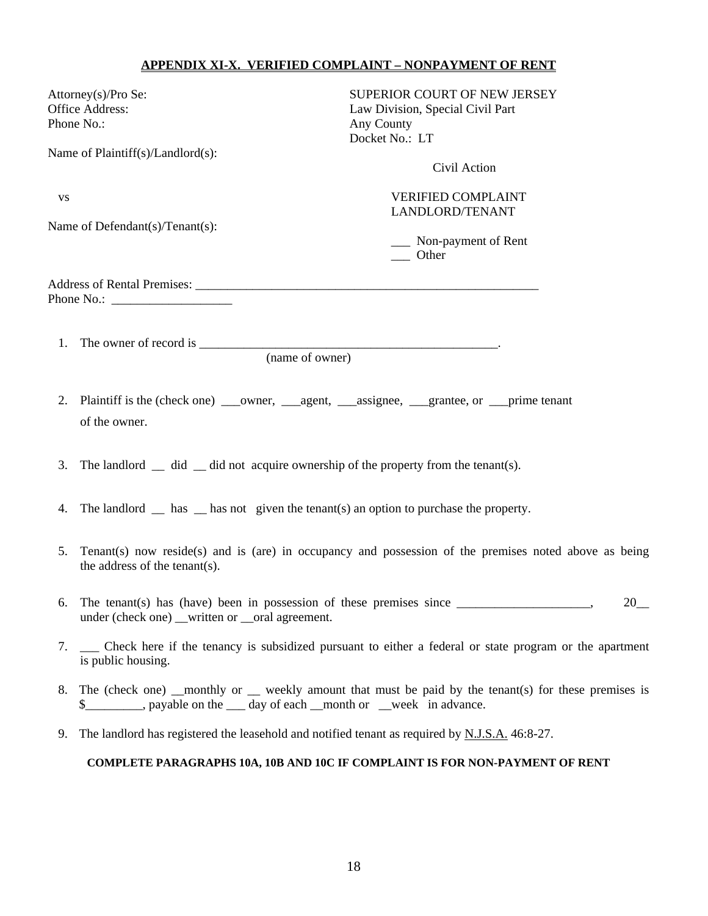**APPENDIX XI-X. VERIFIED COMPLAINT – NONPAYMENT OF RENT**

Attorney(s)/Pro Se:
Office Address:
Phone No.:

Name of Plaintiff(s)/Landlord(s):

vs

Name of Defendant(s)/Tenant(s):

SUPERIOR COURT OF NEW JERSEY
Law Division, Special Civil Part
Any County
Docket No.: LT

Civil Action

VERIFIED COMPLAINT
LANDLORD/TENANT

___ Non-payment of Rent
___ Other

Address of Rental Premises: ________________________________________________________
Phone No.: ___________________

1. The owner of record is _________________________________________________.
   (name of owner)

2. Plaintiff is the (check one) ___owner, ___agent, ___assignee, ___grantee, or ___prime tenant of the owner.

3. The landlord __ did __ did not acquire ownership of the property from the tenant(s).

4. The landlord __ has __ has not given the tenant(s) an option to purchase the property.

5. Tenant(s) now reside(s) and is (are) in occupancy and possession of the premises noted above as being the address of the tenant(s).

6. The tenant(s) has (have) been in possession of these premises since _____________________, 20__ under (check one) __written or __oral agreement.

7. ___ Check here if the tenancy is subsidized pursuant to either a federal or state program or the apartment is public housing.

8. The (check one) __monthly or __ weekly amount that must be paid by the tenant(s) for these premises is $_________, payable on the ___ day of each __month or __week in advance.

9. The landlord has registered the leasehold and notified tenant as required by N.J.S.A. 46:8-27.

**COMPLETE PARAGRAPHS 10A, 10B AND 10C IF COMPLAINT IS FOR NON-PAYMENT OF RENT**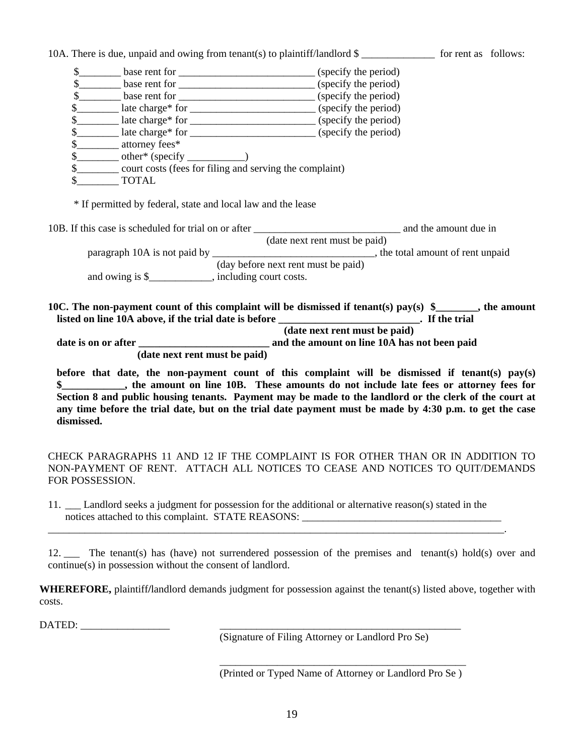10A. There is due, unpaid and owing from tenant(s) to plaintiff/landlord $ ______________ for rent as follows:

$________ base rent for __________________________ (specify the period)
$________ base rent for __________________________ (specify the period)
$________ base rent for __________________________ (specify the period)
$________ late charge* for ________________________ (specify the period)
$________ late charge* for ________________________ (specify the period)
$________ late charge* for ________________________ (specify the period)
$________ attorney fees*
$________ other* (specify ___________)
$________ court costs (fees for filing and serving the complaint)
$________ TOTAL

\* If permitted by federal, state and local law and the lease

10B. If this case is scheduled for trial on or after ____________________________ and the amount due in
(date next rent must be paid)
paragraph 10A is not paid by _______________________________, the total amount of rent unpaid
(day before next rent must be paid)
and owing is $____________, including court costs.

**10C. The non-payment count of this complaint will be dismissed if tenant(s) pay(s) $________, the amount listed on line 10A above, if the trial date is before ___________________________. If the trial**
**(date next rent must be paid)**
**date is on or after _________________________ and the amount on line 10A has not been paid**
**(date next rent must be paid)**

**before that date, the non-payment count of this complaint will be dismissed if tenant(s) pay(s) $____________, the amount on line 10B. These amounts do not include late fees or attorney fees for Section 8 and public housing tenants. Payment may be made to the landlord or the clerk of the court at any time before the trial date, but on the trial date payment must be made by 4:30 p.m. to get the case dismissed.**

CHECK PARAGRAPHS 11 AND 12 IF THE COMPLAINT IS FOR OTHER THAN OR IN ADDITION TO NON-PAYMENT OF RENT. ATTACH ALL NOTICES TO CEASE AND NOTICES TO QUIT/DEMANDS FOR POSSESSION.

11. ___ Landlord seeks a judgment for possession for the additional or alternative reason(s) stated in the notices attached to this complaint. STATE REASONS: _______________________________________
_____________________________________________________________________________________.

12. ___ The tenant(s) has (have) not surrendered possession of the premises and tenant(s) hold(s) over and continue(s) in possession without the consent of landlord.

**WHEREFORE,** plaintiff/landlord demands judgment for possession against the tenant(s) listed above, together with costs.

DATED: _________________ ________________________________________________
(Signature of Filing Attorney or Landlord Pro Se)

________________________________________________
(Printed or Typed Name of Attorney or Landlord Pro Se )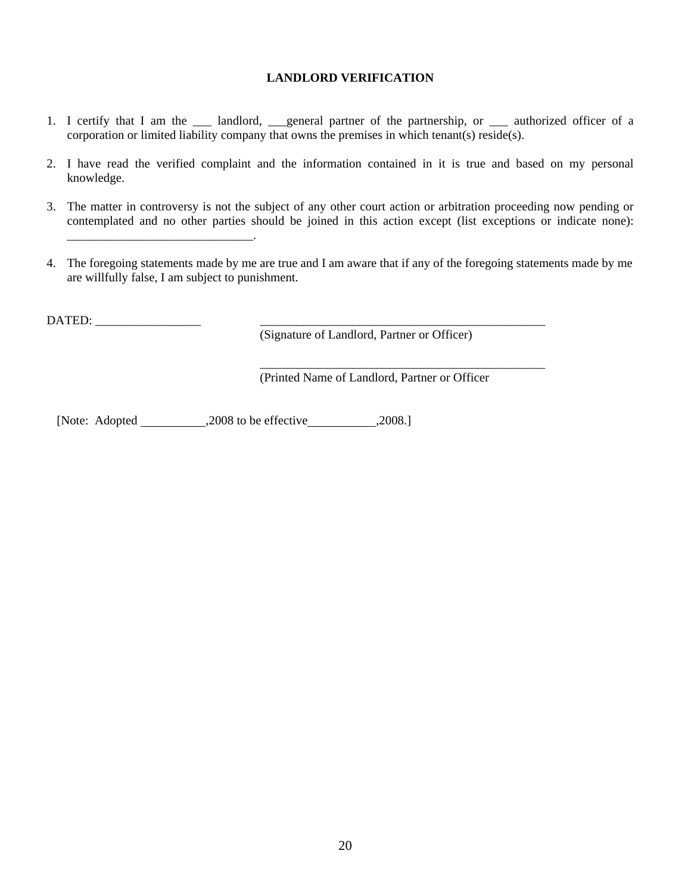**LANDLORD VERIFICATION**

1. I certify that I am the ___ landlord, ___general partner of the partnership, or ___ authorized officer of a corporation or limited liability company that owns the premises in which tenant(s) reside(s).

2. I have read the verified complaint and the information contained in it is true and based on my personal knowledge.

3. The matter in controversy is not the subject of any other court action or arbitration proceeding now pending or contemplated and no other parties should be joined in this action except (list exceptions or indicate none): ______________________________.

4. The foregoing statements made by me are true and I am aware that if any of the foregoing statements made by me are willfully false, I am subject to punishment.

DATED: _________________ ________________________________________________
(Signature of Landlord, Partner or Officer)

________________________________________________
(Printed Name of Landlord, Partner or Officer

[Note: Adopted __________,2008 to be effective__________,2008.]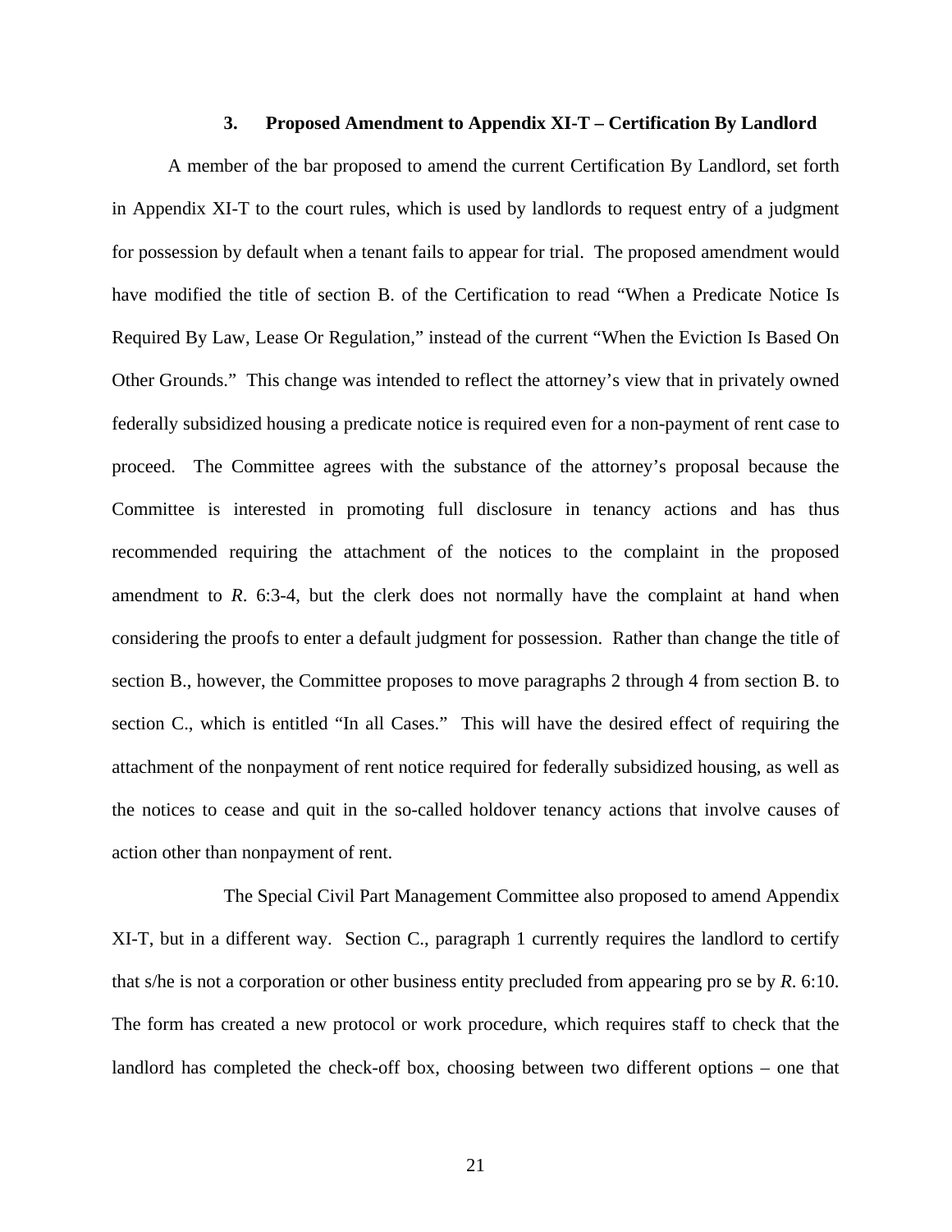### 3. Proposed Amendment to Appendix XI-T – Certification By Landlord

A member of the bar proposed to amend the current Certification By Landlord, set forth in Appendix XI-T to the court rules, which is used by landlords to request entry of a judgment for possession by default when a tenant fails to appear for trial. The proposed amendment would have modified the title of section B. of the Certification to read "When a Predicate Notice Is Required By Law, Lease Or Regulation," instead of the current "When the Eviction Is Based On Other Grounds." This change was intended to reflect the attorney's view that in privately owned federally subsidized housing a predicate notice is required even for a non-payment of rent case to proceed. The Committee agrees with the substance of the attorney's proposal because the Committee is interested in promoting full disclosure in tenancy actions and has thus recommended requiring the attachment of the notices to the complaint in the proposed amendment to *R.* 6:3-4, but the clerk does not normally have the complaint at hand when considering the proofs to enter a default judgment for possession. Rather than change the title of section B., however, the Committee proposes to move paragraphs 2 through 4 from section B. to section C., which is entitled "In all Cases." This will have the desired effect of requiring the attachment of the nonpayment of rent notice required for federally subsidized housing, as well as the notices to cease and quit in the so-called holdover tenancy actions that involve causes of action other than nonpayment of rent.

The Special Civil Part Management Committee also proposed to amend Appendix XI-T, but in a different way. Section C., paragraph 1 currently requires the landlord to certify that s/he is not a corporation or other business entity precluded from appearing pro se by *R.* 6:10. The form has created a new protocol or work procedure, which requires staff to check that the landlord has completed the check-off box, choosing between two different options – one that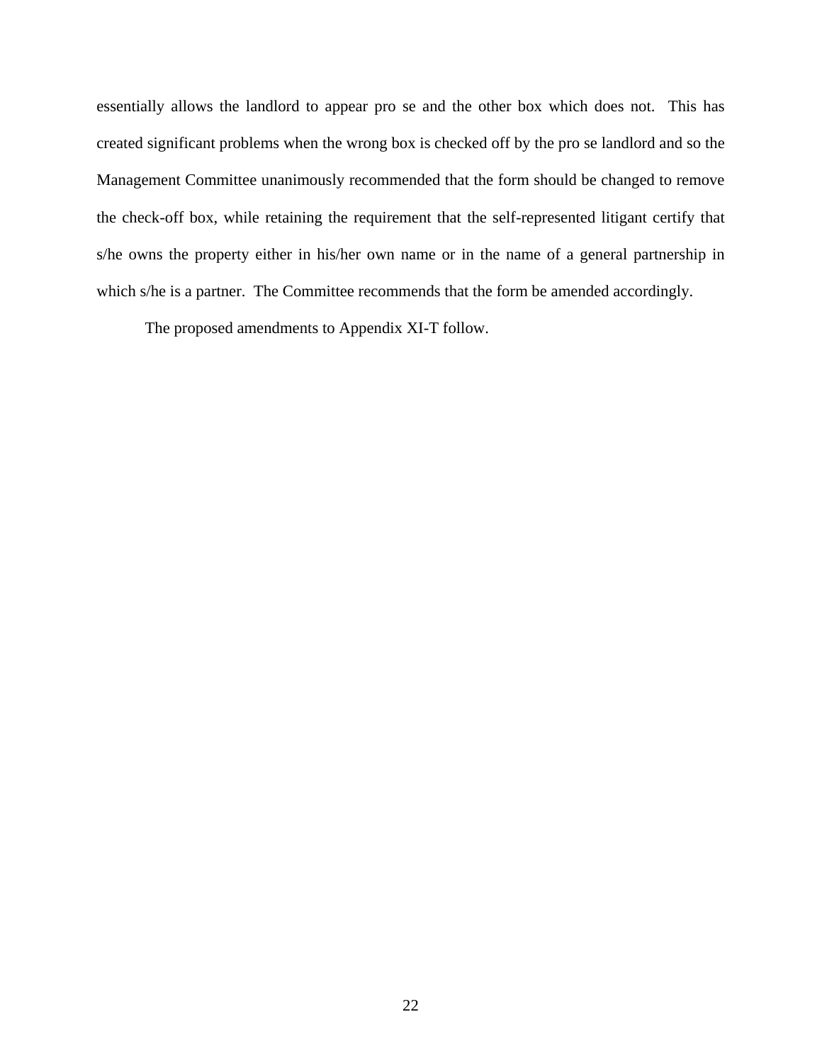essentially allows the landlord to appear pro se and the other box which does not. This has created significant problems when the wrong box is checked off by the pro se landlord and so the Management Committee unanimously recommended that the form should be changed to remove the check-off box, while retaining the requirement that the self-represented litigant certify that s/he owns the property either in his/her own name or in the name of a general partnership in which s/he is a partner. The Committee recommends that the form be amended accordingly.

The proposed amendments to Appendix XI-T follow.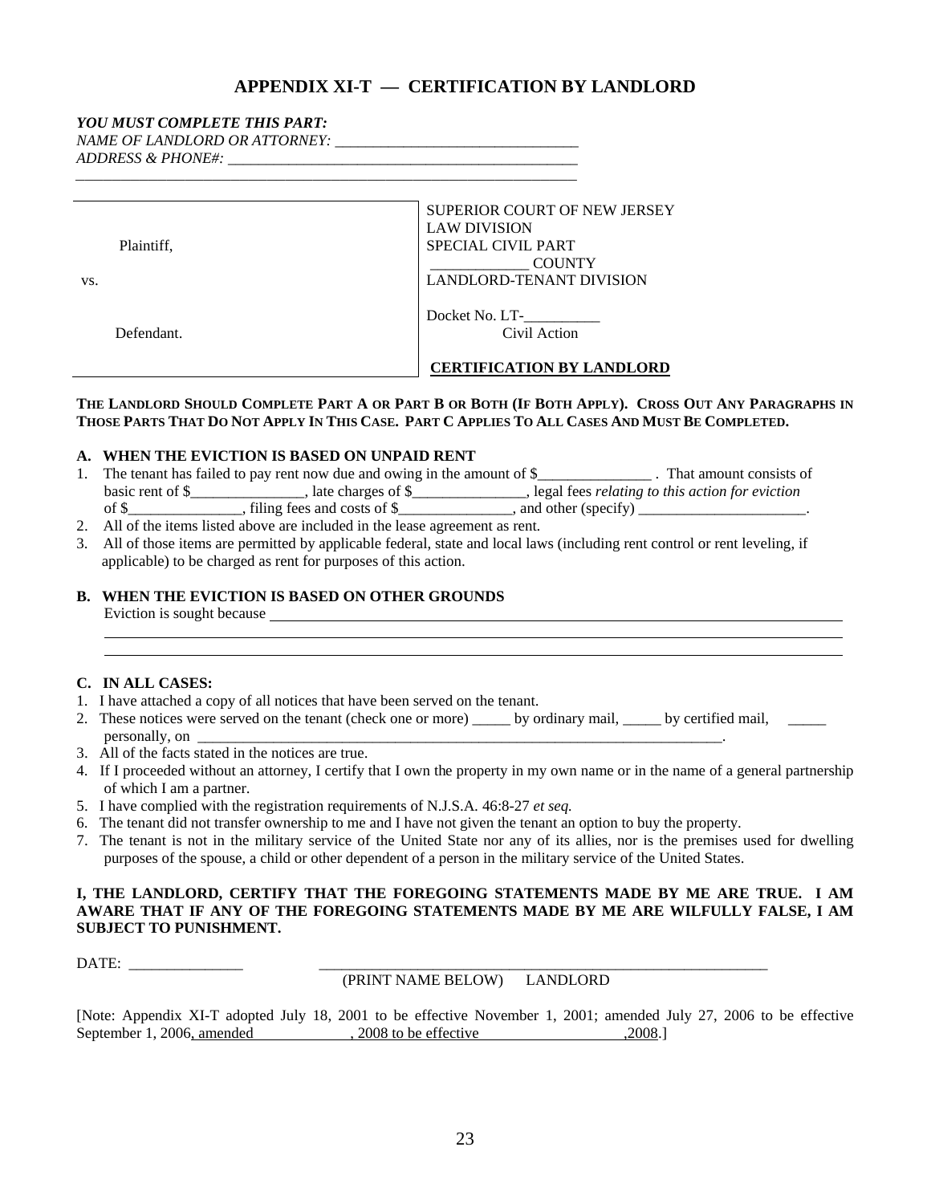## APPENDIX XI-T — CERTIFICATION BY LANDLORD

***YOU MUST COMPLETE THIS PART:***
*NAME OF LANDLORD OR ATTORNEY:* ________________________________
*ADDRESS & PHONE#:* ______________________________________________
_________________________________________________________________

| | |
|---|---|
| Plaintiff,<br><br>vs.<br><br>Defendant. | SUPERIOR COURT OF NEW JERSEY<br>LAW DIVISION<br>SPECIAL CIVIL PART<br>_____________ COUNTY<br>LANDLORD-TENANT DIVISION<br><br>Docket No. LT-__________<br>Civil Action<br><br>**CERTIFICATION BY LANDLORD** |

**THE LANDLORD SHOULD COMPLETE PART A OR PART B OR BOTH (IF BOTH APPLY). CROSS OUT ANY PARAGRAPHS IN THOSE PARTS THAT DO NOT APPLY IN THIS CASE. PART C APPLIES TO ALL CASES AND MUST BE COMPLETED.**

**A. WHEN THE EVICTION IS BASED ON UNPAID RENT**

1. The tenant has failed to pay rent now due and owing in the amount of $_______________ . That amount consists of basic rent of $_______________, late charges of $_______________, legal fees *relating to this action for eviction* of $_______________, filing fees and costs of $_______________, and other (specify) ______________________.
2. All of the items listed above are included in the lease agreement as rent.
3. All of those items are permitted by applicable federal, state and local laws (including rent control or rent leveling, if applicable) to be charged as rent for purposes of this action.

**B. WHEN THE EVICTION IS BASED ON OTHER GROUNDS**

Eviction is sought because ________________________________________________________________
_________________________________________________________________________________________
_________________________________________________________________________________________

**C. IN ALL CASES:**

1. I have attached a copy of all notices that have been served on the tenant.
2. These notices were served on the tenant (check one or more) _____ by ordinary mail, _____ by certified mail, _____ personally, on ________________________________________________________________________.
3. All of the facts stated in the notices are true.
4. If I proceeded without an attorney, I certify that I own the property in my own name or in the name of a general partnership of which I am a partner.
5. I have complied with the registration requirements of N.J.S.A. 46:8-27 *et seq.*
6. The tenant did not transfer ownership to me and I have not given the tenant an option to buy the property.
7. The tenant is not in the military service of the United State nor any of its allies, nor is the premises used for dwelling purposes of the spouse, a child or other dependent of a person in the military service of the United States.

**I, THE LANDLORD, CERTIFY THAT THE FOREGOING STATEMENTS MADE BY ME ARE TRUE. I AM AWARE THAT IF ANY OF THE FOREGOING STATEMENTS MADE BY ME ARE WILFULLY FALSE, I AM SUBJECT TO PUNISHMENT.**

DATE: _______________ ______________________________________________________________
(PRINT NAME BELOW) LANDLORD

[Note: Appendix XI-T adopted July 18, 2001 to be effective November 1, 2001; amended July 27, 2006 to be effective September 1, 2006, amended _____________ , 2008 to be effective ____________________,2008.]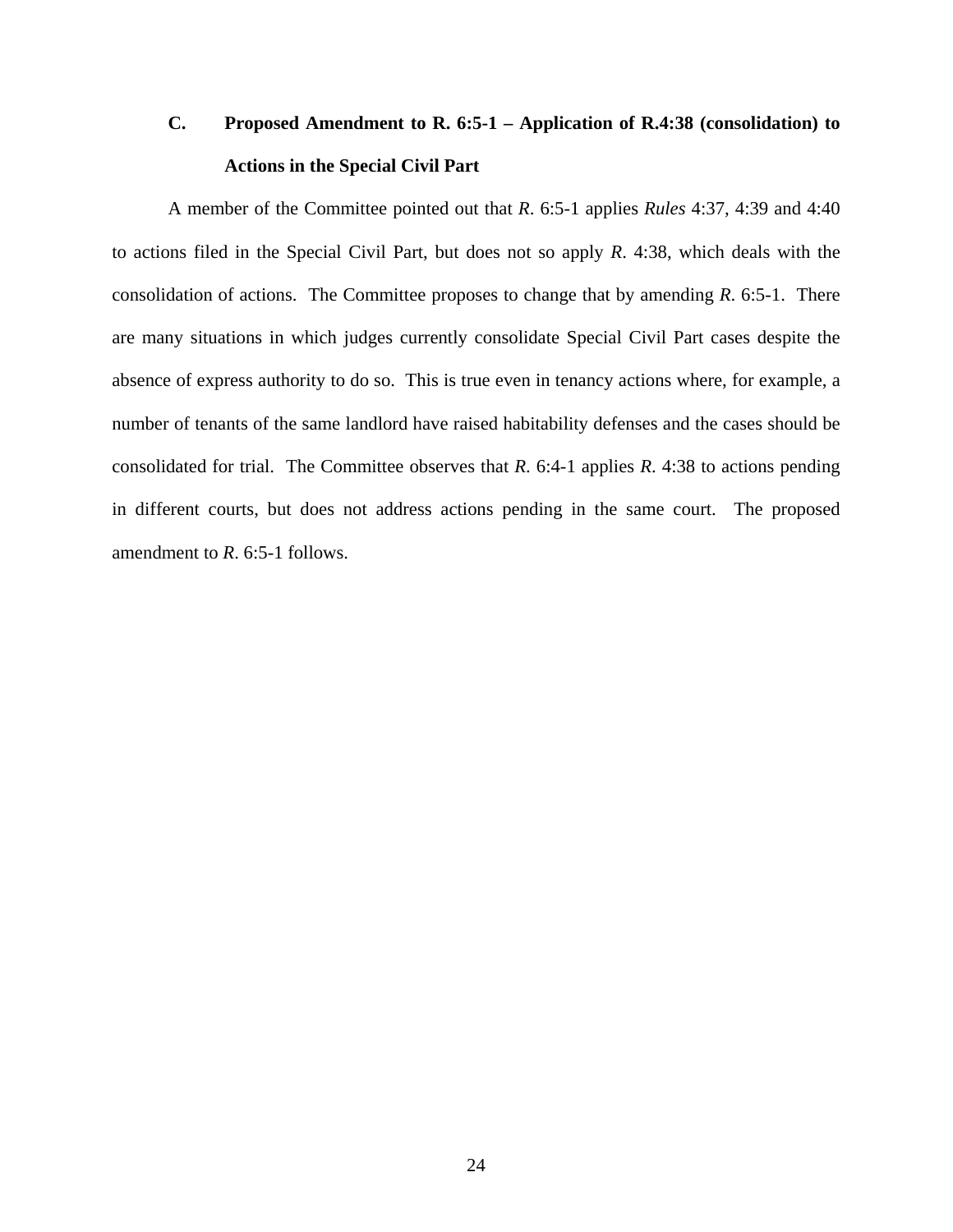### C. Proposed Amendment to R. 6:5-1 – Application of R.4:38 (consolidation) to Actions in the Special Civil Part

A member of the Committee pointed out that *R*. 6:5-1 applies *Rules* 4:37, 4:39 and 4:40 to actions filed in the Special Civil Part, but does not so apply *R*. 4:38, which deals with the consolidation of actions. The Committee proposes to change that by amending *R*. 6:5-1. There are many situations in which judges currently consolidate Special Civil Part cases despite the absence of express authority to do so. This is true even in tenancy actions where, for example, a number of tenants of the same landlord have raised habitability defenses and the cases should be consolidated for trial. The Committee observes that *R*. 6:4-1 applies *R*. 4:38 to actions pending in different courts, but does not address actions pending in the same court. The proposed amendment to *R*. 6:5-1 follows.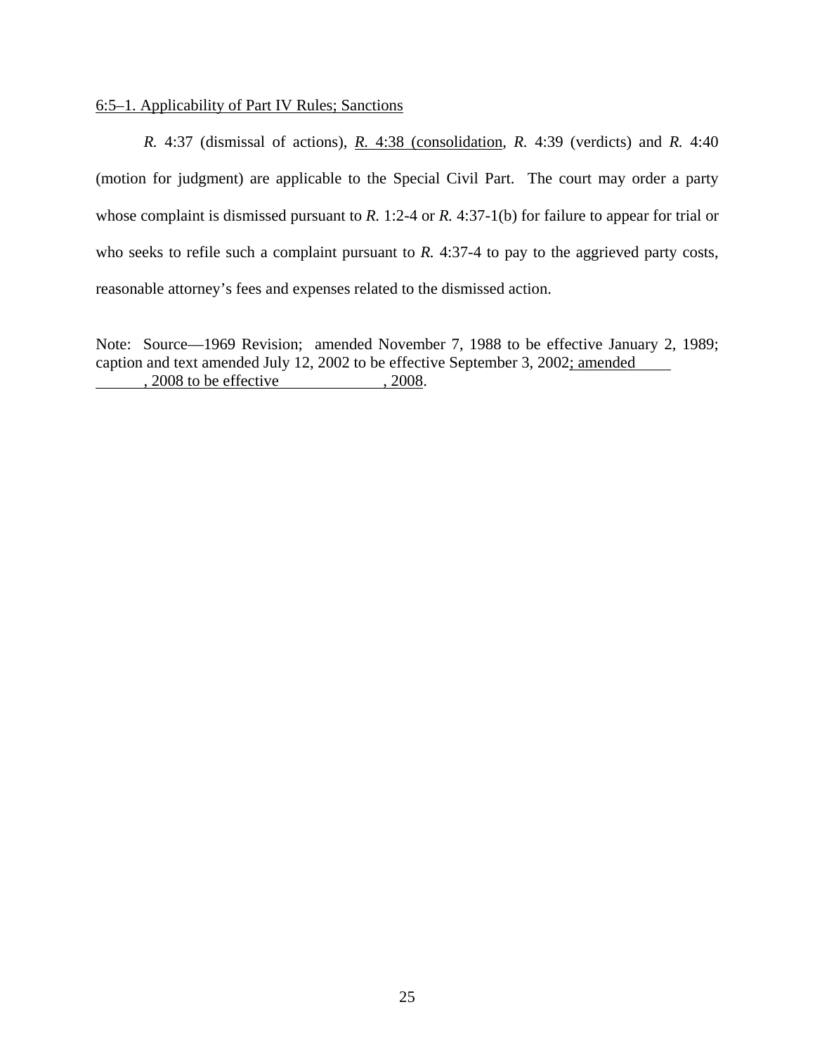6:5–1. Applicability of Part IV Rules; Sanctions

*R.* 4:37 (dismissal of actions), *R.* 4:38 (consolidation, *R.* 4:39 (verdicts) and *R.* 4:40 (motion for judgment) are applicable to the Special Civil Part. The court may order a party whose complaint is dismissed pursuant to *R.* 1:2-4 or *R.* 4:37-1(b) for failure to appear for trial or who seeks to refile such a complaint pursuant to *R.* 4:37-4 to pay to the aggrieved party costs, reasonable attorney's fees and expenses related to the dismissed action.

Note: Source—1969 Revision; amended November 7, 1988 to be effective January 2, 1989; caption and text amended July 12, 2002 to be effective September 3, 2002; amended ______, 2008 to be effective ______, 2008.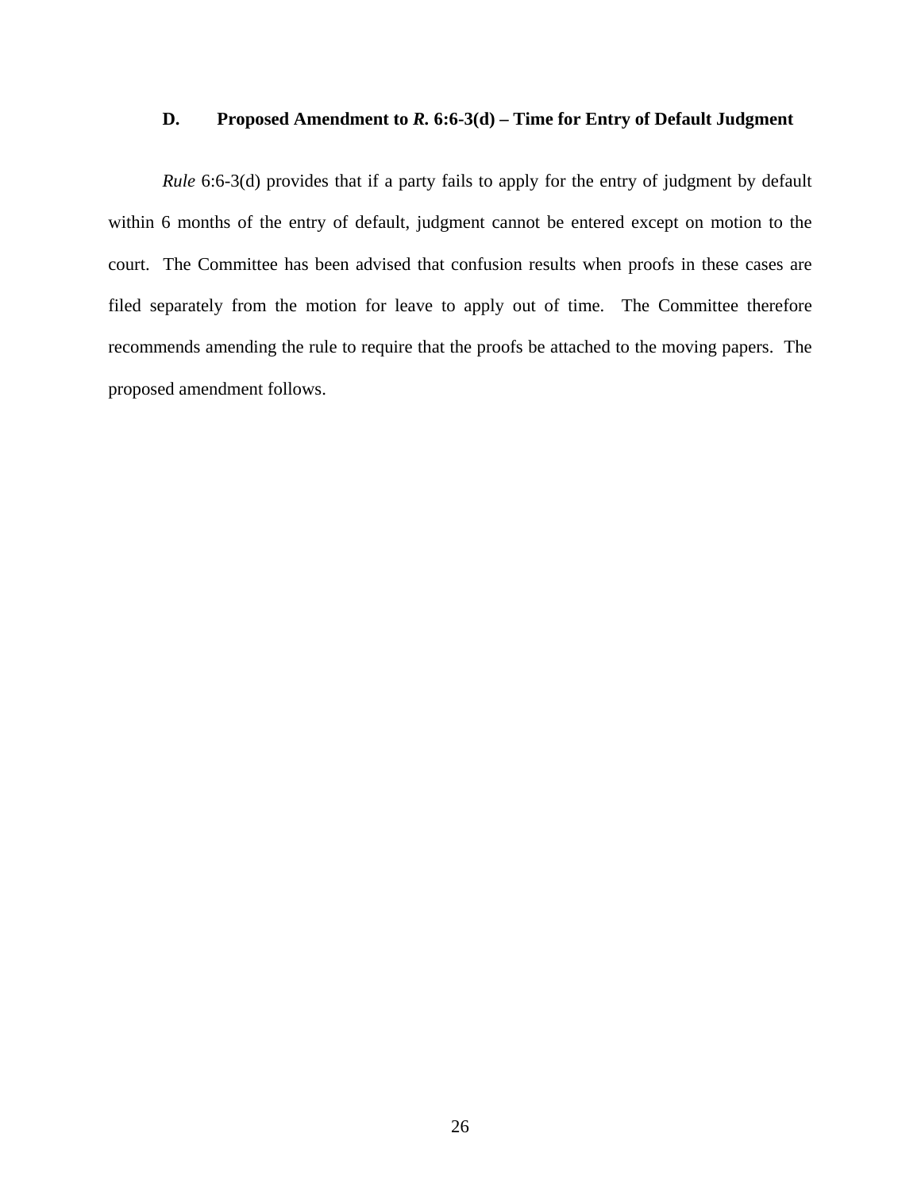### D. Proposed Amendment to *R.* 6:6-3(d) – Time for Entry of Default Judgment

*Rule* 6:6-3(d) provides that if a party fails to apply for the entry of judgment by default within 6 months of the entry of default, judgment cannot be entered except on motion to the court. The Committee has been advised that confusion results when proofs in these cases are filed separately from the motion for leave to apply out of time. The Committee therefore recommends amending the rule to require that the proofs be attached to the moving papers. The proposed amendment follows.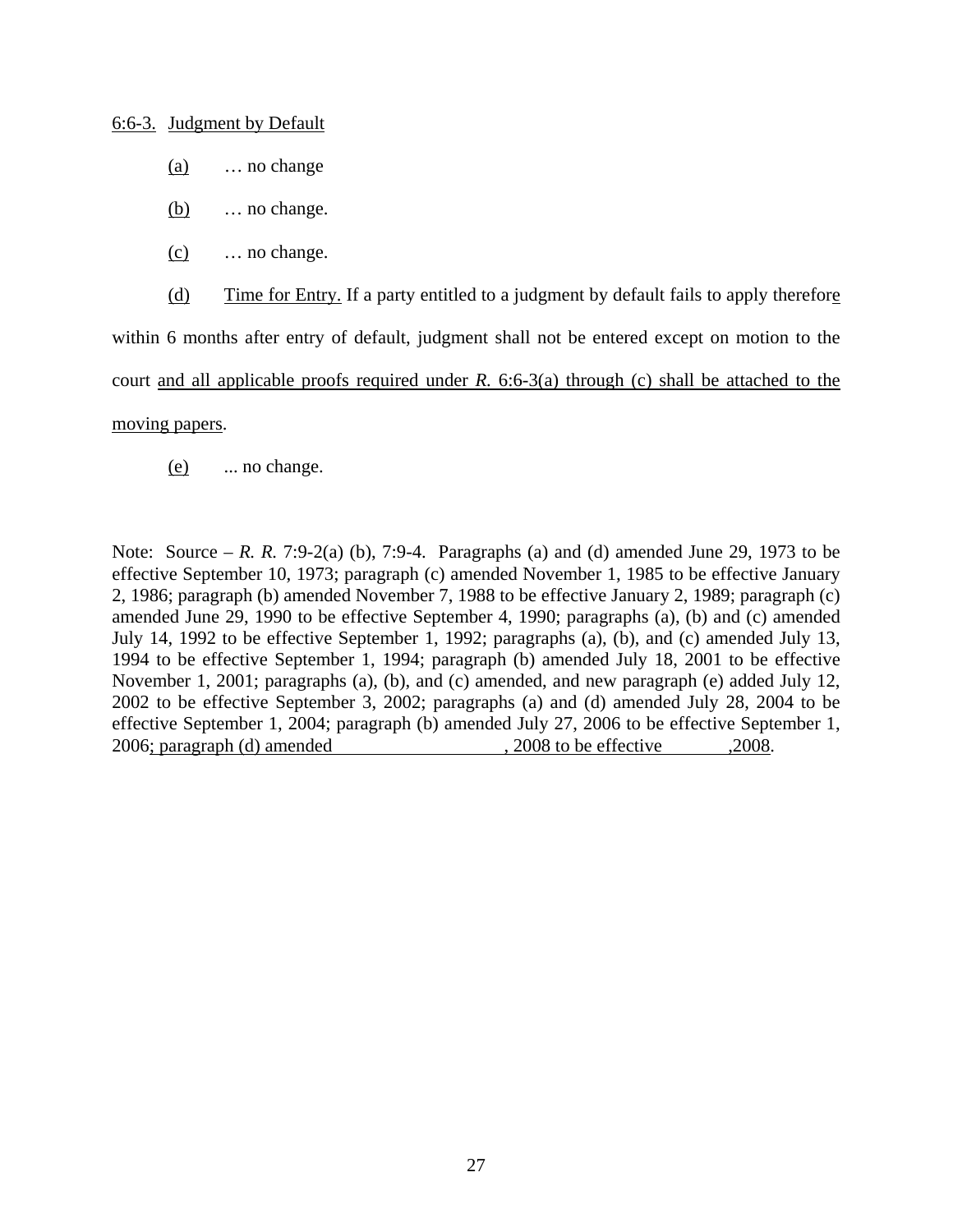6:6-3. Judgment by Default

(a) … no change

(b) … no change.

(c) … no change.

(d) Time for Entry. If a party entitled to a judgment by default fails to apply therefore within 6 months after entry of default, judgment shall not be entered except on motion to the court and all applicable proofs required under *R.* 6:6-3(a) through (c) shall be attached to the moving papers.

(e) ... no change.

Note: Source – *R. R.* 7:9-2(a) (b), 7:9-4. Paragraphs (a) and (d) amended June 29, 1973 to be effective September 10, 1973; paragraph (c) amended November 1, 1985 to be effective January 2, 1986; paragraph (b) amended November 7, 1988 to be effective January 2, 1989; paragraph (c) amended June 29, 1990 to be effective September 4, 1990; paragraphs (a), (b) and (c) amended July 14, 1992 to be effective September 1, 1992; paragraphs (a), (b), and (c) amended July 13, 1994 to be effective September 1, 1994; paragraph (b) amended July 18, 2001 to be effective November 1, 2001; paragraphs (a), (b), and (c) amended, and new paragraph (e) added July 12, 2002 to be effective September 3, 2002; paragraphs (a) and (d) amended July 28, 2004 to be effective September 1, 2004; paragraph (b) amended July 27, 2006 to be effective September 1, 2006; paragraph (d) amended                    , 2008 to be effective           ,2008.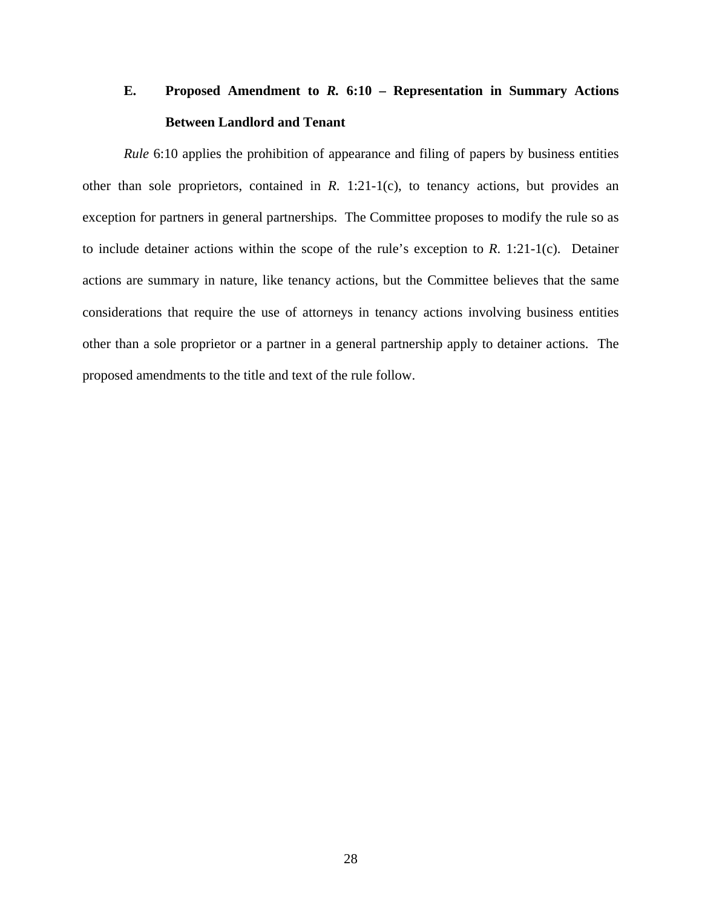### E. Proposed Amendment to *R.* 6:10 – Representation in Summary Actions Between Landlord and Tenant

*Rule* 6:10 applies the prohibition of appearance and filing of papers by business entities other than sole proprietors, contained in *R.* 1:21-1(c), to tenancy actions, but provides an exception for partners in general partnerships. The Committee proposes to modify the rule so as to include detainer actions within the scope of the rule's exception to *R.* 1:21-1(c). Detainer actions are summary in nature, like tenancy actions, but the Committee believes that the same considerations that require the use of attorneys in tenancy actions involving business entities other than a sole proprietor or a partner in a general partnership apply to detainer actions. The proposed amendments to the title and text of the rule follow.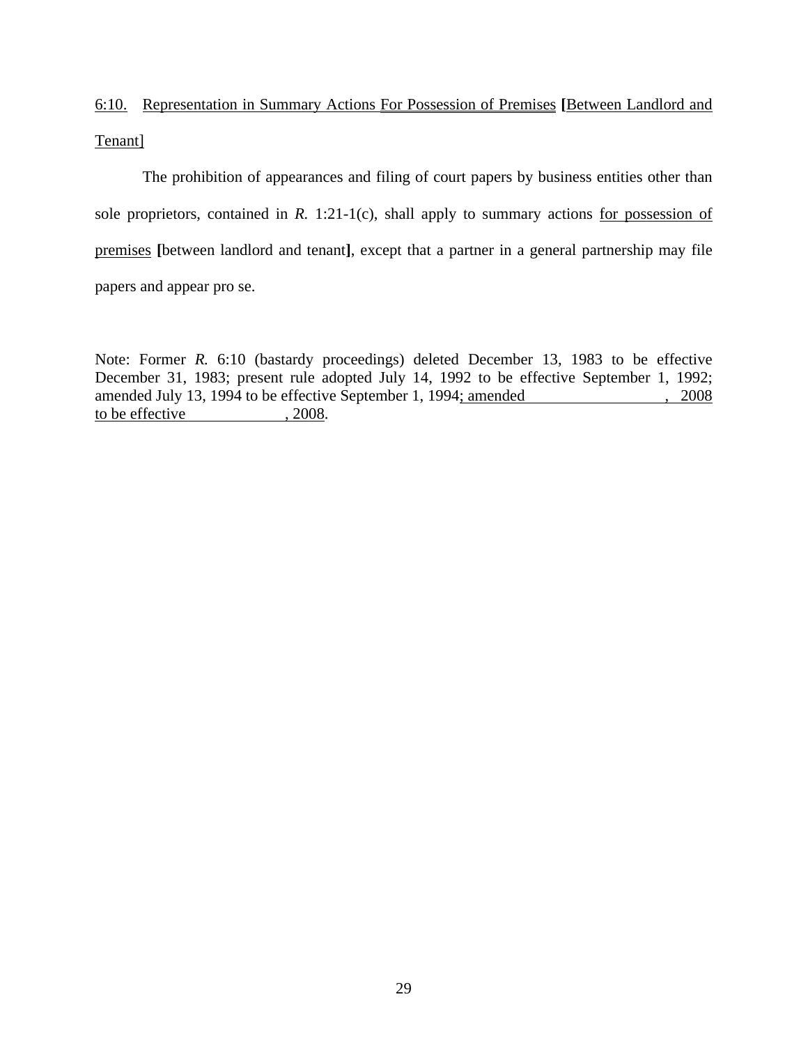<u>6:10.</u> <u>Representation in Summary Actions For Possession of Premises</u> **[**<u>Between Landlord and Tenant]</u>

The prohibition of appearances and filing of court papers by business entities other than sole proprietors, contained in *R.* 1:21-1(c), shall apply to summary actions <u>for possession of premises</u> **[**between landlord and tenant**]**, except that a partner in a general partnership may file papers and appear pro se.

Note: Former *R.* 6:10 (bastardy proceedings) deleted December 13, 1983 to be effective December 31, 1983; present rule adopted July 14, 1992 to be effective September 1, 1992; amended July 13, 1994 to be effective September 1, 1994<u>; amended \_\_\_\_\_\_\_\_\_\_\_\_\_\_\_\_\_\_, 2008 to be effective \_\_\_\_\_\_\_\_\_\_\_\_\_, 2008</u>.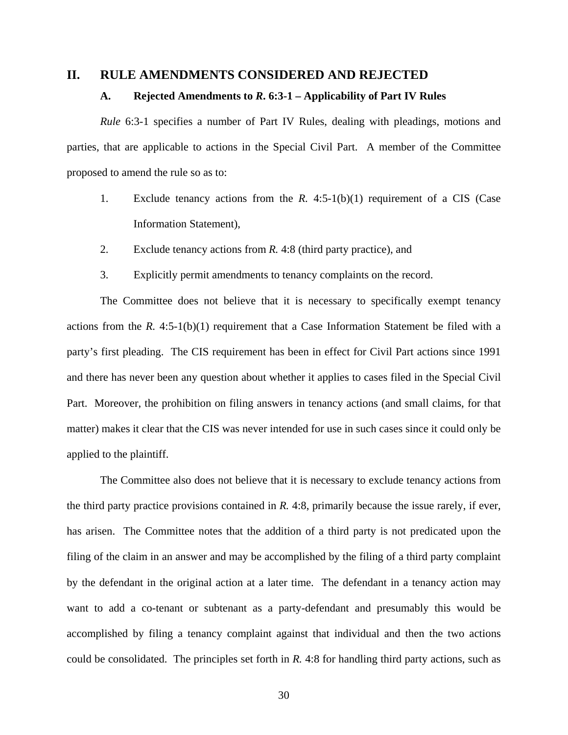## II. RULE AMENDMENTS CONSIDERED AND REJECTED

### A. Rejected Amendments to *R.* 6:3-1 – Applicability of Part IV Rules

*Rule* 6:3-1 specifies a number of Part IV Rules, dealing with pleadings, motions and parties, that are applicable to actions in the Special Civil Part. A member of the Committee proposed to amend the rule so as to:

1. Exclude tenancy actions from the *R.* 4:5-1(b)(1) requirement of a CIS (Case Information Statement),
2. Exclude tenancy actions from *R.* 4:8 (third party practice), and
3. Explicitly permit amendments to tenancy complaints on the record.

The Committee does not believe that it is necessary to specifically exempt tenancy actions from the *R.* 4:5-1(b)(1) requirement that a Case Information Statement be filed with a party's first pleading. The CIS requirement has been in effect for Civil Part actions since 1991 and there has never been any question about whether it applies to cases filed in the Special Civil Part. Moreover, the prohibition on filing answers in tenancy actions (and small claims, for that matter) makes it clear that the CIS was never intended for use in such cases since it could only be applied to the plaintiff.

The Committee also does not believe that it is necessary to exclude tenancy actions from the third party practice provisions contained in *R.* 4:8, primarily because the issue rarely, if ever, has arisen. The Committee notes that the addition of a third party is not predicated upon the filing of the claim in an answer and may be accomplished by the filing of a third party complaint by the defendant in the original action at a later time. The defendant in a tenancy action may want to add a co-tenant or subtenant as a party-defendant and presumably this would be accomplished by filing a tenancy complaint against that individual and then the two actions could be consolidated. The principles set forth in *R.* 4:8 for handling third party actions, such as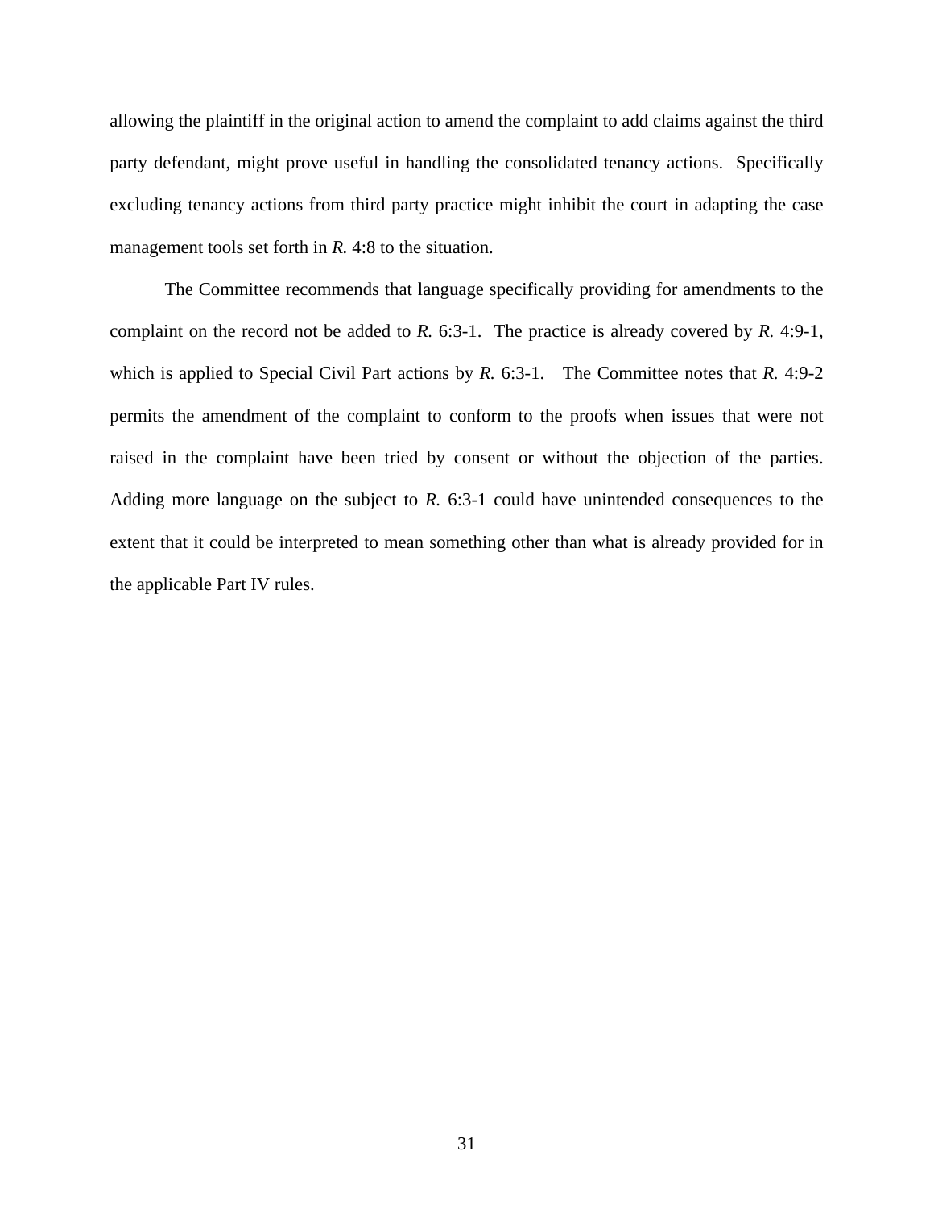allowing the plaintiff in the original action to amend the complaint to add claims against the third party defendant, might prove useful in handling the consolidated tenancy actions. Specifically excluding tenancy actions from third party practice might inhibit the court in adapting the case management tools set forth in *R.* 4:8 to the situation.

The Committee recommends that language specifically providing for amendments to the complaint on the record not be added to *R.* 6:3-1. The practice is already covered by *R.* 4:9-1, which is applied to Special Civil Part actions by *R.* 6:3-1. The Committee notes that *R.* 4:9-2 permits the amendment of the complaint to conform to the proofs when issues that were not raised in the complaint have been tried by consent or without the objection of the parties. Adding more language on the subject to *R.* 6:3-1 could have unintended consequences to the extent that it could be interpreted to mean something other than what is already provided for in the applicable Part IV rules.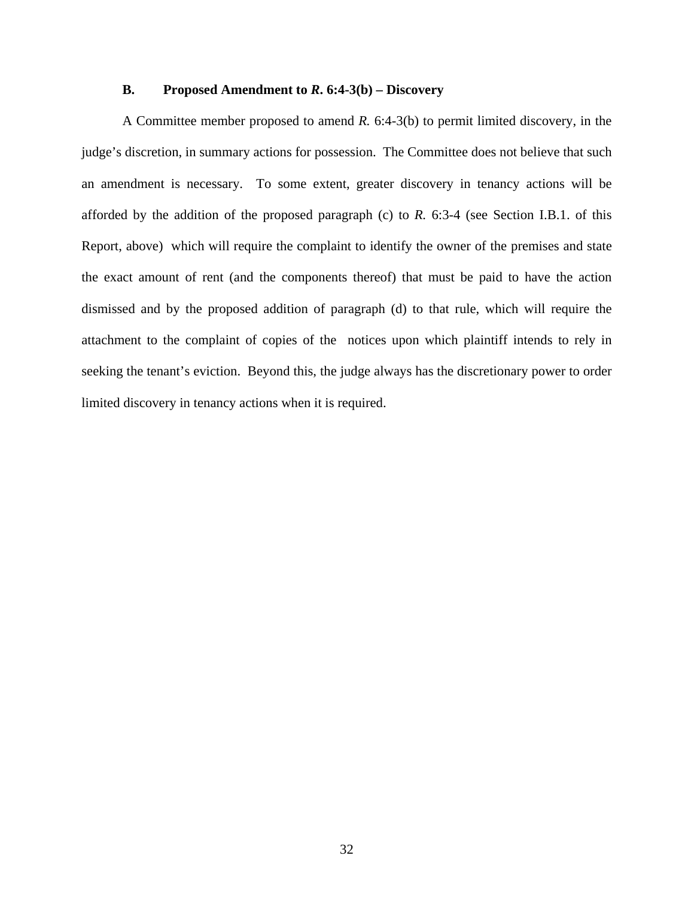### B. Proposed Amendment to *R*. 6:4-3(b) – Discovery

A Committee member proposed to amend *R.* 6:4-3(b) to permit limited discovery, in the judge's discretion, in summary actions for possession. The Committee does not believe that such an amendment is necessary. To some extent, greater discovery in tenancy actions will be afforded by the addition of the proposed paragraph (c) to *R.* 6:3-4 (see Section I.B.1. of this Report, above) which will require the complaint to identify the owner of the premises and state the exact amount of rent (and the components thereof) that must be paid to have the action dismissed and by the proposed addition of paragraph (d) to that rule, which will require the attachment to the complaint of copies of the notices upon which plaintiff intends to rely in seeking the tenant's eviction. Beyond this, the judge always has the discretionary power to order limited discovery in tenancy actions when it is required.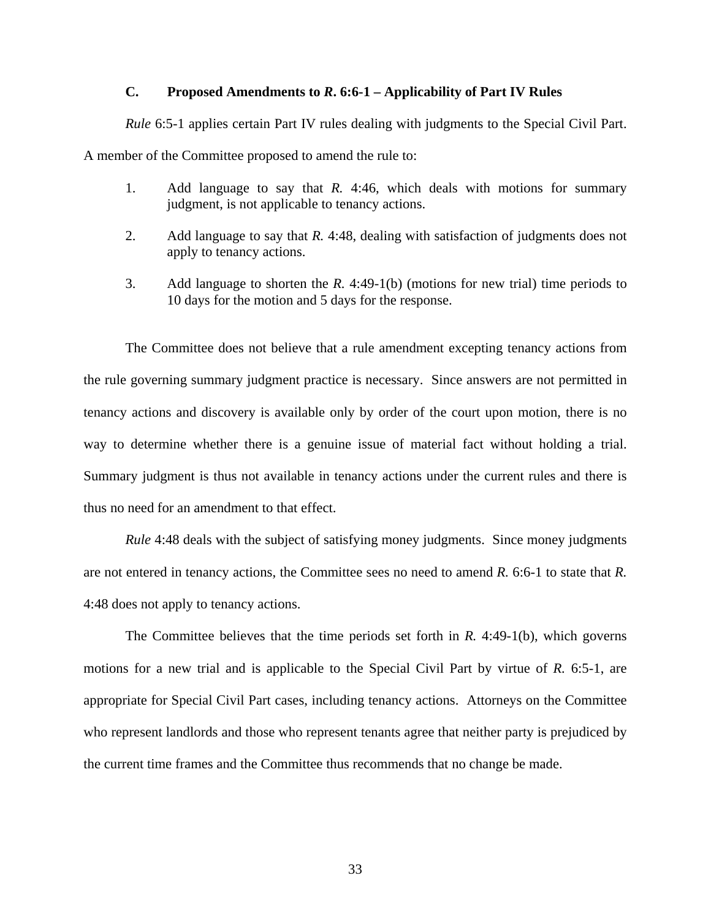### C. Proposed Amendments to *R*. 6:6-1 – Applicability of Part IV Rules

*Rule* 6:5-1 applies certain Part IV rules dealing with judgments to the Special Civil Part. A member of the Committee proposed to amend the rule to:

1. Add language to say that *R.* 4:46, which deals with motions for summary judgment, is not applicable to tenancy actions.
2. Add language to say that *R.* 4:48, dealing with satisfaction of judgments does not apply to tenancy actions.
3. Add language to shorten the *R.* 4:49-1(b) (motions for new trial) time periods to 10 days for the motion and 5 days for the response.

The Committee does not believe that a rule amendment excepting tenancy actions from the rule governing summary judgment practice is necessary. Since answers are not permitted in tenancy actions and discovery is available only by order of the court upon motion, there is no way to determine whether there is a genuine issue of material fact without holding a trial. Summary judgment is thus not available in tenancy actions under the current rules and there is thus no need for an amendment to that effect.

*Rule* 4:48 deals with the subject of satisfying money judgments. Since money judgments are not entered in tenancy actions, the Committee sees no need to amend *R.* 6:6-1 to state that *R.* 4:48 does not apply to tenancy actions.

The Committee believes that the time periods set forth in *R.* 4:49-1(b), which governs motions for a new trial and is applicable to the Special Civil Part by virtue of *R.* 6:5-1, are appropriate for Special Civil Part cases, including tenancy actions. Attorneys on the Committee who represent landlords and those who represent tenants agree that neither party is prejudiced by the current time frames and the Committee thus recommends that no change be made.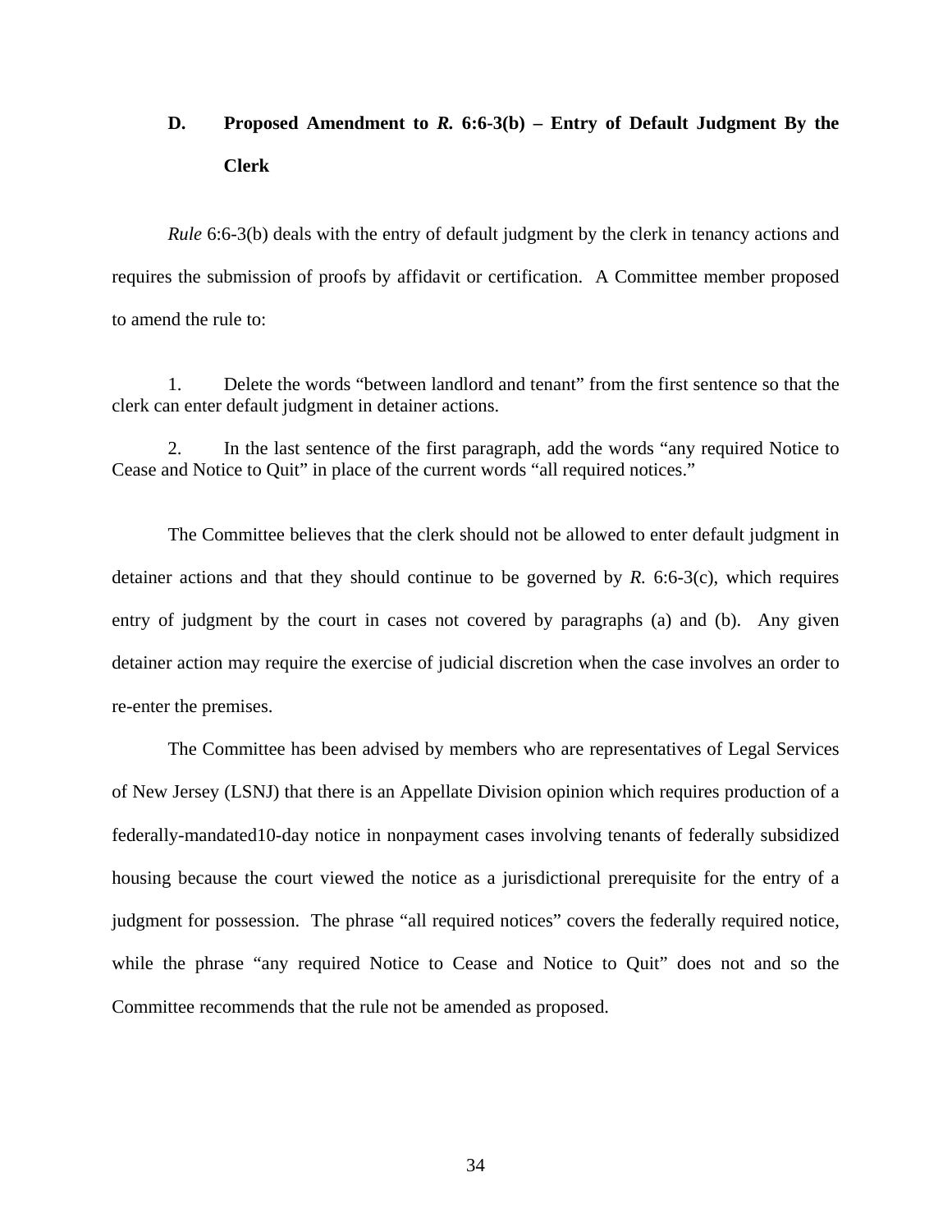## D. Proposed Amendment to *R.* 6:6-3(b) – Entry of Default Judgment By the Clerk

*Rule* 6:6-3(b) deals with the entry of default judgment by the clerk in tenancy actions and requires the submission of proofs by affidavit or certification. A Committee member proposed to amend the rule to:

1. Delete the words "between landlord and tenant" from the first sentence so that the clerk can enter default judgment in detainer actions.

2. In the last sentence of the first paragraph, add the words "any required Notice to Cease and Notice to Quit" in place of the current words "all required notices."

The Committee believes that the clerk should not be allowed to enter default judgment in detainer actions and that they should continue to be governed by *R.* 6:6-3(c), which requires entry of judgment by the court in cases not covered by paragraphs (a) and (b). Any given detainer action may require the exercise of judicial discretion when the case involves an order to re-enter the premises.

The Committee has been advised by members who are representatives of Legal Services of New Jersey (LSNJ) that there is an Appellate Division opinion which requires production of a federally-mandated10-day notice in nonpayment cases involving tenants of federally subsidized housing because the court viewed the notice as a jurisdictional prerequisite for the entry of a judgment for possession. The phrase "all required notices" covers the federally required notice, while the phrase "any required Notice to Cease and Notice to Quit" does not and so the Committee recommends that the rule not be amended as proposed.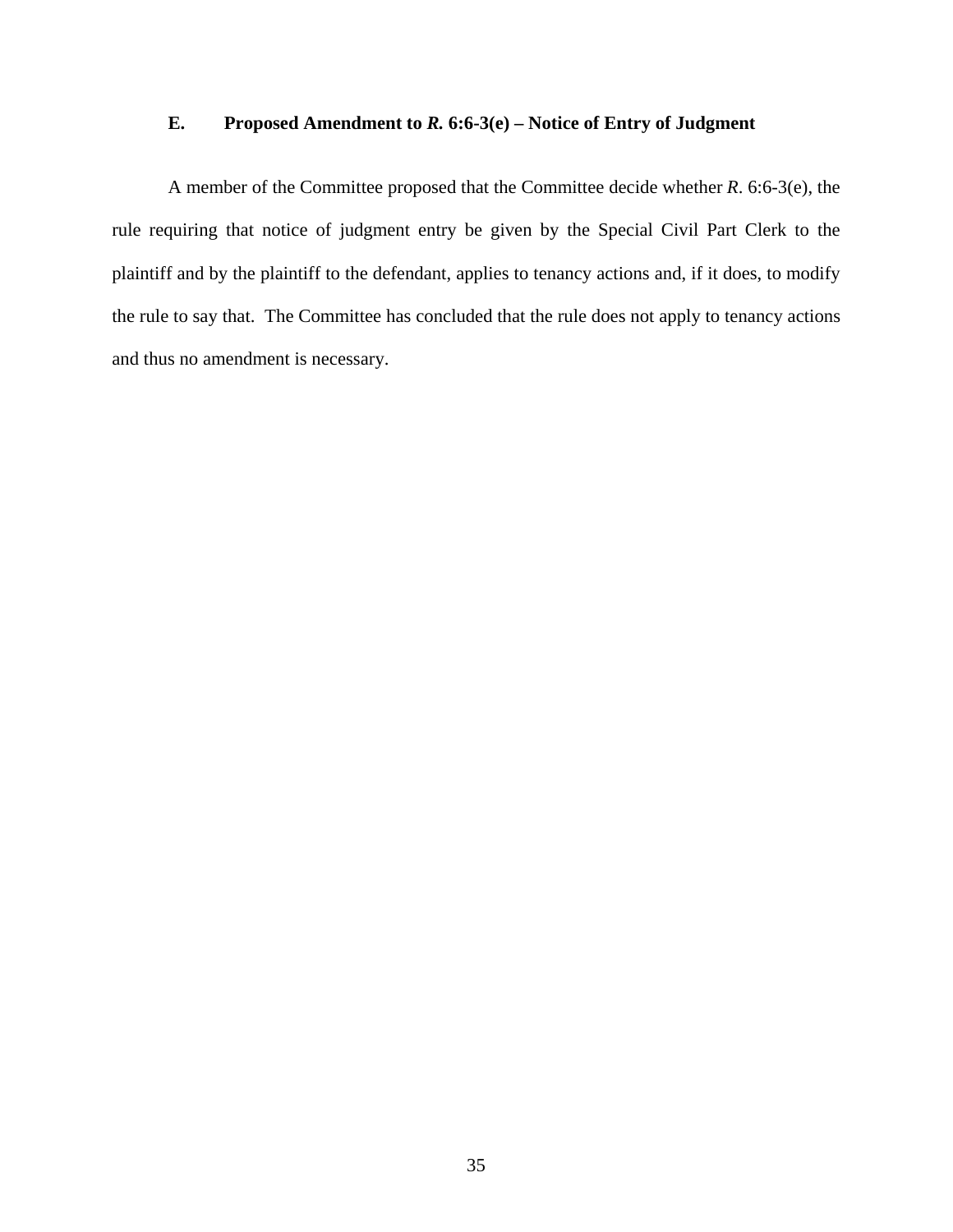### E. Proposed Amendment to *R.* 6:6-3(e) – Notice of Entry of Judgment

A member of the Committee proposed that the Committee decide whether *R*. 6:6-3(e), the rule requiring that notice of judgment entry be given by the Special Civil Part Clerk to the plaintiff and by the plaintiff to the defendant, applies to tenancy actions and, if it does, to modify the rule to say that. The Committee has concluded that the rule does not apply to tenancy actions and thus no amendment is necessary.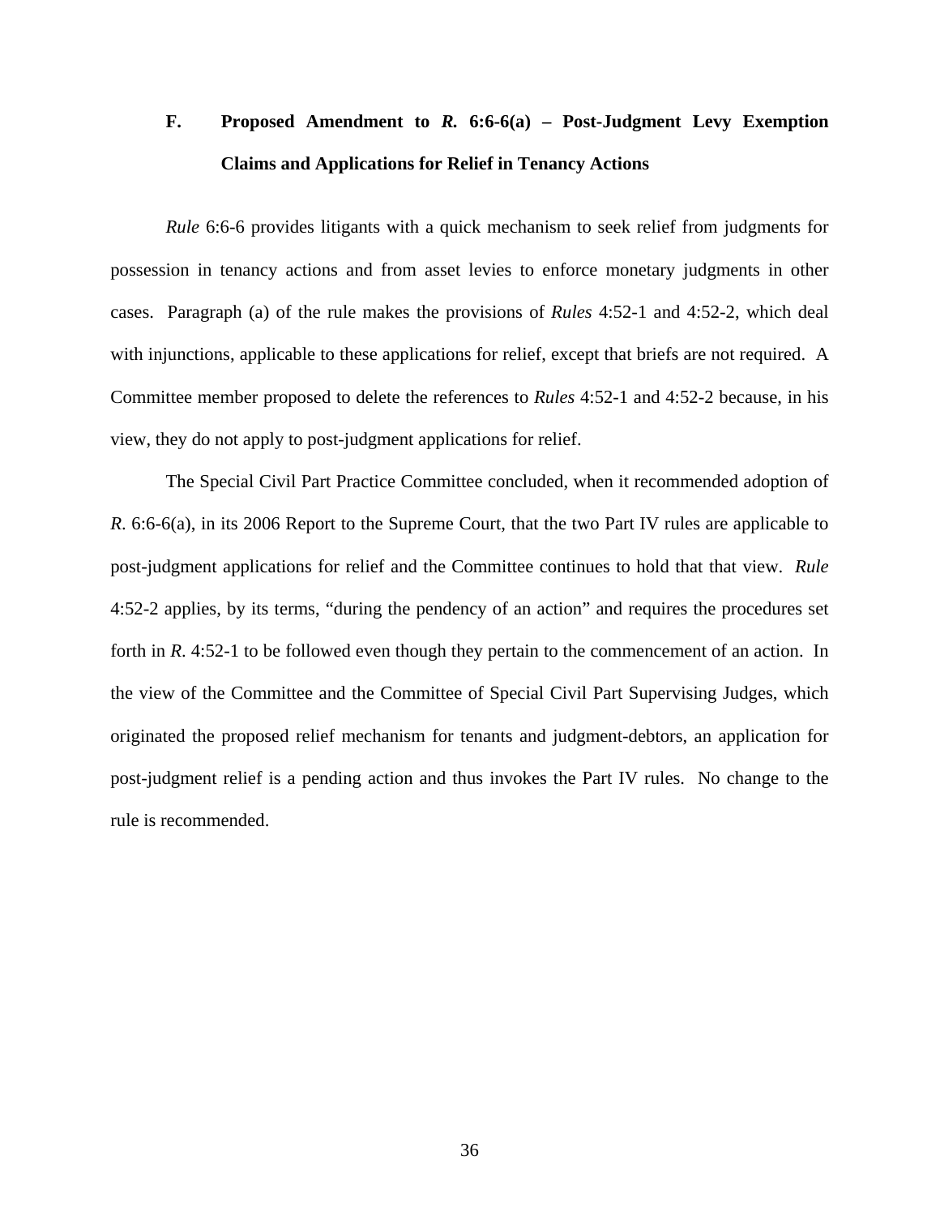### F. Proposed Amendment to *R.* 6:6-6(a) – Post-Judgment Levy Exemption Claims and Applications for Relief in Tenancy Actions

*Rule* 6:6-6 provides litigants with a quick mechanism to seek relief from judgments for possession in tenancy actions and from asset levies to enforce monetary judgments in other cases. Paragraph (a) of the rule makes the provisions of *Rules* 4:52-1 and 4:52-2, which deal with injunctions, applicable to these applications for relief, except that briefs are not required. A Committee member proposed to delete the references to *Rules* 4:52-1 and 4:52-2 because, in his view, they do not apply to post-judgment applications for relief.

The Special Civil Part Practice Committee concluded, when it recommended adoption of *R*. 6:6-6(a), in its 2006 Report to the Supreme Court, that the two Part IV rules are applicable to post-judgment applications for relief and the Committee continues to hold that that view. *Rule* 4:52-2 applies, by its terms, "during the pendency of an action" and requires the procedures set forth in *R*. 4:52-1 to be followed even though they pertain to the commencement of an action. In the view of the Committee and the Committee of Special Civil Part Supervising Judges, which originated the proposed relief mechanism for tenants and judgment-debtors, an application for post-judgment relief is a pending action and thus invokes the Part IV rules. No change to the rule is recommended.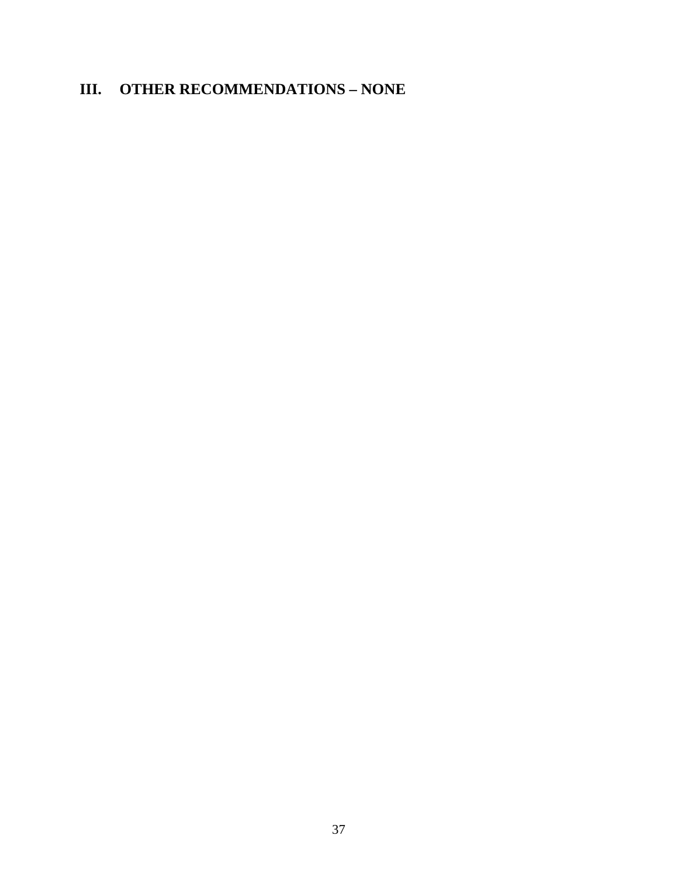## III. OTHER RECOMMENDATIONS – NONE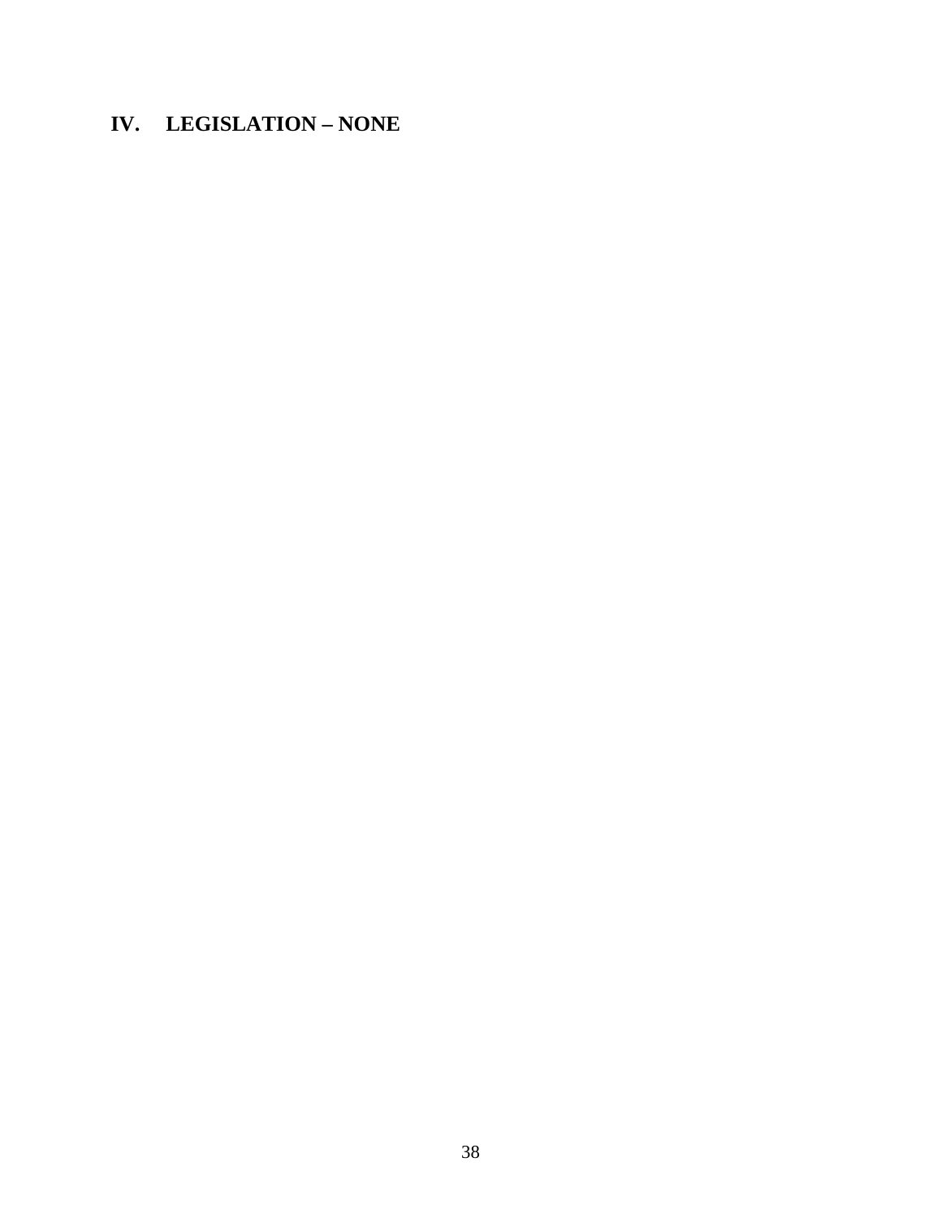## IV. LEGISLATION – NONE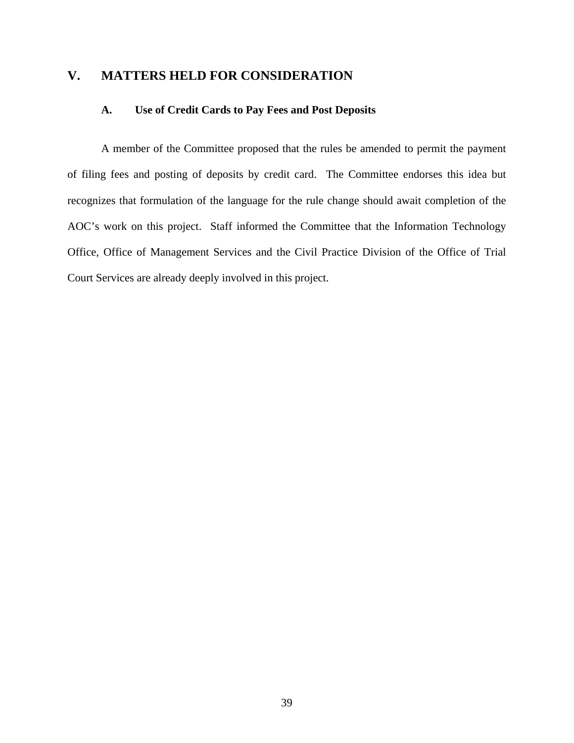# V. MATTERS HELD FOR CONSIDERATION

## A. Use of Credit Cards to Pay Fees and Post Deposits

A member of the Committee proposed that the rules be amended to permit the payment of filing fees and posting of deposits by credit card. The Committee endorses this idea but recognizes that formulation of the language for the rule change should await completion of the AOC's work on this project. Staff informed the Committee that the Information Technology Office, Office of Management Services and the Civil Practice Division of the Office of Trial Court Services are already deeply involved in this project.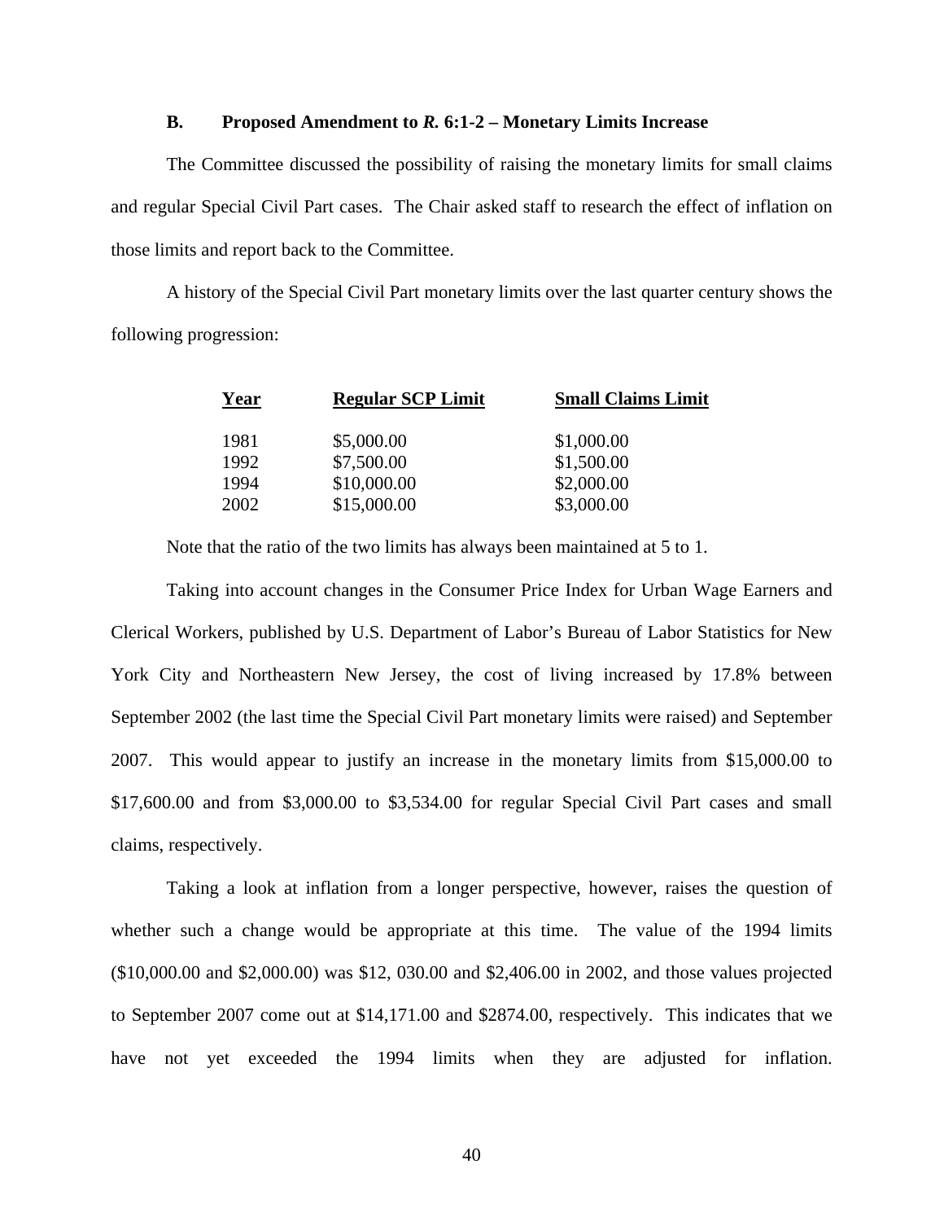### B. Proposed Amendment to *R.* 6:1-2 – Monetary Limits Increase

The Committee discussed the possibility of raising the monetary limits for small claims and regular Special Civil Part cases. The Chair asked staff to research the effect of inflation on those limits and report back to the Committee.

A history of the Special Civil Part monetary limits over the last quarter century shows the following progression:

| Year | Regular SCP Limit | Small Claims Limit |
|---|---|---|
| 1981 | $5,000.00 | $1,000.00 |
| 1992 | $7,500.00 | $1,500.00 |
| 1994 | $10,000.00 | $2,000.00 |
| 2002 | $15,000.00 | $3,000.00 |

Note that the ratio of the two limits has always been maintained at 5 to 1.

Taking into account changes in the Consumer Price Index for Urban Wage Earners and Clerical Workers, published by U.S. Department of Labor's Bureau of Labor Statistics for New York City and Northeastern New Jersey, the cost of living increased by 17.8% between September 2002 (the last time the Special Civil Part monetary limits were raised) and September 2007. This would appear to justify an increase in the monetary limits from $15,000.00 to $17,600.00 and from $3,000.00 to $3,534.00 for regular Special Civil Part cases and small claims, respectively.

Taking a look at inflation from a longer perspective, however, raises the question of whether such a change would be appropriate at this time. The value of the 1994 limits ($10,000.00 and $2,000.00) was $12, 030.00 and $2,406.00 in 2002, and those values projected to September 2007 come out at $14,171.00 and $2874.00, respectively. This indicates that we have not yet exceeded the 1994 limits when they are adjusted for inflation.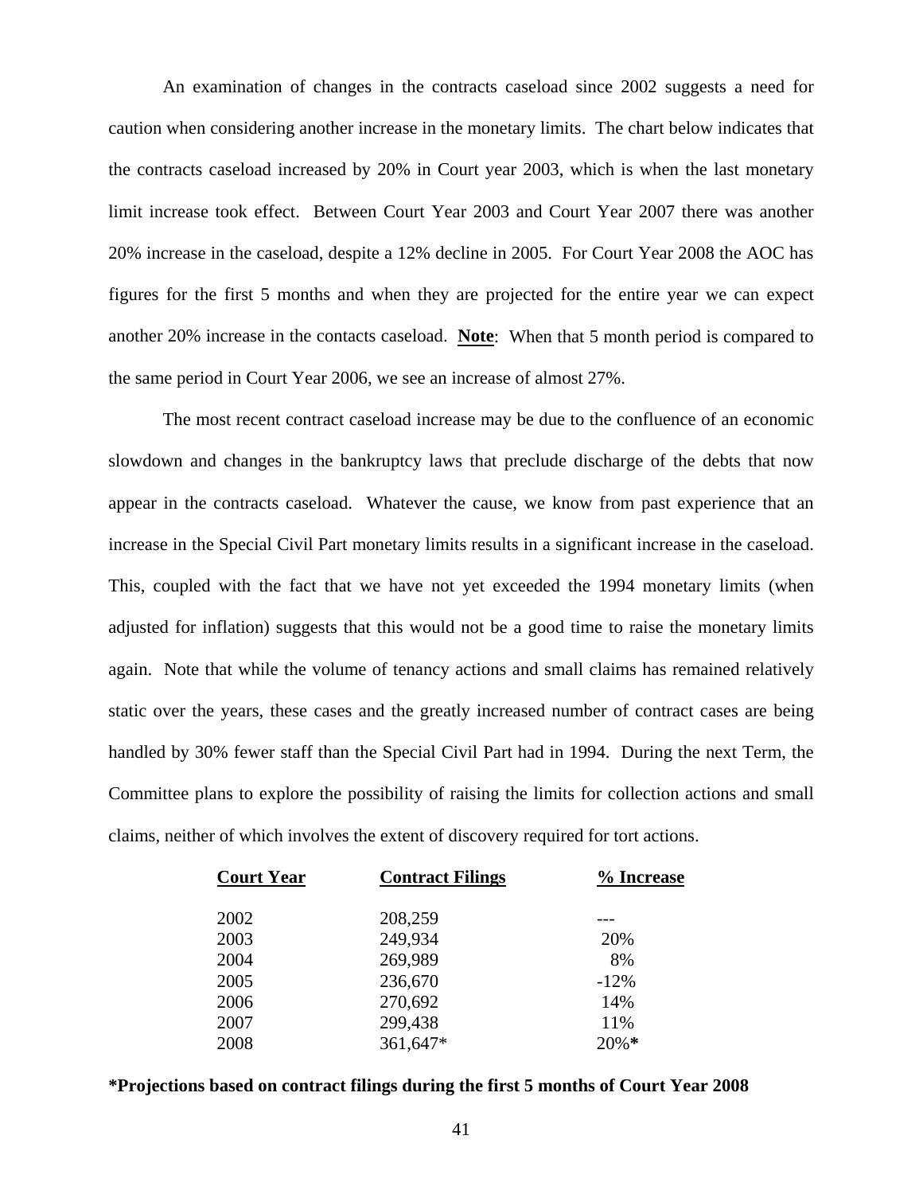An examination of changes in the contracts caseload since 2002 suggests a need for caution when considering another increase in the monetary limits. The chart below indicates that the contracts caseload increased by 20% in Court year 2003, which is when the last monetary limit increase took effect. Between Court Year 2003 and Court Year 2007 there was another 20% increase in the caseload, despite a 12% decline in 2005. For Court Year 2008 the AOC has figures for the first 5 months and when they are projected for the entire year we can expect another 20% increase in the contacts caseload. **Note**: When that 5 month period is compared to the same period in Court Year 2006, we see an increase of almost 27%.

The most recent contract caseload increase may be due to the confluence of an economic slowdown and changes in the bankruptcy laws that preclude discharge of the debts that now appear in the contracts caseload. Whatever the cause, we know from past experience that an increase in the Special Civil Part monetary limits results in a significant increase in the caseload. This, coupled with the fact that we have not yet exceeded the 1994 monetary limits (when adjusted for inflation) suggests that this would not be a good time to raise the monetary limits again. Note that while the volume of tenancy actions and small claims has remained relatively static over the years, these cases and the greatly increased number of contract cases are being handled by 30% fewer staff than the Special Civil Part had in 1994. During the next Term, the Committee plans to explore the possibility of raising the limits for collection actions and small claims, neither of which involves the extent of discovery required for tort actions.

| Court Year | Contract Filings | % Increase |
|---|---|---|
| 2002 | 208,259 | --- |
| 2003 | 249,934 | 20% |
| 2004 | 269,989 | 8% |
| 2005 | 236,670 | -12% |
| 2006 | 270,692 | 14% |
| 2007 | 299,438 | 11% |
| 2008 | 361,647* | 20%* |

**\*Projections based on contract filings during the first 5 months of Court Year 2008**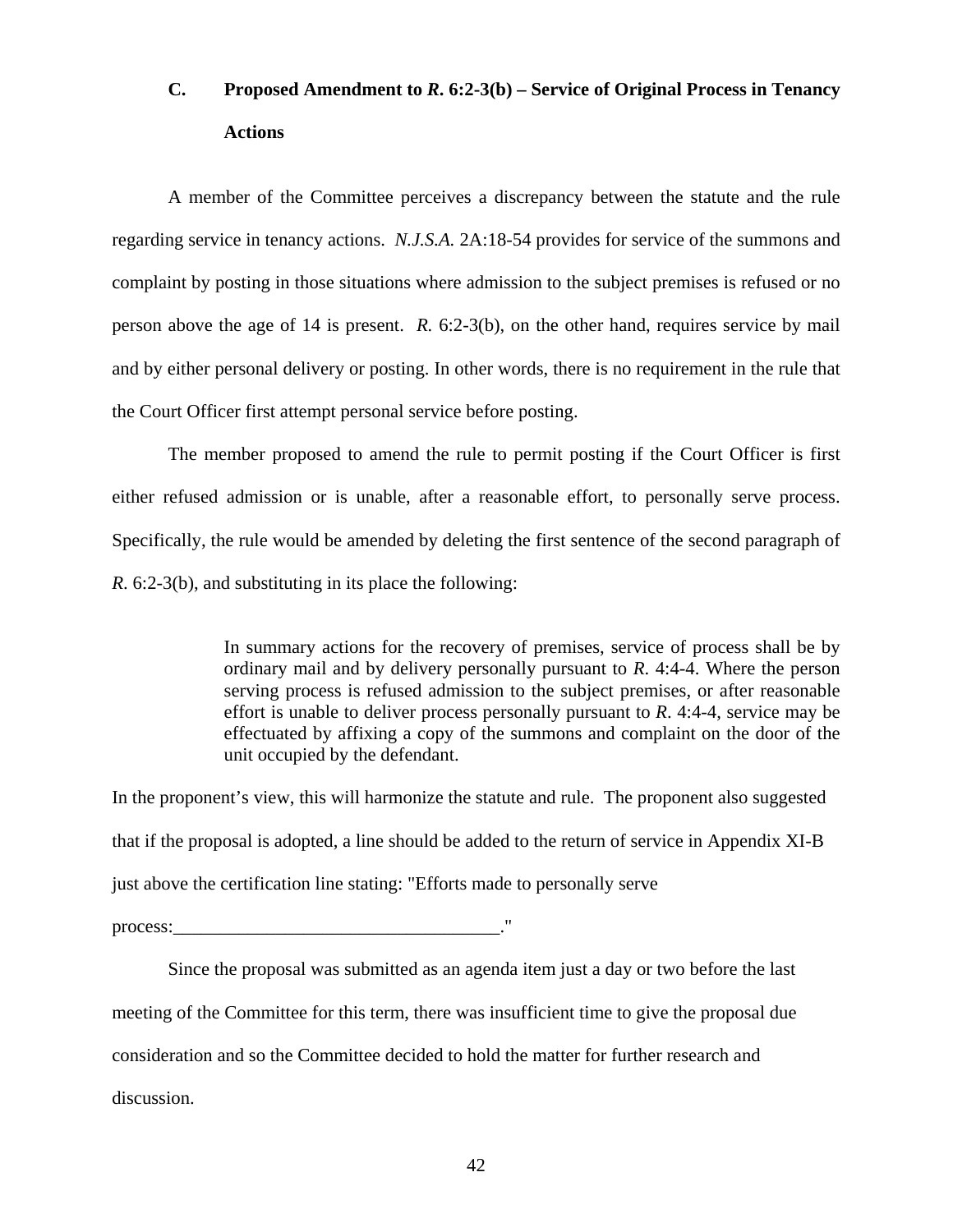### C. Proposed Amendment to *R*. 6:2-3(b) – Service of Original Process in Tenancy Actions

A member of the Committee perceives a discrepancy between the statute and the rule regarding service in tenancy actions. *N.J.S.A.* 2A:18-54 provides for service of the summons and complaint by posting in those situations where admission to the subject premises is refused or no person above the age of 14 is present. *R.* 6:2-3(b), on the other hand, requires service by mail and by either personal delivery or posting. In other words, there is no requirement in the rule that the Court Officer first attempt personal service before posting.

The member proposed to amend the rule to permit posting if the Court Officer is first either refused admission or is unable, after a reasonable effort, to personally serve process. Specifically, the rule would be amended by deleting the first sentence of the second paragraph of *R*. 6:2-3(b), and substituting in its place the following:

> In summary actions for the recovery of premises, service of process shall be by ordinary mail and by delivery personally pursuant to *R*. 4:4-4. Where the person serving process is refused admission to the subject premises, or after reasonable effort is unable to deliver process personally pursuant to *R*. 4:4-4, service may be effectuated by affixing a copy of the summons and complaint on the door of the unit occupied by the defendant.

In the proponent's view, this will harmonize the statute and rule. The proponent also suggested that if the proposal is adopted, a line should be added to the return of service in Appendix XI-B just above the certification line stating: "Efforts made to personally serve process:___________________________________."

Since the proposal was submitted as an agenda item just a day or two before the last meeting of the Committee for this term, there was insufficient time to give the proposal due consideration and so the Committee decided to hold the matter for further research and discussion.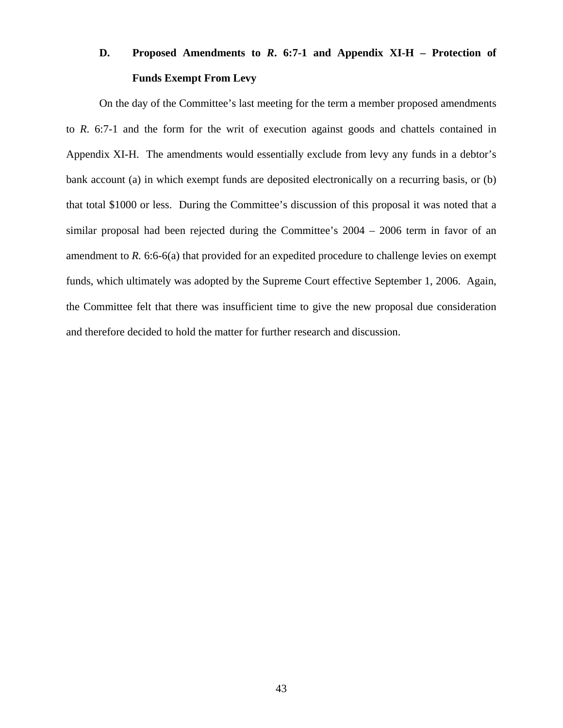### D. Proposed Amendments to *R*. 6:7-1 and Appendix XI-H – Protection of Funds Exempt From Levy

On the day of the Committee's last meeting for the term a member proposed amendments to *R*. 6:7-1 and the form for the writ of execution against goods and chattels contained in Appendix XI-H. The amendments would essentially exclude from levy any funds in a debtor's bank account (a) in which exempt funds are deposited electronically on a recurring basis, or (b) that total $1000 or less. During the Committee's discussion of this proposal it was noted that a similar proposal had been rejected during the Committee's 2004 – 2006 term in favor of an amendment to *R.* 6:6-6(a) that provided for an expedited procedure to challenge levies on exempt funds, which ultimately was adopted by the Supreme Court effective September 1, 2006. Again, the Committee felt that there was insufficient time to give the new proposal due consideration and therefore decided to hold the matter for further research and discussion.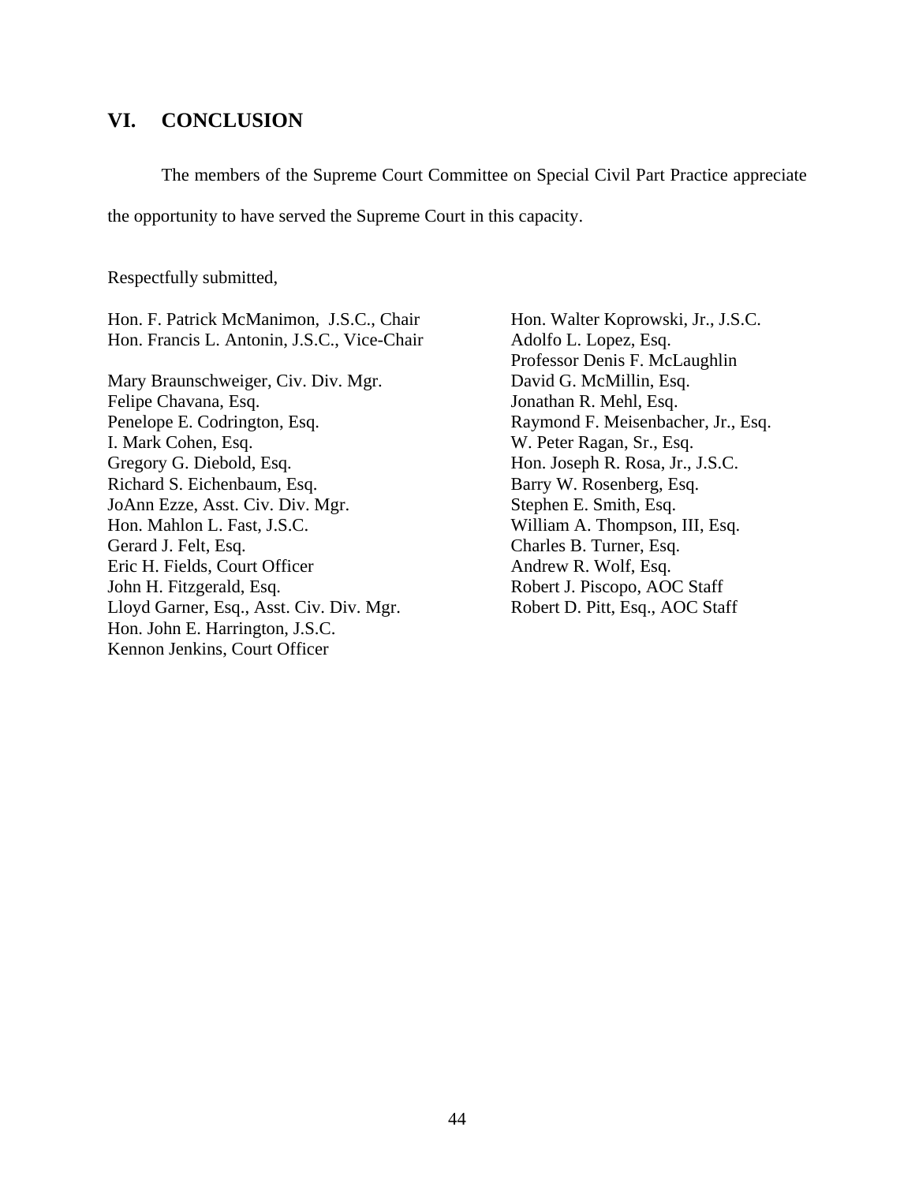## VI. CONCLUSION

The members of the Supreme Court Committee on Special Civil Part Practice appreciate the opportunity to have served the Supreme Court in this capacity.

Respectfully submitted,

Hon. F. Patrick McManimon, J.S.C., Chair
Hon. Francis L. Antonin, J.S.C., Vice-Chair

Mary Braunschweiger, Civ. Div. Mgr.
Felipe Chavana, Esq.
Penelope E. Codrington, Esq.
I. Mark Cohen, Esq.
Gregory G. Diebold, Esq.
Richard S. Eichenbaum, Esq.
JoAnn Ezze, Asst. Civ. Div. Mgr.
Hon. Mahlon L. Fast, J.S.C.
Gerard J. Felt, Esq.
Eric H. Fields, Court Officer
John H. Fitzgerald, Esq.
Lloyd Garner, Esq., Asst. Civ. Div. Mgr.
Hon. John E. Harrington, J.S.C.
Kennon Jenkins, Court Officer
Hon. Walter Koprowski, Jr., J.S.C.
Adolfo L. Lopez, Esq.
Professor Denis F. McLaughlin
David G. McMillin, Esq.
Jonathan R. Mehl, Esq.
Raymond F. Meisenbacher, Jr., Esq.
W. Peter Ragan, Sr., Esq.
Hon. Joseph R. Rosa, Jr., J.S.C.
Barry W. Rosenberg, Esq.
Stephen E. Smith, Esq.
William A. Thompson, III, Esq.
Charles B. Turner, Esq.
Andrew R. Wolf, Esq.
Robert J. Piscopo, AOC Staff
Robert D. Pitt, Esq., AOC Staff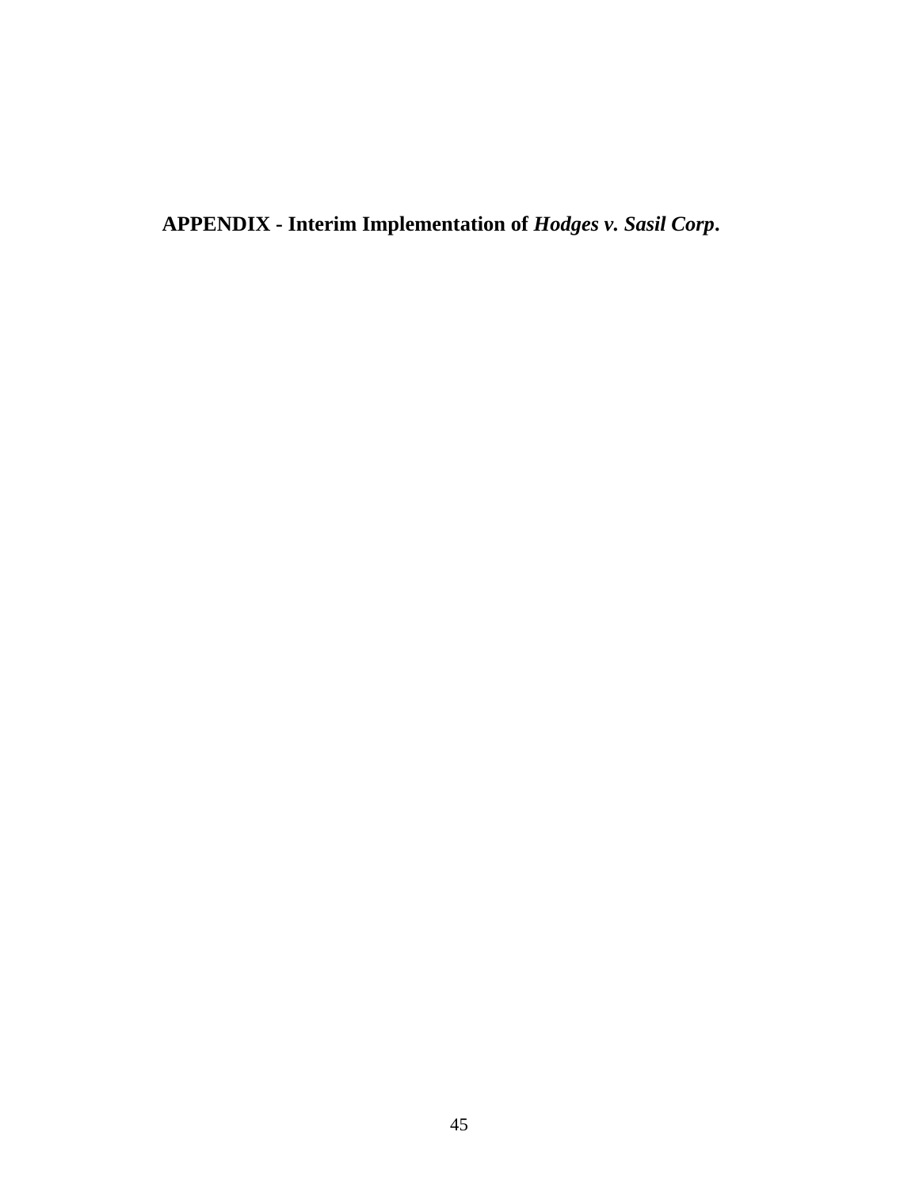## APPENDIX - Interim Implementation of *Hodges v. Sasil Corp.*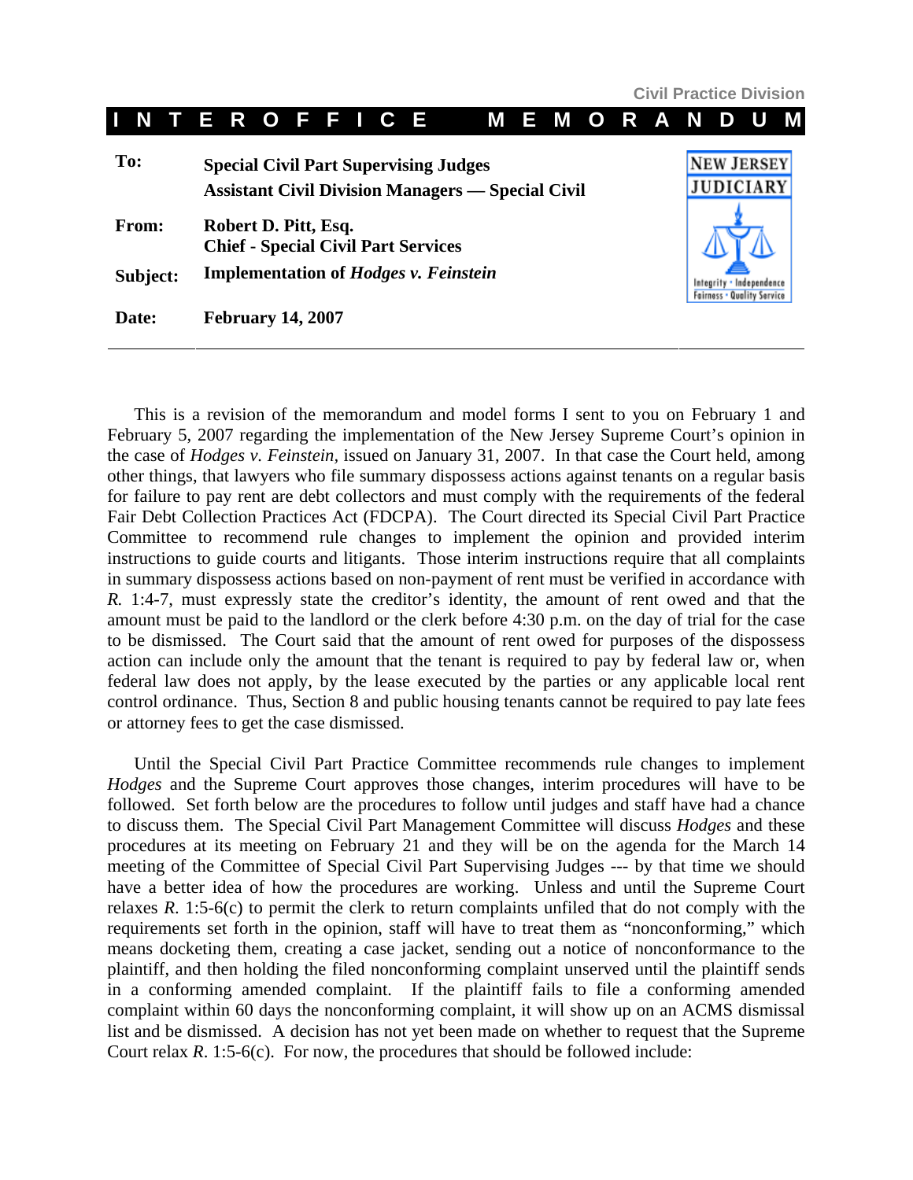Civil Practice Division

**INTEROFFICE MEMORANDUM**

| | |
|---|---|
| **To:** | **Special Civil Part Supervising Judges**<br>**Assistant Civil Division Managers — Special Civil** |
| **From:** | **Robert D. Pitt, Esq.**<br>**Chief - Special Civil Part Services** |
| **Subject:** | **Implementation of *Hodges v. Feinstein*** |
| **Date:** | **February 14, 2007** |

NEW JERSEY JUDICIARY

Integrity • Independence
Fairness • Quality Service

---

This is a revision of the memorandum and model forms I sent to you on February 1 and February 5, 2007 regarding the implementation of the New Jersey Supreme Court's opinion in the case of *Hodges v. Feinstein,* issued on January 31, 2007. In that case the Court held, among other things, that lawyers who file summary dispossess actions against tenants on a regular basis for failure to pay rent are debt collectors and must comply with the requirements of the federal Fair Debt Collection Practices Act (FDCPA). The Court directed its Special Civil Part Practice Committee to recommend rule changes to implement the opinion and provided interim instructions to guide courts and litigants. Those interim instructions require that all complaints in summary dispossess actions based on non-payment of rent must be verified in accordance with *R.* 1:4-7, must expressly state the creditor's identity, the amount of rent owed and that the amount must be paid to the landlord or the clerk before 4:30 p.m. on the day of trial for the case to be dismissed. The Court said that the amount of rent owed for purposes of the dispossess action can include only the amount that the tenant is required to pay by federal law or, when federal law does not apply, by the lease executed by the parties or any applicable local rent control ordinance. Thus, Section 8 and public housing tenants cannot be required to pay late fees or attorney fees to get the case dismissed.

Until the Special Civil Part Practice Committee recommends rule changes to implement *Hodges* and the Supreme Court approves those changes, interim procedures will have to be followed. Set forth below are the procedures to follow until judges and staff have had a chance to discuss them. The Special Civil Part Management Committee will discuss *Hodges* and these procedures at its meeting on February 21 and they will be on the agenda for the March 14 meeting of the Committee of Special Civil Part Supervising Judges --- by that time we should have a better idea of how the procedures are working. Unless and until the Supreme Court relaxes *R.* 1:5-6(c) to permit the clerk to return complaints unfiled that do not comply with the requirements set forth in the opinion, staff will have to treat them as "nonconforming," which means docketing them, creating a case jacket, sending out a notice of nonconformance to the plaintiff, and then holding the filed nonconforming complaint unserved until the plaintiff sends in a conforming amended complaint. If the plaintiff fails to file a conforming amended complaint within 60 days the nonconforming complaint, it will show up on an ACMS dismissal list and be dismissed. A decision has not yet been made on whether to request that the Supreme Court relax *R.* 1:5-6(c). For now, the procedures that should be followed include: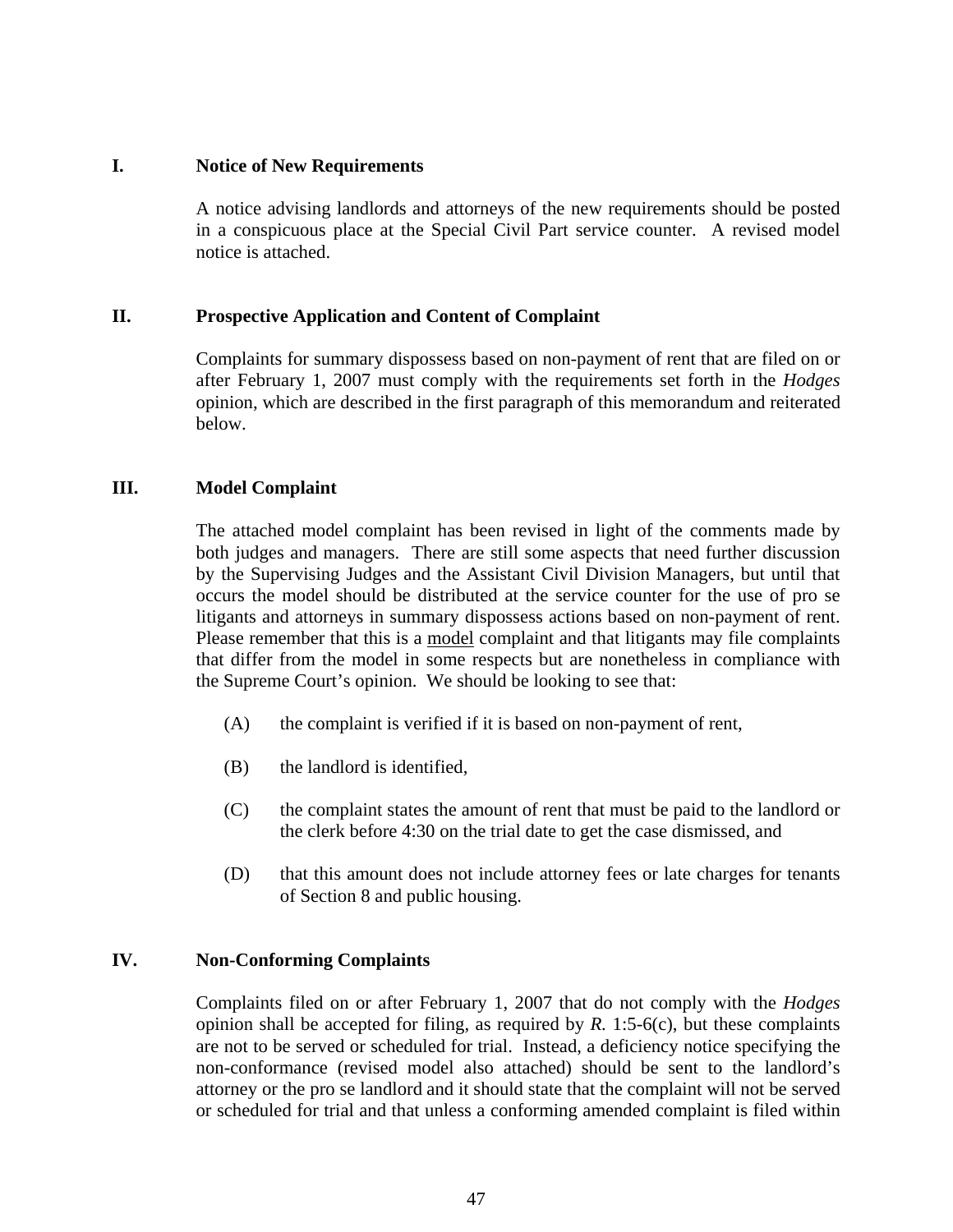## I. Notice of New Requirements

A notice advising landlords and attorneys of the new requirements should be posted in a conspicuous place at the Special Civil Part service counter. A revised model notice is attached.

## II. Prospective Application and Content of Complaint

Complaints for summary dispossess based on non-payment of rent that are filed on or after February 1, 2007 must comply with the requirements set forth in the *Hodges* opinion, which are described in the first paragraph of this memorandum and reiterated below.

## III. Model Complaint

The attached model complaint has been revised in light of the comments made by both judges and managers. There are still some aspects that need further discussion by the Supervising Judges and the Assistant Civil Division Managers, but until that occurs the model should be distributed at the service counter for the use of pro se litigants and attorneys in summary dispossess actions based on non-payment of rent. Please remember that this is a <u>model</u> complaint and that litigants may file complaints that differ from the model in some respects but are nonetheless in compliance with the Supreme Court's opinion. We should be looking to see that:

(A) the complaint is verified if it is based on non-payment of rent,

(B) the landlord is identified,

(C) the complaint states the amount of rent that must be paid to the landlord or the clerk before 4:30 on the trial date to get the case dismissed, and

(D) that this amount does not include attorney fees or late charges for tenants of Section 8 and public housing.

## IV. Non-Conforming Complaints

Complaints filed on or after February 1, 2007 that do not comply with the *Hodges* opinion shall be accepted for filing, as required by *R.* 1:5-6(c), but these complaints are not to be served or scheduled for trial. Instead, a deficiency notice specifying the non-conformance (revised model also attached) should be sent to the landlord's attorney or the pro se landlord and it should state that the complaint will not be served or scheduled for trial and that unless a conforming amended complaint is filed within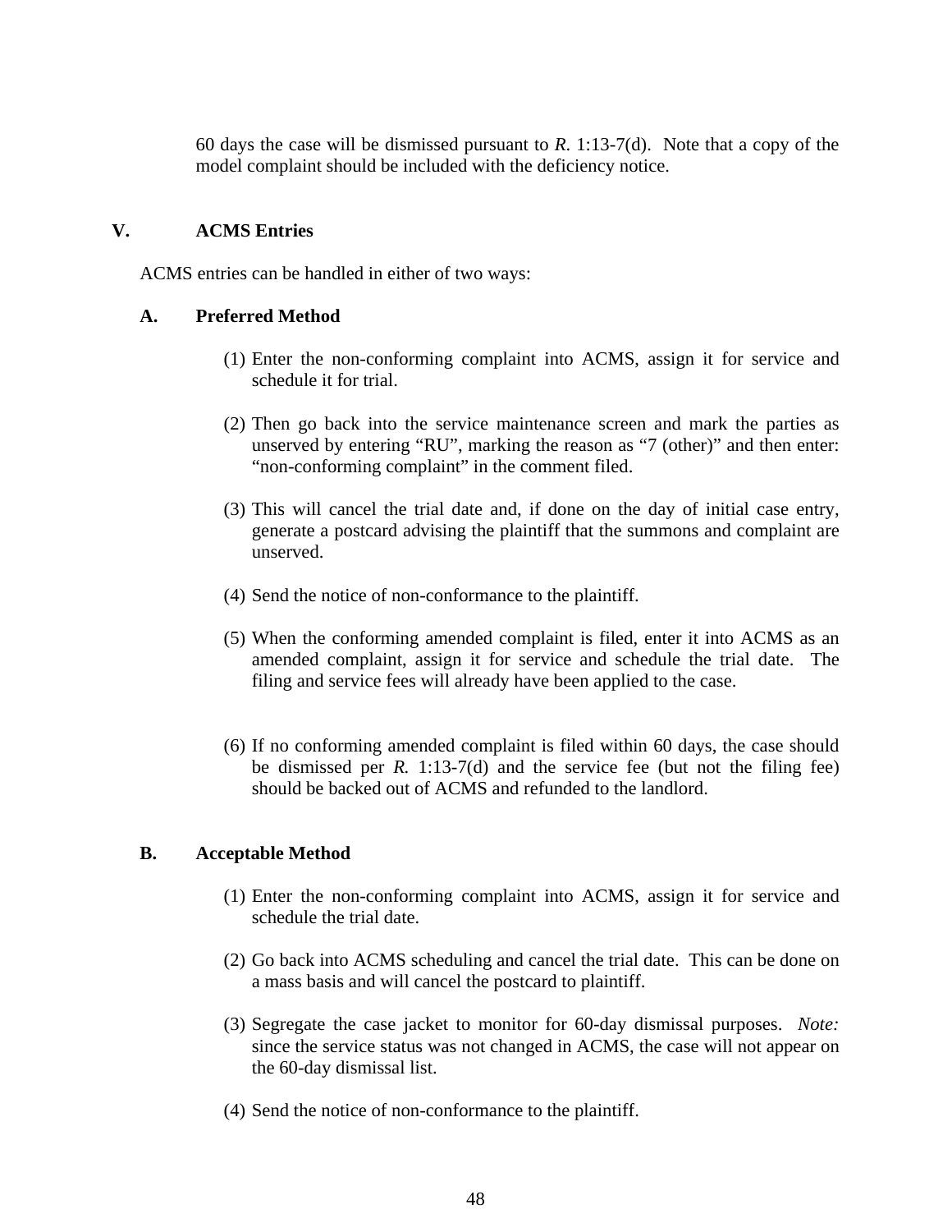60 days the case will be dismissed pursuant to *R.* 1:13-7(d). Note that a copy of the model complaint should be included with the deficiency notice.

## V. ACMS Entries

ACMS entries can be handled in either of two ways:

### A. Preferred Method

(1) Enter the non-conforming complaint into ACMS, assign it for service and schedule it for trial.

(2) Then go back into the service maintenance screen and mark the parties as unserved by entering "RU", marking the reason as "7 (other)" and then enter: "non-conforming complaint" in the comment filed.

(3) This will cancel the trial date and, if done on the day of initial case entry, generate a postcard advising the plaintiff that the summons and complaint are unserved.

(4) Send the notice of non-conformance to the plaintiff.

(5) When the conforming amended complaint is filed, enter it into ACMS as an amended complaint, assign it for service and schedule the trial date. The filing and service fees will already have been applied to the case.

(6) If no conforming amended complaint is filed within 60 days, the case should be dismissed per *R.* 1:13-7(d) and the service fee (but not the filing fee) should be backed out of ACMS and refunded to the landlord.

### B. Acceptable Method

(1) Enter the non-conforming complaint into ACMS, assign it for service and schedule the trial date.

(2) Go back into ACMS scheduling and cancel the trial date. This can be done on a mass basis and will cancel the postcard to plaintiff.

(3) Segregate the case jacket to monitor for 60-day dismissal purposes. *Note:* since the service status was not changed in ACMS, the case will not appear on the 60-day dismissal list.

(4) Send the notice of non-conformance to the plaintiff.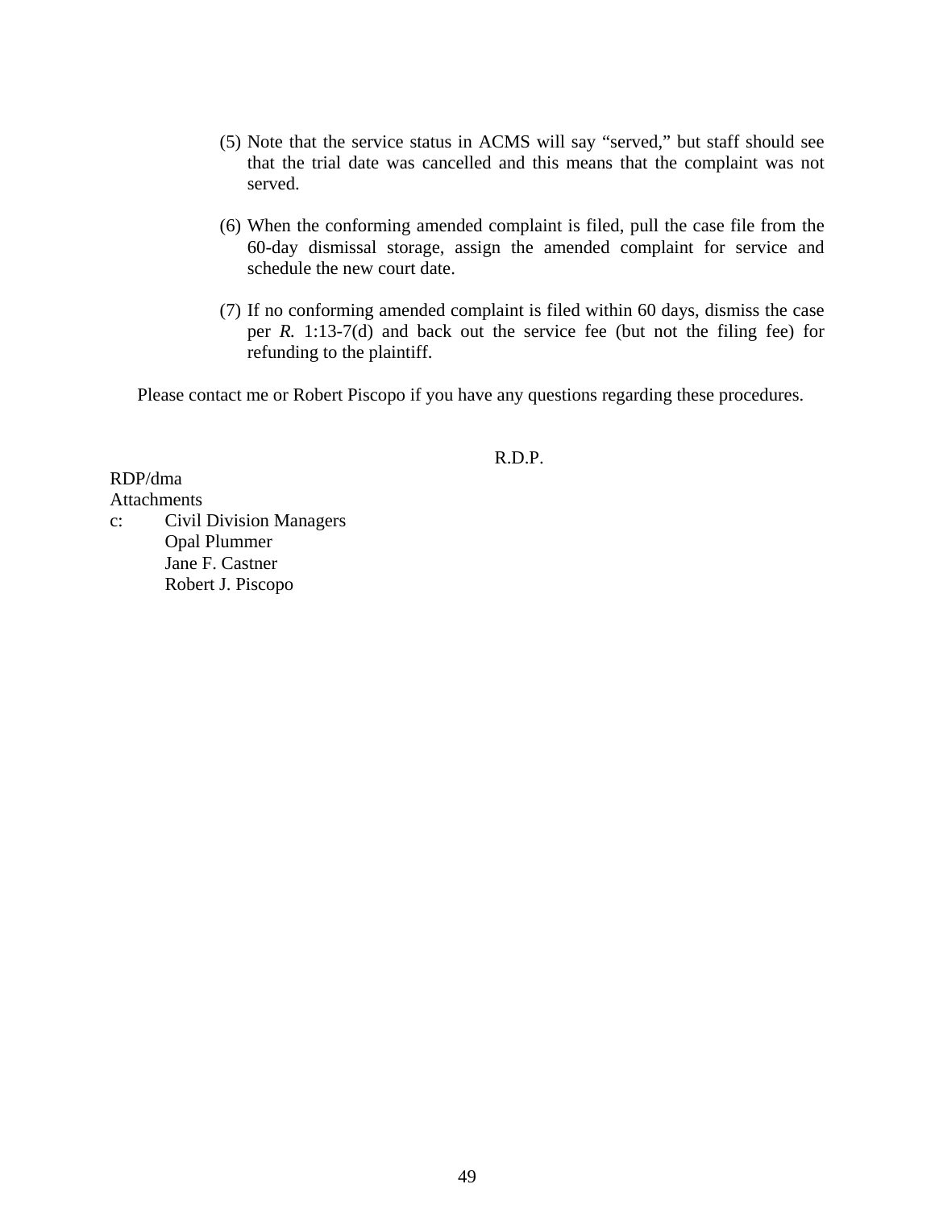(5) Note that the service status in ACMS will say "served," but staff should see that the trial date was cancelled and this means that the complaint was not served.

(6) When the conforming amended complaint is filed, pull the case file from the 60-day dismissal storage, assign the amended complaint for service and schedule the new court date.

(7) If no conforming amended complaint is filed within 60 days, dismiss the case per *R.* 1:13-7(d) and back out the service fee (but not the filing fee) for refunding to the plaintiff.

Please contact me or Robert Piscopo if you have any questions regarding these procedures.

R.D.P.

RDP/dma
Attachments
c: Civil Division Managers
Opal Plummer
Jane F. Castner
Robert J. Piscopo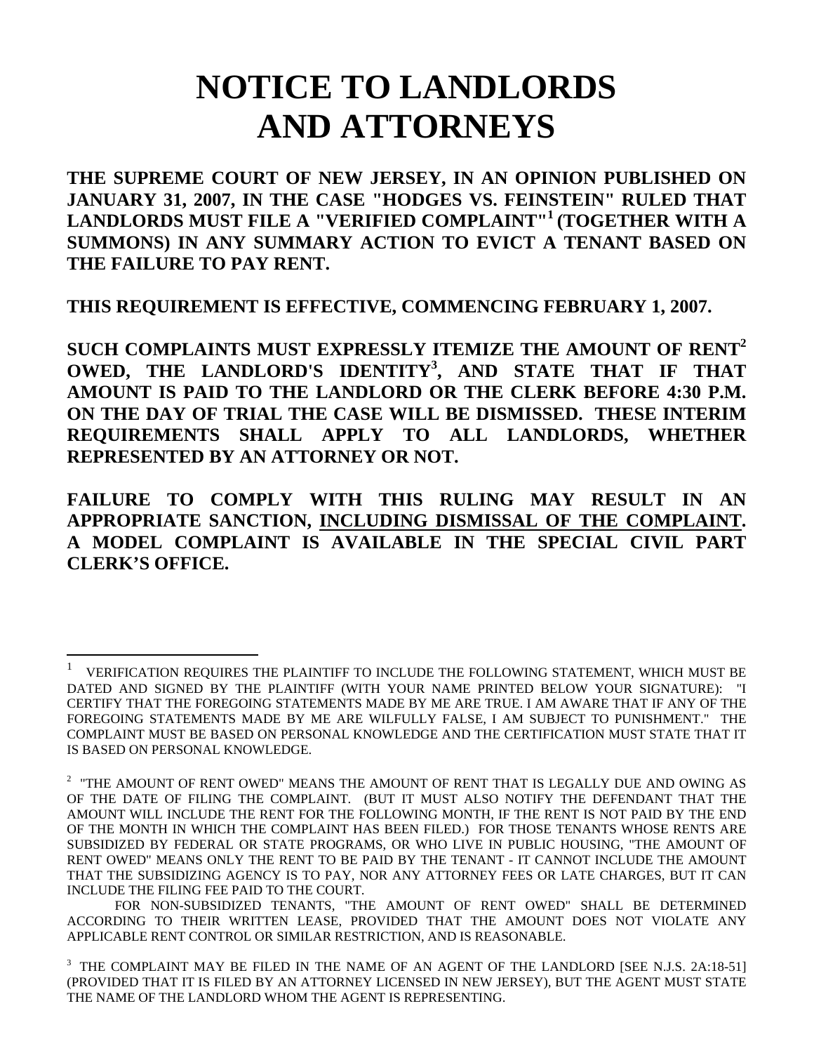# NOTICE TO LANDLORDS AND ATTORNEYS

**THE SUPREME COURT OF NEW JERSEY, IN AN OPINION PUBLISHED ON JANUARY 31, 2007, IN THE CASE "HODGES VS. FEINSTEIN" RULED THAT LANDLORDS MUST FILE A "VERIFIED COMPLAINT"[1] (TOGETHER WITH A SUMMONS) IN ANY SUMMARY ACTION TO EVICT A TENANT BASED ON THE FAILURE TO PAY RENT.**

**THIS REQUIREMENT IS EFFECTIVE, COMMENCING FEBRUARY 1, 2007.**

**SUCH COMPLAINTS MUST EXPRESSLY ITEMIZE THE AMOUNT OF RENT[2] OWED, THE LANDLORD'S IDENTITY[3], AND STATE THAT IF THAT AMOUNT IS PAID TO THE LANDLORD OR THE CLERK BEFORE 4:30 P.M. ON THE DAY OF TRIAL THE CASE WILL BE DISMISSED. THESE INTERIM REQUIREMENTS SHALL APPLY TO ALL LANDLORDS, WHETHER REPRESENTED BY AN ATTORNEY OR NOT.**

**FAILURE TO COMPLY WITH THIS RULING MAY RESULT IN AN APPROPRIATE SANCTION, <u>INCLUDING DISMISSAL OF THE COMPLAINT</u>. A MODEL COMPLAINT IS AVAILABLE IN THE SPECIAL CIVIL PART CLERK'S OFFICE.**

---

[1] VERIFICATION REQUIRES THE PLAINTIFF TO INCLUDE THE FOLLOWING STATEMENT, WHICH MUST BE DATED AND SIGNED BY THE PLAINTIFF (WITH YOUR NAME PRINTED BELOW YOUR SIGNATURE): "I CERTIFY THAT THE FOREGOING STATEMENTS MADE BY ME ARE TRUE. I AM AWARE THAT IF ANY OF THE FOREGOING STATEMENTS MADE BY ME ARE WILFULLY FALSE, I AM SUBJECT TO PUNISHMENT." THE COMPLAINT MUST BE BASED ON PERSONAL KNOWLEDGE AND THE CERTIFICATION MUST STATE THAT IT IS BASED ON PERSONAL KNOWLEDGE.

[2] "THE AMOUNT OF RENT OWED" MEANS THE AMOUNT OF RENT THAT IS LEGALLY DUE AND OWING AS OF THE DATE OF FILING THE COMPLAINT. (BUT IT MUST ALSO NOTIFY THE DEFENDANT THAT THE AMOUNT WILL INCLUDE THE RENT FOR THE FOLLOWING MONTH, IF THE RENT IS NOT PAID BY THE END OF THE MONTH IN WHICH THE COMPLAINT HAS BEEN FILED.) FOR THOSE TENANTS WHOSE RENTS ARE SUBSIDIZED BY FEDERAL OR STATE PROGRAMS, OR WHO LIVE IN PUBLIC HOUSING, "THE AMOUNT OF RENT OWED" MEANS ONLY THE RENT TO BE PAID BY THE TENANT - IT CANNOT INCLUDE THE AMOUNT THAT THE SUBSIDIZING AGENCY IS TO PAY, NOR ANY ATTORNEY FEES OR LATE CHARGES, BUT IT CAN INCLUDE THE FILING FEE PAID TO THE COURT.

FOR NON-SUBSIDIZED TENANTS, "THE AMOUNT OF RENT OWED" SHALL BE DETERMINED ACCORDING TO THEIR WRITTEN LEASE, PROVIDED THAT THE AMOUNT DOES NOT VIOLATE ANY APPLICABLE RENT CONTROL OR SIMILAR RESTRICTION, AND IS REASONABLE.

[3] THE COMPLAINT MAY BE FILED IN THE NAME OF AN AGENT OF THE LANDLORD [SEE N.J.S. 2A:18-51] (PROVIDED THAT IT IS FILED BY AN ATTORNEY LICENSED IN NEW JERSEY), BUT THE AGENT MUST STATE THE NAME OF THE LANDLORD WHOM THE AGENT IS REPRESENTING.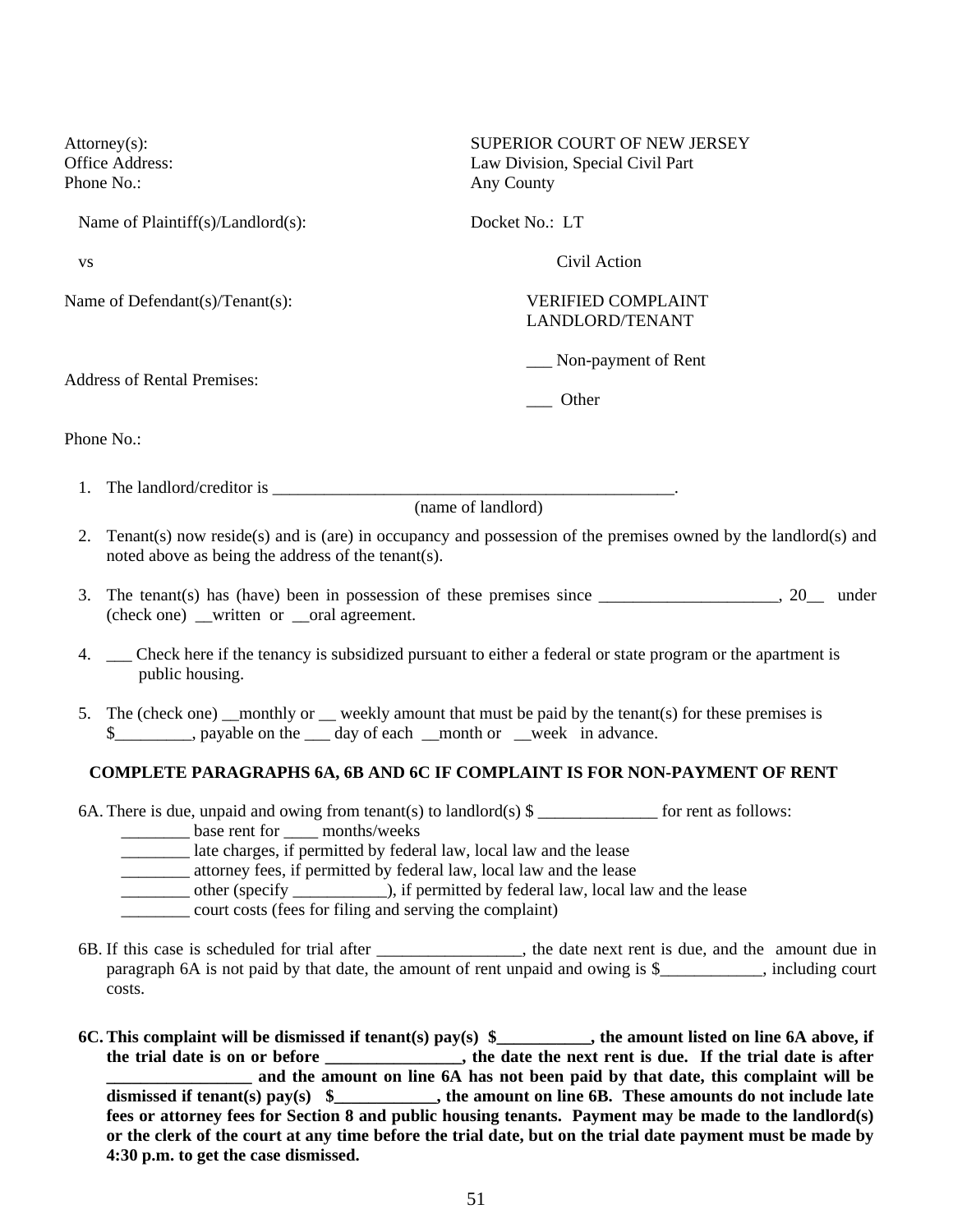Attorney(s):
Office Address:
Phone No.:

SUPERIOR COURT OF NEW JERSEY
Law Division, Special Civil Part
Any County

Name of Plaintiff(s)/Landlord(s):

Docket No.: LT

vs

Civil Action

Name of Defendant(s)/Tenant(s):

VERIFIED COMPLAINT
LANDLORD/TENANT

___ Non-payment of Rent

Address of Rental Premises:

___ Other

Phone No.:

1. The landlord/creditor is _______________________________________________.
   (name of landlord)

2. Tenant(s) now reside(s) and is (are) in occupancy and possession of the premises owned by the landlord(s) and noted above as being the address of the tenant(s).

3. The tenant(s) has (have) been in possession of these premises since _____________________, 20__ under (check one) __written or __oral agreement.

4. ___ Check here if the tenancy is subsidized pursuant to either a federal or state program or the apartment is public housing.

5. The (check one) __monthly or __ weekly amount that must be paid by the tenant(s) for these premises is $_________, payable on the ___ day of each __month or __week in advance.

**COMPLETE PARAGRAPHS 6A, 6B AND 6C IF COMPLAINT IS FOR NON-PAYMENT OF RENT**

6A. There is due, unpaid and owing from tenant(s) to landlord(s) $ ______________ for rent as follows:
   ________ base rent for ____ months/weeks
   ________ late charges, if permitted by federal law, local law and the lease
   ________ attorney fees, if permitted by federal law, local law and the lease
   ________ other (specify ___________), if permitted by federal law, local law and the lease
   ________ court costs (fees for filing and serving the complaint)

6B. If this case is scheduled for trial after _________________, the date next rent is due, and the amount due in paragraph 6A is not paid by that date, the amount of rent unpaid and owing is $____________, including court costs.

**6C. This complaint will be dismissed if tenant(s) pay(s) $___________, the amount listed on line 6A above, if the trial date is on or before ________________, the date the next rent is due. If the trial date is after _________________ and the amount on line 6A has not been paid by that date, this complaint will be dismissed if tenant(s) pay(s) $____________, the amount on line 6B. These amounts do not include late fees or attorney fees for Section 8 and public housing tenants. Payment may be made to the landlord(s) or the clerk of the court at any time before the trial date, but on the trial date payment must be made by 4:30 p.m. to get the case dismissed.**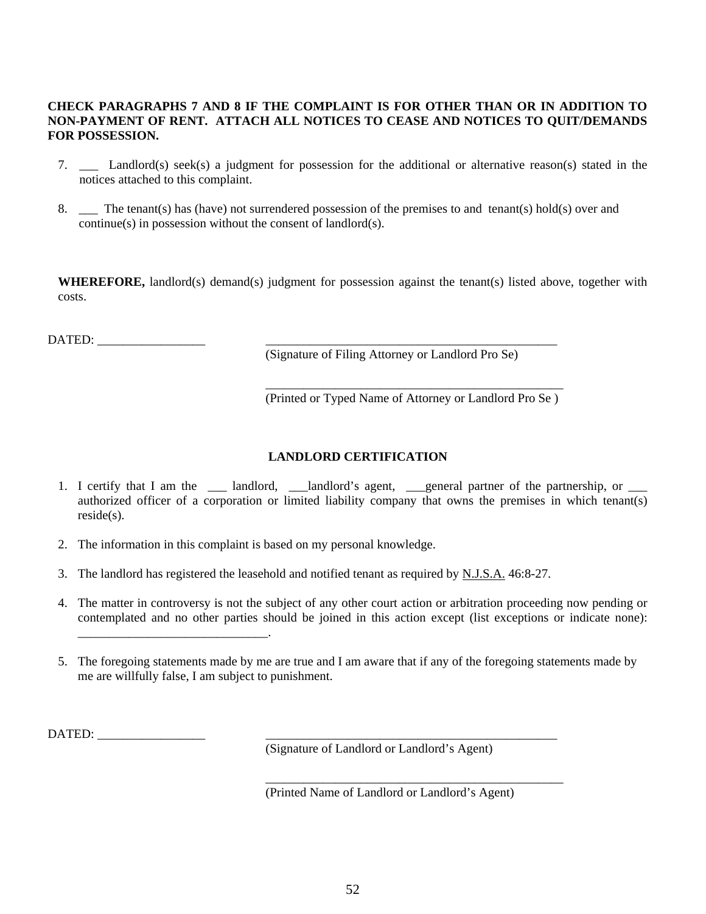**CHECK PARAGRAPHS 7 AND 8 IF THE COMPLAINT IS FOR OTHER THAN OR IN ADDITION TO NON-PAYMENT OF RENT. ATTACH ALL NOTICES TO CEASE AND NOTICES TO QUIT/DEMANDS FOR POSSESSION.**

7. ___ Landlord(s) seek(s) a judgment for possession for the additional or alternative reason(s) stated in the notices attached to this complaint.

8. ___ The tenant(s) has (have) not surrendered possession of the premises to and tenant(s) hold(s) over and continue(s) in possession without the consent of landlord(s).

**WHEREFORE,** landlord(s) demand(s) judgment for possession against the tenant(s) listed above, together with costs.

DATED: _________________ _________________________________________________
(Signature of Filing Attorney or Landlord Pro Se)

_________________________________________________
(Printed or Typed Name of Attorney or Landlord Pro Se )

## LANDLORD CERTIFICATION

1. I certify that I am the ___ landlord, ___landlord's agent, ___general partner of the partnership, or ___ authorized officer of a corporation or limited liability company that owns the premises in which tenant(s) reside(s).

2. The information in this complaint is based on my personal knowledge.

3. The landlord has registered the leasehold and notified tenant as required by N.J.S.A. 46:8-27.

4. The matter in controversy is not the subject of any other court action or arbitration proceeding now pending or contemplated and no other parties should be joined in this action except (list exceptions or indicate none): ______________________________.

5. The foregoing statements made by me are true and I am aware that if any of the foregoing statements made by me are willfully false, I am subject to punishment.

DATED: _________________ _________________________________________________
(Signature of Landlord or Landlord's Agent)

_________________________________________________
(Printed Name of Landlord or Landlord's Agent)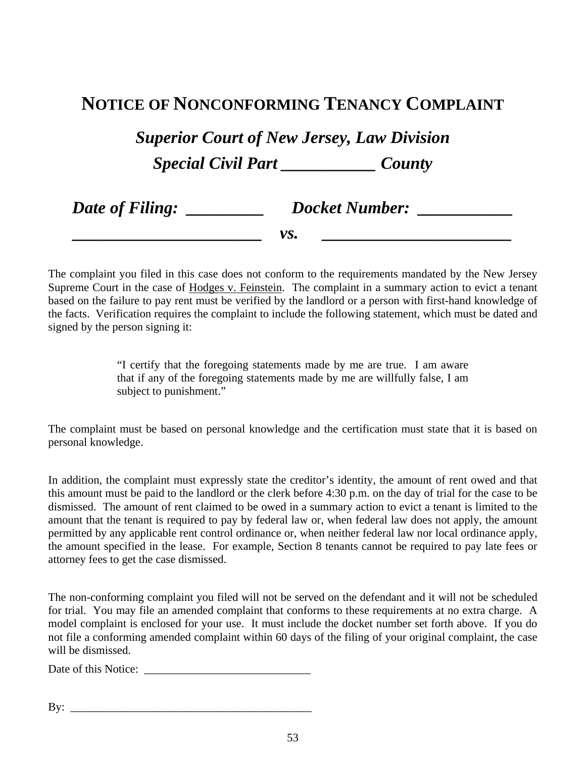# NOTICE OF NONCONFORMING TENANCY COMPLAINT

## *Superior Court of New Jersey, Law Division*

## *Special Civil Part ___________ County*

***Date of Filing: _________ Docket Number: ___________***

***_______________________ vs. _______________________***

The complaint you filed in this case does not conform to the requirements mandated by the New Jersey Supreme Court in the case of <u>Hodges v. Feinstein</u>. The complaint in a summary action to evict a tenant based on the failure to pay rent must be verified by the landlord or a person with first-hand knowledge of the facts. Verification requires the complaint to include the following statement, which must be dated and signed by the person signing it:

> "I certify that the foregoing statements made by me are true. I am aware that if any of the foregoing statements made by me are willfully false, I am subject to punishment."

The complaint must be based on personal knowledge and the certification must state that it is based on personal knowledge.

In addition, the complaint must expressly state the creditor's identity, the amount of rent owed and that this amount must be paid to the landlord or the clerk before 4:30 p.m. on the day of trial for the case to be dismissed. The amount of rent claimed to be owed in a summary action to evict a tenant is limited to the amount that the tenant is required to pay by federal law or, when federal law does not apply, the amount permitted by any applicable rent control ordinance or, when neither federal law nor local ordinance apply, the amount specified in the lease. For example, Section 8 tenants cannot be required to pay late fees or attorney fees to get the case dismissed.

The non-conforming complaint you filed will not be served on the defendant and it will not be scheduled for trial. You may file an amended complaint that conforms to these requirements at no extra charge. A model complaint is enclosed for your use. It must include the docket number set forth above. If you do not file a conforming amended complaint within 60 days of the filing of your original complaint, the case will be dismissed.

Date of this Notice: _____________________________

By: __________________________________________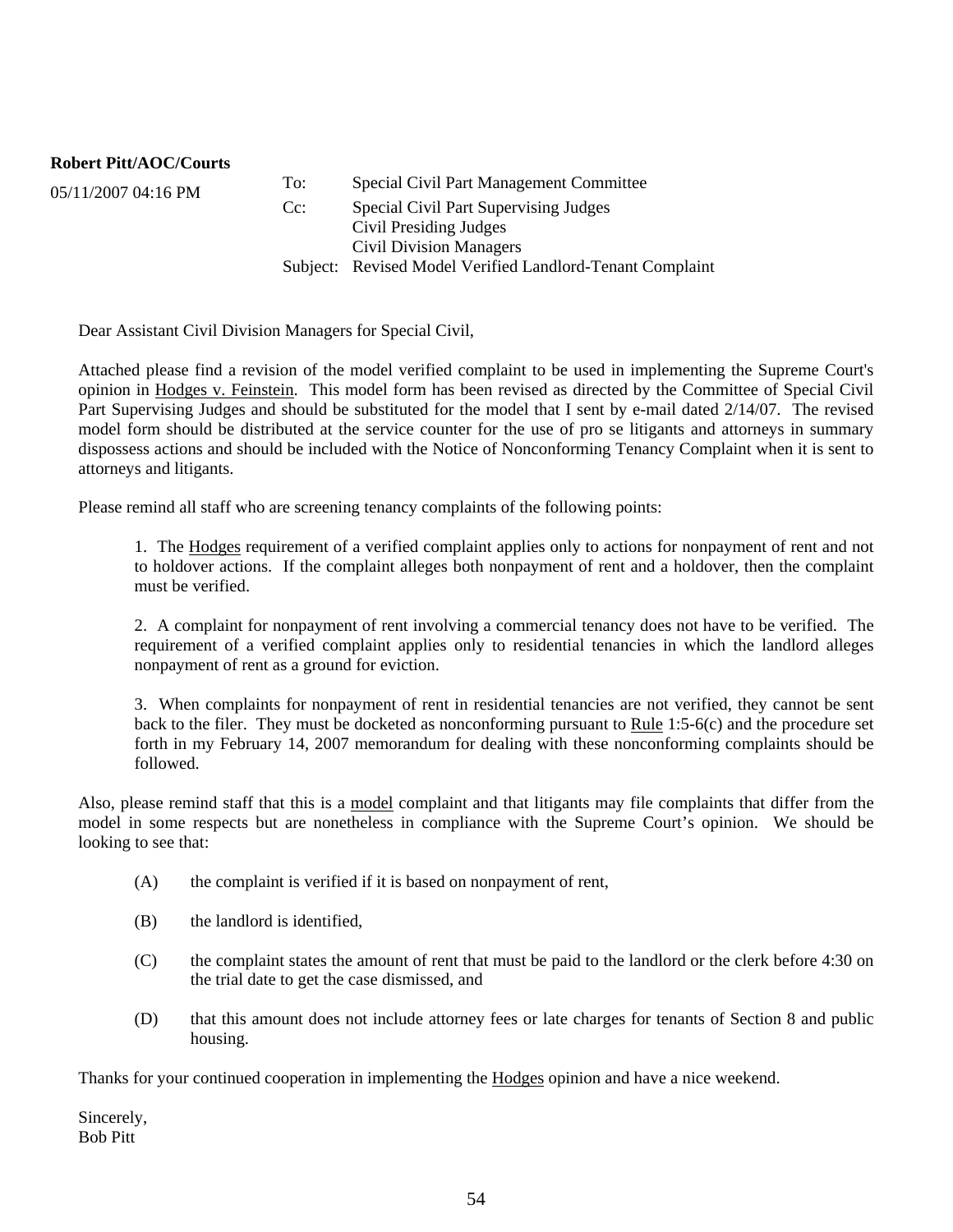**Robert Pitt/AOC/Courts**

05/11/2007 04:16 PM

To: Special Civil Part Management Committee

Cc: Special Civil Part Supervising Judges
Civil Presiding Judges
Civil Division Managers

Subject: Revised Model Verified Landlord-Tenant Complaint

Dear Assistant Civil Division Managers for Special Civil,

Attached please find a revision of the model verified complaint to be used in implementing the Supreme Court's opinion in Hodges v. Feinstein. This model form has been revised as directed by the Committee of Special Civil Part Supervising Judges and should be substituted for the model that I sent by e-mail dated 2/14/07. The revised model form should be distributed at the service counter for the use of pro se litigants and attorneys in summary dispossess actions and should be included with the Notice of Nonconforming Tenancy Complaint when it is sent to attorneys and litigants.

Please remind all staff who are screening tenancy complaints of the following points:

1. The Hodges requirement of a verified complaint applies only to actions for nonpayment of rent and not to holdover actions. If the complaint alleges both nonpayment of rent and a holdover, then the complaint must be verified.

2. A complaint for nonpayment of rent involving a commercial tenancy does not have to be verified. The requirement of a verified complaint applies only to residential tenancies in which the landlord alleges nonpayment of rent as a ground for eviction.

3. When complaints for nonpayment of rent in residential tenancies are not verified, they cannot be sent back to the filer. They must be docketed as nonconforming pursuant to Rule 1:5-6(c) and the procedure set forth in my February 14, 2007 memorandum for dealing with these nonconforming complaints should be followed.

Also, please remind staff that this is a model complaint and that litigants may file complaints that differ from the model in some respects but are nonetheless in compliance with the Supreme Court's opinion. We should be looking to see that:

(A) the complaint is verified if it is based on nonpayment of rent,

(B) the landlord is identified,

(C) the complaint states the amount of rent that must be paid to the landlord or the clerk before 4:30 on the trial date to get the case dismissed, and

(D) that this amount does not include attorney fees or late charges for tenants of Section 8 and public housing.

Thanks for your continued cooperation in implementing the Hodges opinion and have a nice weekend.

Sincerely,
Bob Pitt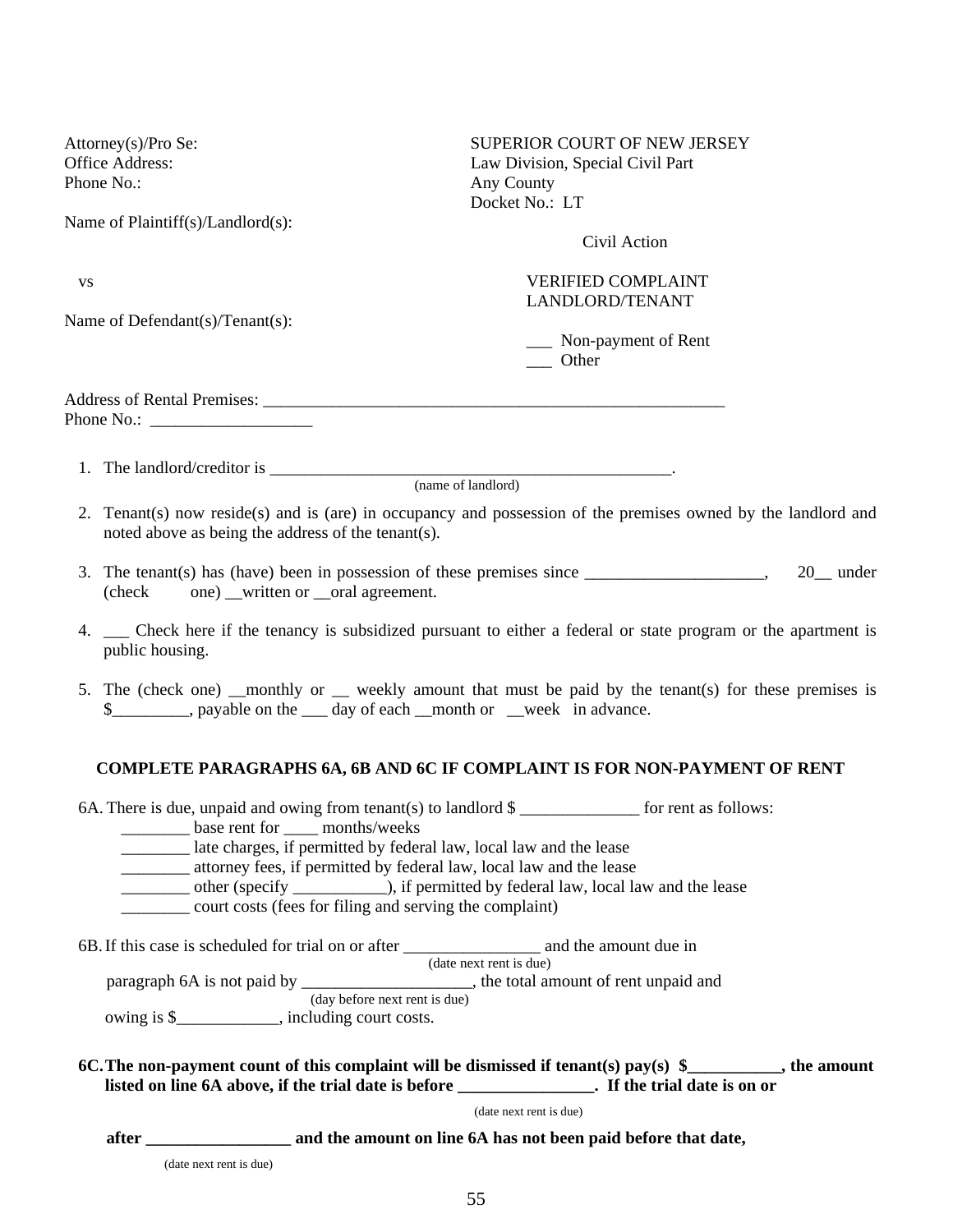Attorney(s)/Pro Se:
Office Address:
Phone No.:

Name of Plaintiff(s)/Landlord(s):

SUPERIOR COURT OF NEW JERSEY
Law Division, Special Civil Part
Any County
Docket No.: LT

Civil Action

vs

VERIFIED COMPLAINT
LANDLORD/TENANT

Name of Defendant(s)/Tenant(s):

___ Non-payment of Rent
___ Other

Address of Rental Premises: ________________________________________________________
Phone No.: ___________________

1. The landlord/creditor is ________________________________________________.
(name of landlord)

2. Tenant(s) now reside(s) and is (are) in occupancy and possession of the premises owned by the landlord and noted above as being the address of the tenant(s).

3. The tenant(s) has (have) been in possession of these premises since _____________________, 20__ under (check one) __written or __oral agreement.

4. ___ Check here if the tenancy is subsidized pursuant to either a federal or state program or the apartment is public housing.

5. The (check one) __monthly or __ weekly amount that must be paid by the tenant(s) for these premises is $_________, payable on the ___ day of each __month or __week in advance.

**COMPLETE PARAGRAPHS 6A, 6B AND 6C IF COMPLAINT IS FOR NON-PAYMENT OF RENT**

6A. There is due, unpaid and owing from tenant(s) to landlord $ ______________ for rent as follows:
________ base rent for ____ months/weeks
________ late charges, if permitted by federal law, local law and the lease
________ attorney fees, if permitted by federal law, local law and the lease
________ other (specify ___________), if permitted by federal law, local law and the lease
________ court costs (fees for filing and serving the complaint)

6B. If this case is scheduled for trial on or after ________________ and the amount due in
(date next rent is due)
paragraph 6A is not paid by ____________________, the total amount of rent unpaid and
(day before next rent is due)
owing is $____________, including court costs.

**6C. The non-payment count of this complaint will be dismissed if tenant(s) pay(s) $___________, the amount listed on line 6A above, if the trial date is before ________________. If the trial date is on or**
(date next rent is due)

**after _________________ and the amount on line 6A has not been paid before that date,**
(date next rent is due)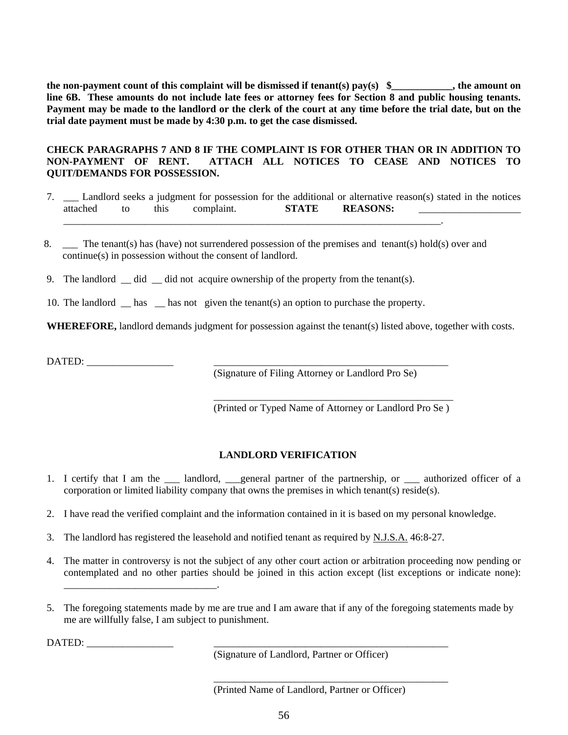**the non-payment count of this complaint will be dismissed if tenant(s) pay(s) $____________, the amount on line 6B. These amounts do not include late fees or attorney fees for Section 8 and public housing tenants. Payment may be made to the landlord or the clerk of the court at any time before the trial date, but on the trial date payment must be made by 4:30 p.m. to get the case dismissed.**

**CHECK PARAGRAPHS 7 AND 8 IF THE COMPLAINT IS FOR OTHER THAN OR IN ADDITION TO NON-PAYMENT OF RENT. ATTACH ALL NOTICES TO CEASE AND NOTICES TO QUIT/DEMANDS FOR POSSESSION.**

7. ___ Landlord seeks a judgment for possession for the additional or alternative reason(s) stated in the notices attached to this complaint. **STATE REASONS:** ____________________ ______________________________________________________________________________.

8. ___ The tenant(s) has (have) not surrendered possession of the premises and tenant(s) hold(s) over and continue(s) in possession without the consent of landlord.

9. The landlord __ did __ did not acquire ownership of the property from the tenant(s).

10. The landlord __ has __ has not given the tenant(s) an option to purchase the property.

**WHEREFORE,** landlord demands judgment for possession against the tenant(s) listed above, together with costs.

DATED: _________________ _________________________________________________
(Signature of Filing Attorney or Landlord Pro Se)

_________________________________________________
(Printed or Typed Name of Attorney or Landlord Pro Se )

**LANDLORD VERIFICATION**

1. I certify that I am the ___ landlord, ___general partner of the partnership, or ___ authorized officer of a corporation or limited liability company that owns the premises in which tenant(s) reside(s).

2. I have read the verified complaint and the information contained in it is based on my personal knowledge.

3. The landlord has registered the leasehold and notified tenant as required by N.J.S.A. 46:8-27.

4. The matter in controversy is not the subject of any other court action or arbitration proceeding now pending or contemplated and no other parties should be joined in this action except (list exceptions or indicate none): ______________________________.

5. The foregoing statements made by me are true and I am aware that if any of the foregoing statements made by me are willfully false, I am subject to punishment.

DATED: _________________ _________________________________________________
(Signature of Landlord, Partner or Officer)

_________________________________________________
(Printed Name of Landlord, Partner or Officer)